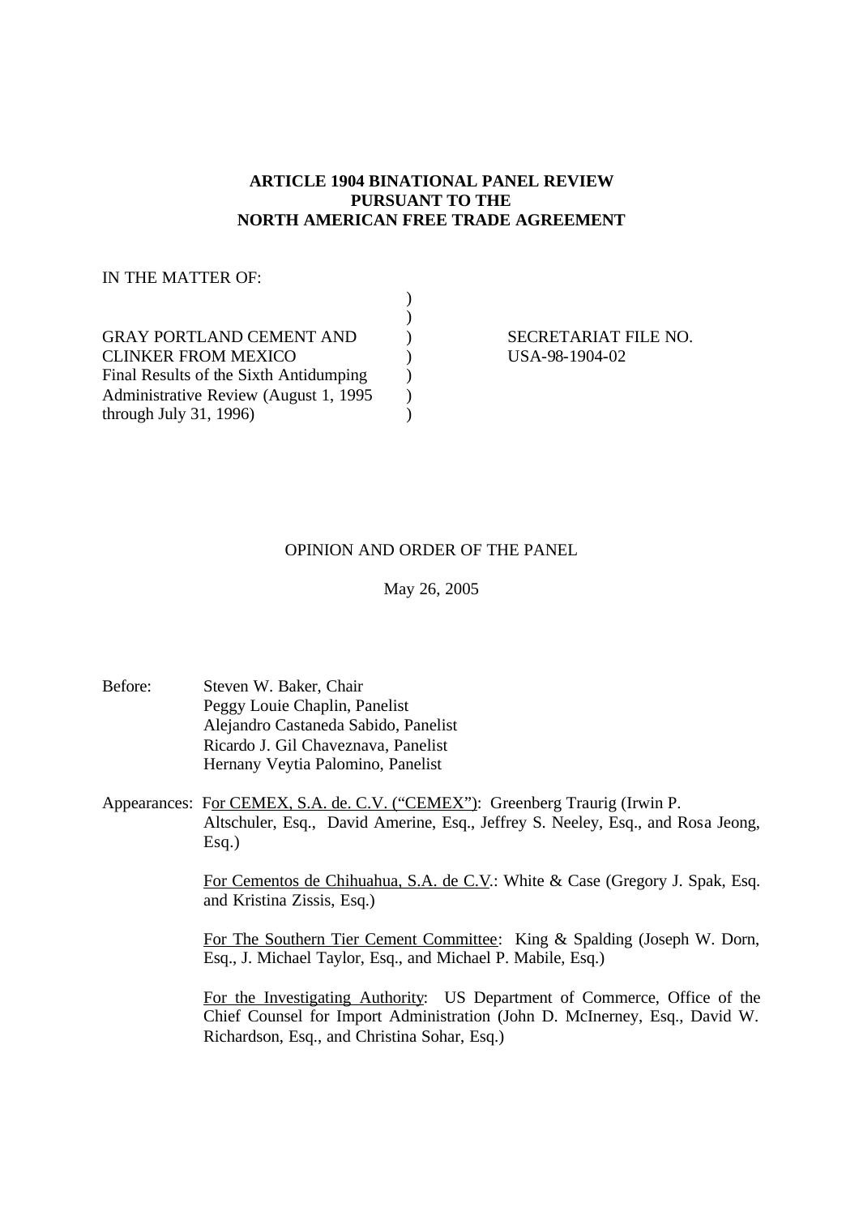**ARTICLE 1904 BINATIONAL PANEL REVIEW**
**PURSUANT TO THE**
**NORTH AMERICAN FREE TRADE AGREEMENT**

IN THE MATTER OF:

| | | |
|---|---|---|
| GRAY PORTLAND CEMENT AND CLINKER FROM MEXICO | ) | SECRETARIAT FILE NO. |
| Final Results of the Sixth Antidumping Administrative Review (August 1, 1995 through July 31, 1996) | ) | USA-98-1904-02 |

OPINION AND ORDER OF THE PANEL

May 26, 2005

Before: Steven W. Baker, Chair
Peggy Louie Chaplin, Panelist
Alejandro Castaneda Sabido, Panelist
Ricardo J. Gil Chaveznava, Panelist
Hernany Veytia Palomino, Panelist

Appearances: For CEMEX, S.A. de. C.V. ("CEMEX"): Greenberg Traurig (Irwin P. Altschuler, Esq., David Amerine, Esq., Jeffrey S. Neeley, Esq., and Rosa Jeong, Esq.)

For Cementos de Chihuahua, S.A. de C.V.: White & Case (Gregory J. Spak, Esq. and Kristina Zissis, Esq.)

For The Southern Tier Cement Committee: King & Spalding (Joseph W. Dorn, Esq., J. Michael Taylor, Esq., and Michael P. Mabile, Esq.)

For the Investigating Authority: US Department of Commerce, Office of the Chief Counsel for Import Administration (John D. McInerney, Esq., David W. Richardson, Esq., and Christina Sohar, Esq.)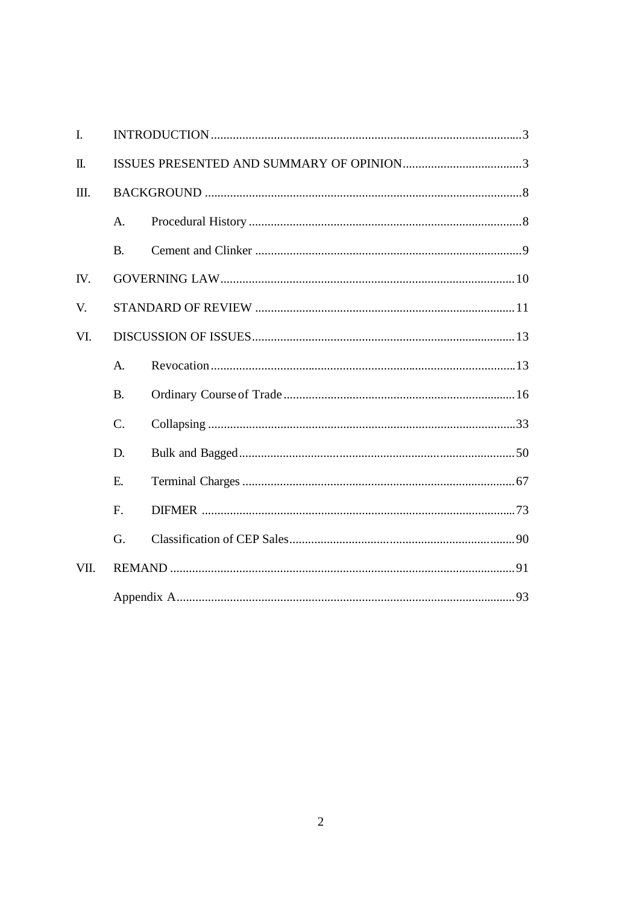| | | |
|---|---|---|
| I. | INTRODUCTION | 3 |
| II. | ISSUES PRESENTED AND SUMMARY OF OPINION | 3 |
| III. | BACKGROUND | 8 |
| | A. Procedural History | 8 |
| | B. Cement and Clinker | 9 |
| IV. | GOVERNING LAW | 10 |
| V. | STANDARD OF REVIEW | 11 |
| VI. | DISCUSSION OF ISSUES | 13 |
| | A. Revocation | 13 |
| | B. Ordinary Course of Trade | 16 |
| | C. Collapsing | 33 |
| | D. Bulk and Bagged | 50 |
| | E. Terminal Charges | 67 |
| | F. DIFMER | 73 |
| | G. Classification of CEP Sales | 90 |
| VII. | REMAND | 91 |
| | Appendix A | 93 |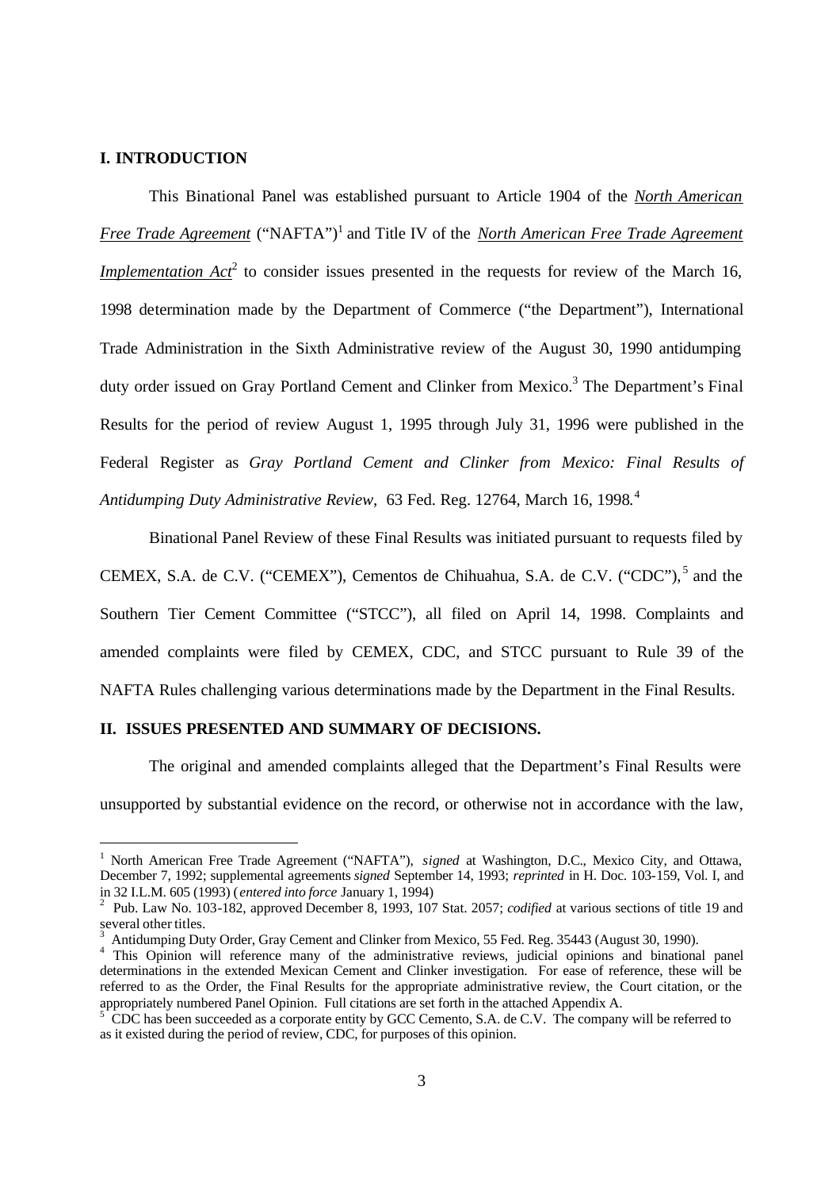## I. INTRODUCTION

This Binational Panel was established pursuant to Article 1904 of the *North American Free Trade Agreement* ("NAFTA")[1] and Title IV of the *North American Free Trade Agreement Implementation Act*[2] to consider issues presented in the requests for review of the March 16, 1998 determination made by the Department of Commerce ("the Department"), International Trade Administration in the Sixth Administrative review of the August 30, 1990 antidumping duty order issued on Gray Portland Cement and Clinker from Mexico.[3] The Department's Final Results for the period of review August 1, 1995 through July 31, 1996 were published in the Federal Register as *Gray Portland Cement and Clinker from Mexico: Final Results of Antidumping Duty Administrative Review*, 63 Fed. Reg. 12764, March 16, 1998.[4]

Binational Panel Review of these Final Results was initiated pursuant to requests filed by CEMEX, S.A. de C.V. ("CEMEX"), Cementos de Chihuahua, S.A. de C.V. ("CDC"),[5] and the Southern Tier Cement Committee ("STCC"), all filed on April 14, 1998. Complaints and amended complaints were filed by CEMEX, CDC, and STCC pursuant to Rule 39 of the NAFTA Rules challenging various determinations made by the Department in the Final Results.

## II. ISSUES PRESENTED AND SUMMARY OF DECISIONS.

The original and amended complaints alleged that the Department's Final Results were unsupported by substantial evidence on the record, or otherwise not in accordance with the law,

---

[1] North American Free Trade Agreement ("NAFTA"), *signed* at Washington, D.C., Mexico City, and Ottawa, December 7, 1992; supplemental agreements *signed* September 14, 1993; *reprinted* in H. Doc. 103-159, Vol. I, and in 32 I.L.M. 605 (1993) (*entered into force* January 1, 1994)

[2] Pub. Law No. 103-182, approved December 8, 1993, 107 Stat. 2057; *codified* at various sections of title 19 and several other titles.

[3] Antidumping Duty Order, Gray Cement and Clinker from Mexico, 55 Fed. Reg. 35443 (August 30, 1990).

[4] This Opinion will reference many of the administrative reviews, judicial opinions and binational panel determinations in the extended Mexican Cement and Clinker investigation. For ease of reference, these will be referred to as the Order, the Final Results for the appropriate administrative review, the Court citation, or the appropriately numbered Panel Opinion. Full citations are set forth in the attached Appendix A.

[5] CDC has been succeeded as a corporate entity by GCC Cemento, S.A. de C.V. The company will be referred to as it existed during the period of review, CDC, for purposes of this opinion.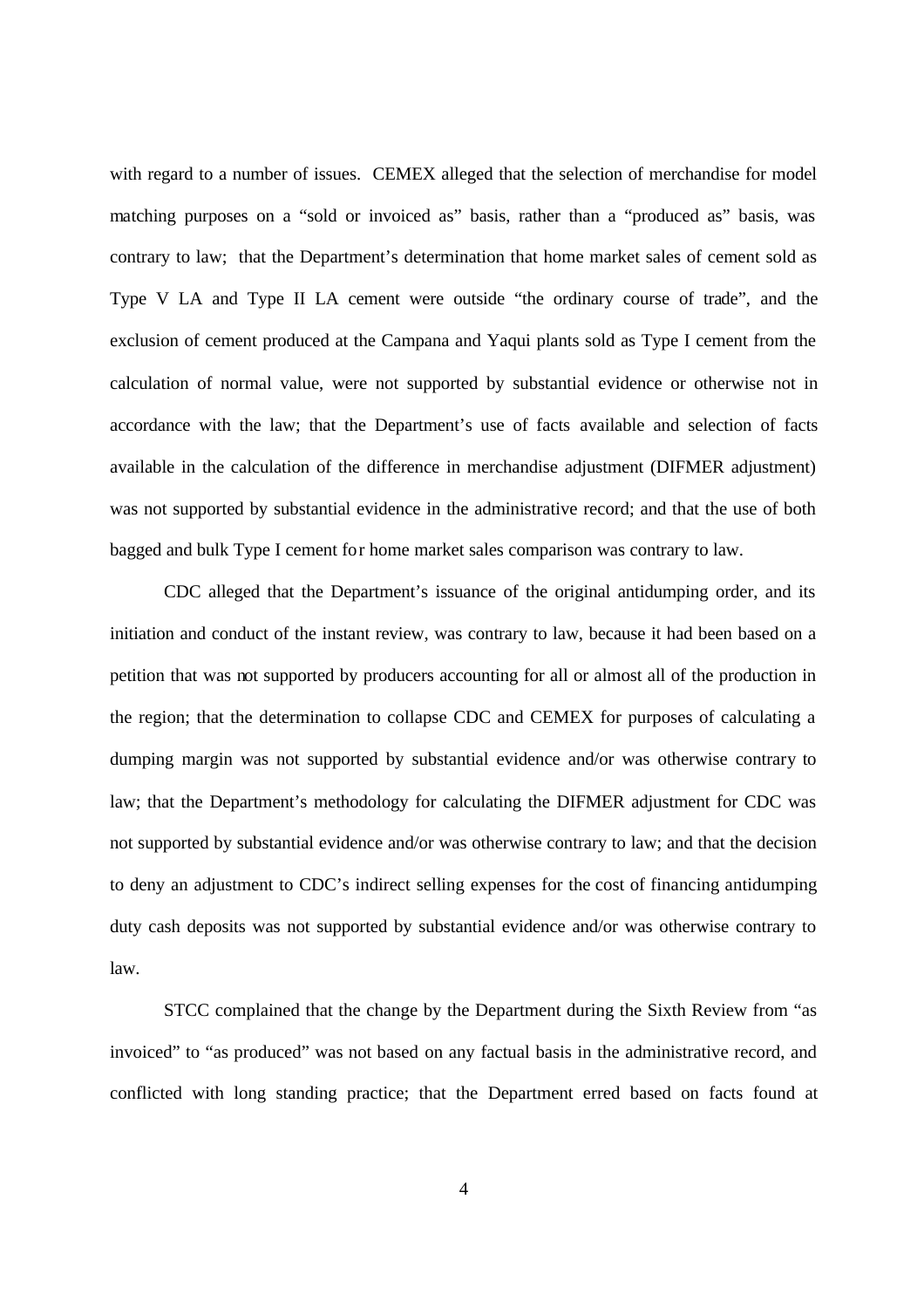with regard to a number of issues. CEMEX alleged that the selection of merchandise for model matching purposes on a "sold or invoiced as" basis, rather than a "produced as" basis, was contrary to law; that the Department's determination that home market sales of cement sold as Type V LA and Type II LA cement were outside "the ordinary course of trade", and the exclusion of cement produced at the Campana and Yaqui plants sold as Type I cement from the calculation of normal value, were not supported by substantial evidence or otherwise not in accordance with the law; that the Department's use of facts available and selection of facts available in the calculation of the difference in merchandise adjustment (DIFMER adjustment) was not supported by substantial evidence in the administrative record; and that the use of both bagged and bulk Type I cement for home market sales comparison was contrary to law.

CDC alleged that the Department's issuance of the original antidumping order, and its initiation and conduct of the instant review, was contrary to law, because it had been based on a petition that was not supported by producers accounting for all or almost all of the production in the region; that the determination to collapse CDC and CEMEX for purposes of calculating a dumping margin was not supported by substantial evidence and/or was otherwise contrary to law; that the Department's methodology for calculating the DIFMER adjustment for CDC was not supported by substantial evidence and/or was otherwise contrary to law; and that the decision to deny an adjustment to CDC's indirect selling expenses for the cost of financing antidumping duty cash deposits was not supported by substantial evidence and/or was otherwise contrary to law.

STCC complained that the change by the Department during the Sixth Review from "as invoiced" to "as produced" was not based on any factual basis in the administrative record, and conflicted with long standing practice; that the Department erred based on facts found at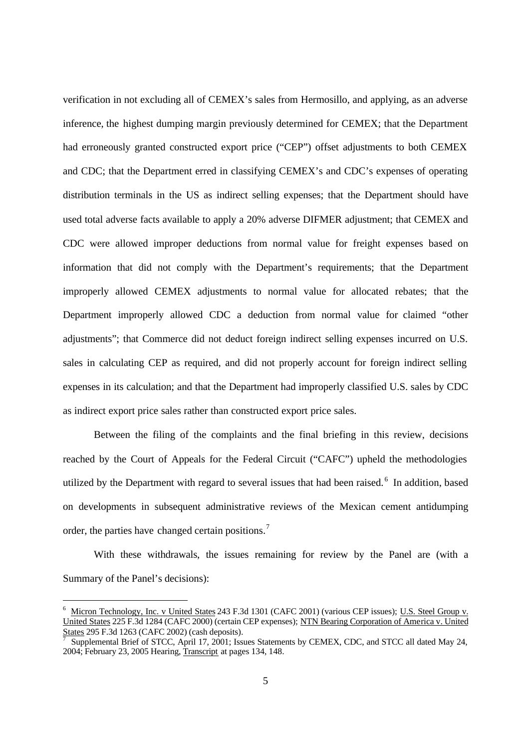verification in not excluding all of CEMEX's sales from Hermosillo, and applying, as an adverse inference, the highest dumping margin previously determined for CEMEX; that the Department had erroneously granted constructed export price ("CEP") offset adjustments to both CEMEX and CDC; that the Department erred in classifying CEMEX's and CDC's expenses of operating distribution terminals in the US as indirect selling expenses; that the Department should have used total adverse facts available to apply a 20% adverse DIFMER adjustment; that CEMEX and CDC were allowed improper deductions from normal value for freight expenses based on information that did not comply with the Department's requirements; that the Department improperly allowed CEMEX adjustments to normal value for allocated rebates; that the Department improperly allowed CDC a deduction from normal value for claimed "other adjustments"; that Commerce did not deduct foreign indirect selling expenses incurred on U.S. sales in calculating CEP as required, and did not properly account for foreign indirect selling expenses in its calculation; and that the Department had improperly classified U.S. sales by CDC as indirect export price sales rather than constructed export price sales.

Between the filing of the complaints and the final briefing in this review, decisions reached by the Court of Appeals for the Federal Circuit ("CAFC") upheld the methodologies utilized by the Department with regard to several issues that had been raised.[6] In addition, based on developments in subsequent administrative reviews of the Mexican cement antidumping order, the parties have changed certain positions.[7]

With these withdrawals, the issues remaining for review by the Panel are (with a Summary of the Panel's decisions):

---

[6] Micron Technology, Inc. v United States 243 F.3d 1301 (CAFC 2001) (various CEP issues); U.S. Steel Group v. United States 225 F.3d 1284 (CAFC 2000) (certain CEP expenses); NTN Bearing Corporation of America v. United States 295 F.3d 1263 (CAFC 2002) (cash deposits).

[7] Supplemental Brief of STCC, April 17, 2001; Issues Statements by CEMEX, CDC, and STCC all dated May 24, 2004; February 23, 2005 Hearing, Transcript at pages 134, 148.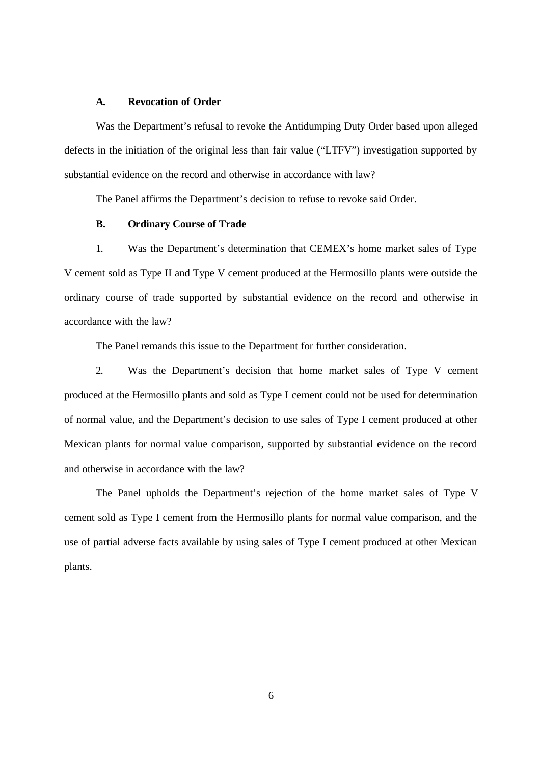### A. Revocation of Order

Was the Department's refusal to revoke the Antidumping Duty Order based upon alleged defects in the initiation of the original less than fair value ("LTFV") investigation supported by substantial evidence on the record and otherwise in accordance with law?

The Panel affirms the Department's decision to refuse to revoke said Order.

### B. Ordinary Course of Trade

1. Was the Department's determination that CEMEX's home market sales of Type V cement sold as Type II and Type V cement produced at the Hermosillo plants were outside the ordinary course of trade supported by substantial evidence on the record and otherwise in accordance with the law?

The Panel remands this issue to the Department for further consideration.

2. Was the Department's decision that home market sales of Type V cement produced at the Hermosillo plants and sold as Type I cement could not be used for determination of normal value, and the Department's decision to use sales of Type I cement produced at other Mexican plants for normal value comparison, supported by substantial evidence on the record and otherwise in accordance with the law?

The Panel upholds the Department's rejection of the home market sales of Type V cement sold as Type I cement from the Hermosillo plants for normal value comparison, and the use of partial adverse facts available by using sales of Type I cement produced at other Mexican plants.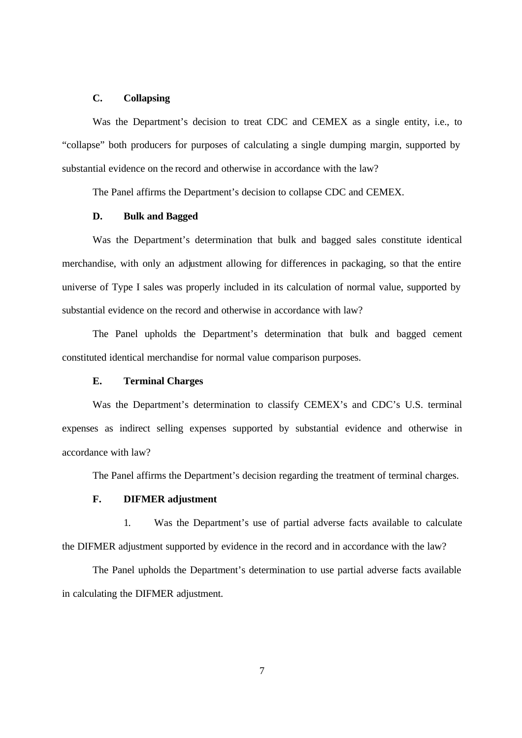### C. Collapsing

Was the Department's decision to treat CDC and CEMEX as a single entity, i.e., to "collapse" both producers for purposes of calculating a single dumping margin, supported by substantial evidence on the record and otherwise in accordance with the law?

The Panel affirms the Department's decision to collapse CDC and CEMEX.

### D. Bulk and Bagged

Was the Department's determination that bulk and bagged sales constitute identical merchandise, with only an adjustment allowing for differences in packaging, so that the entire universe of Type I sales was properly included in its calculation of normal value, supported by substantial evidence on the record and otherwise in accordance with law?

The Panel upholds the Department's determination that bulk and bagged cement constituted identical merchandise for normal value comparison purposes.

### E. Terminal Charges

Was the Department's determination to classify CEMEX's and CDC's U.S. terminal expenses as indirect selling expenses supported by substantial evidence and otherwise in accordance with law?

The Panel affirms the Department's decision regarding the treatment of terminal charges.

### F. DIFMER adjustment

1. Was the Department's use of partial adverse facts available to calculate the DIFMER adjustment supported by evidence in the record and in accordance with the law?

The Panel upholds the Department's determination to use partial adverse facts available in calculating the DIFMER adjustment.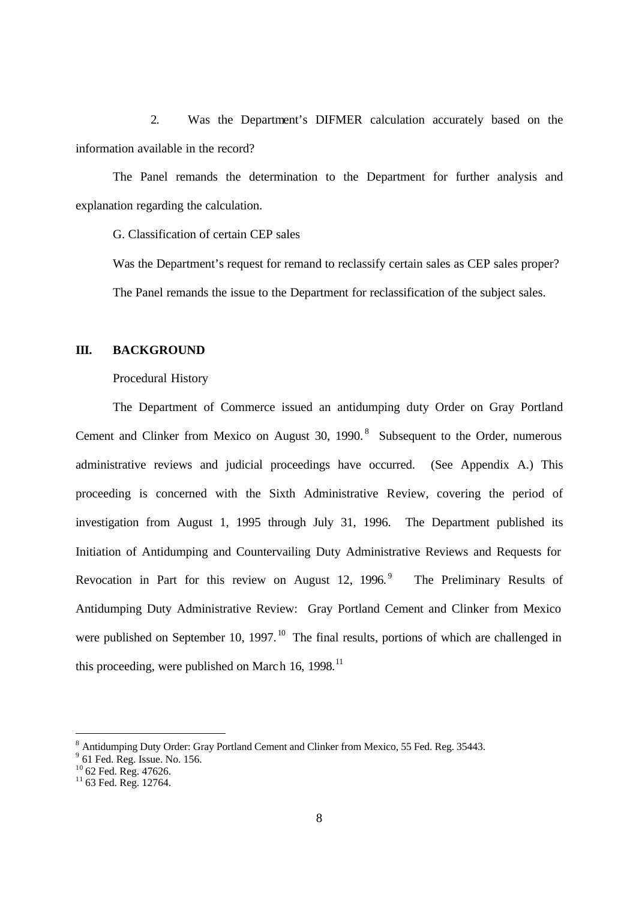2. Was the Department's DIFMER calculation accurately based on the information available in the record?

The Panel remands the determination to the Department for further analysis and explanation regarding the calculation.

G. Classification of certain CEP sales

Was the Department's request for remand to reclassify certain sales as CEP sales proper?

The Panel remands the issue to the Department for reclassification of the subject sales.

## III. BACKGROUND

Procedural History

The Department of Commerce issued an antidumping duty Order on Gray Portland Cement and Clinker from Mexico on August 30, 1990.[8] Subsequent to the Order, numerous administrative reviews and judicial proceedings have occurred. (See Appendix A.) This proceeding is concerned with the Sixth Administrative Review, covering the period of investigation from August 1, 1995 through July 31, 1996. The Department published its Initiation of Antidumping and Countervailing Duty Administrative Reviews and Requests for Revocation in Part for this review on August 12, 1996.[9] The Preliminary Results of Antidumping Duty Administrative Review: Gray Portland Cement and Clinker from Mexico were published on September 10, 1997.[10] The final results, portions of which are challenged in this proceeding, were published on March 16, 1998.[11]

---

[8] Antidumping Duty Order: Gray Portland Cement and Clinker from Mexico, 55 Fed. Reg. 35443.

[9] 61 Fed. Reg. Issue. No. 156.

[10] 62 Fed. Reg. 47626.

[11] 63 Fed. Reg. 12764.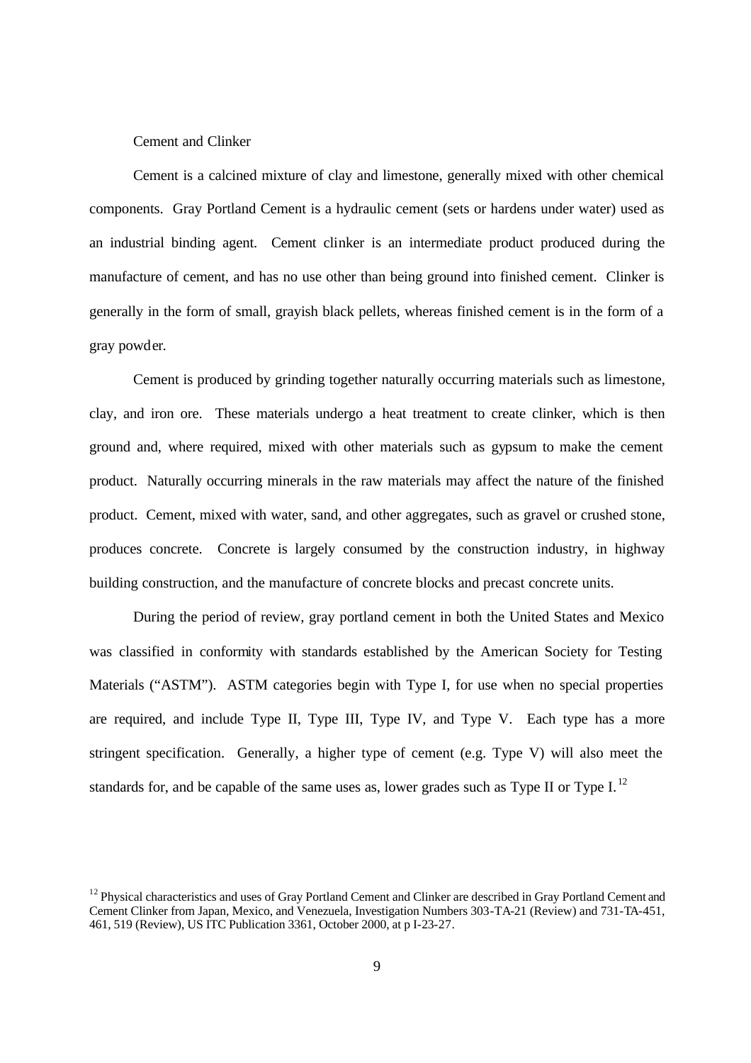Cement and Clinker

Cement is a calcined mixture of clay and limestone, generally mixed with other chemical components. Gray Portland Cement is a hydraulic cement (sets or hardens under water) used as an industrial binding agent. Cement clinker is an intermediate product produced during the manufacture of cement, and has no use other than being ground into finished cement. Clinker is generally in the form of small, grayish black pellets, whereas finished cement is in the form of a gray powder.

Cement is produced by grinding together naturally occurring materials such as limestone, clay, and iron ore. These materials undergo a heat treatment to create clinker, which is then ground and, where required, mixed with other materials such as gypsum to make the cement product. Naturally occurring minerals in the raw materials may affect the nature of the finished product. Cement, mixed with water, sand, and other aggregates, such as gravel or crushed stone, produces concrete. Concrete is largely consumed by the construction industry, in highway building construction, and the manufacture of concrete blocks and precast concrete units.

During the period of review, gray portland cement in both the United States and Mexico was classified in conformity with standards established by the American Society for Testing Materials ("ASTM"). ASTM categories begin with Type I, for use when no special properties are required, and include Type II, Type III, Type IV, and Type V. Each type has a more stringent specification. Generally, a higher type of cement (e.g. Type V) will also meet the standards for, and be capable of the same uses as, lower grades such as Type II or Type I.[12]

---

[12] Physical characteristics and uses of Gray Portland Cement and Clinker are described in Gray Portland Cement and Cement Clinker from Japan, Mexico, and Venezuela, Investigation Numbers 303-TA-21 (Review) and 731-TA-451, 461, 519 (Review), US ITC Publication 3361, October 2000, at p I-23-27.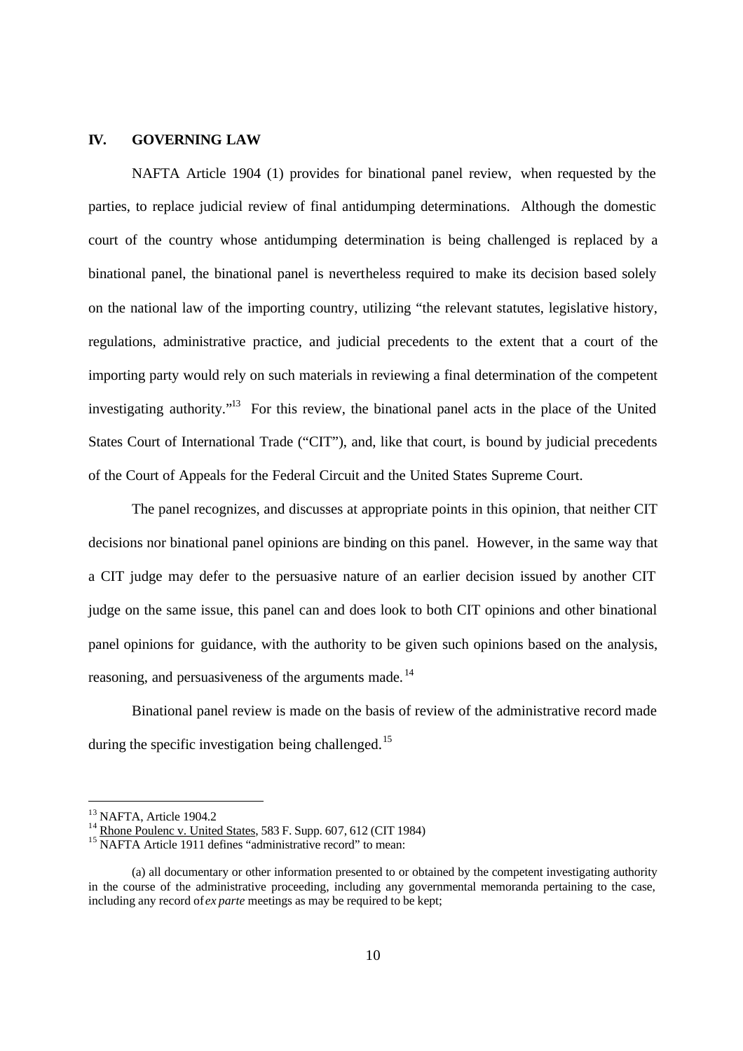## IV. GOVERNING LAW

NAFTA Article 1904 (1) provides for binational panel review, when requested by the parties, to replace judicial review of final antidumping determinations. Although the domestic court of the country whose antidumping determination is being challenged is replaced by a binational panel, the binational panel is nevertheless required to make its decision based solely on the national law of the importing country, utilizing "the relevant statutes, legislative history, regulations, administrative practice, and judicial precedents to the extent that a court of the importing party would rely on such materials in reviewing a final determination of the competent investigating authority."[13] For this review, the binational panel acts in the place of the United States Court of International Trade ("CIT"), and, like that court, is bound by judicial precedents of the Court of Appeals for the Federal Circuit and the United States Supreme Court.

The panel recognizes, and discusses at appropriate points in this opinion, that neither CIT decisions nor binational panel opinions are binding on this panel. However, in the same way that a CIT judge may defer to the persuasive nature of an earlier decision issued by another CIT judge on the same issue, this panel can and does look to both CIT opinions and other binational panel opinions for guidance, with the authority to be given such opinions based on the analysis, reasoning, and persuasiveness of the arguments made.[14]

Binational panel review is made on the basis of review of the administrative record made during the specific investigation being challenged.[15]

---

[13] NAFTA, Article 1904.2

[14] Rhone Poulenc v. United States, 583 F. Supp. 607, 612 (CIT 1984)

[15] NAFTA Article 1911 defines "administrative record" to mean:

(a) all documentary or other information presented to or obtained by the competent investigating authority in the course of the administrative proceeding, including any governmental memoranda pertaining to the case, including any record of *ex parte* meetings as may be required to be kept;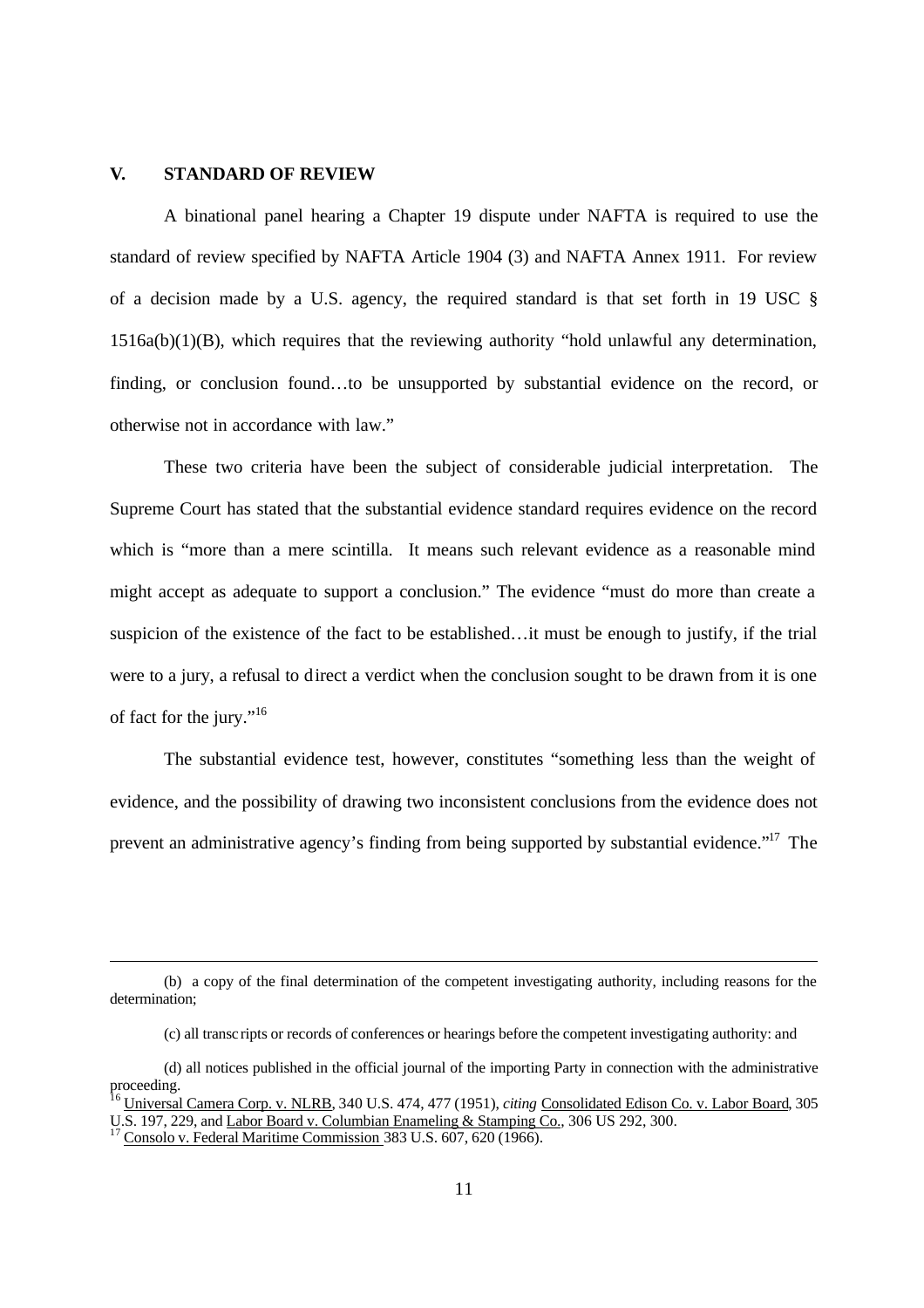## V. STANDARD OF REVIEW

A binational panel hearing a Chapter 19 dispute under NAFTA is required to use the standard of review specified by NAFTA Article 1904 (3) and NAFTA Annex 1911. For review of a decision made by a U.S. agency, the required standard is that set forth in 19 USC § 1516a(b)(1)(B), which requires that the reviewing authority "hold unlawful any determination, finding, or conclusion found…to be unsupported by substantial evidence on the record, or otherwise not in accordance with law."

These two criteria have been the subject of considerable judicial interpretation. The Supreme Court has stated that the substantial evidence standard requires evidence on the record which is "more than a mere scintilla. It means such relevant evidence as a reasonable mind might accept as adequate to support a conclusion." The evidence "must do more than create a suspicion of the existence of the fact to be established…it must be enough to justify, if the trial were to a jury, a refusal to direct a verdict when the conclusion sought to be drawn from it is one of fact for the jury."[16]

The substantial evidence test, however, constitutes "something less than the weight of evidence, and the possibility of drawing two inconsistent conclusions from the evidence does not prevent an administrative agency's finding from being supported by substantial evidence."[17] The

---

(b) a copy of the final determination of the competent investigating authority, including reasons for the determination;

(c) all transcripts or records of conferences or hearings before the competent investigating authority: and

(d) all notices published in the official journal of the importing Party in connection with the administrative proceeding.

[16] Universal Camera Corp. v. NLRB, 340 U.S. 474, 477 (1951), *citing* Consolidated Edison Co. v. Labor Board, 305 U.S. 197, 229, and Labor Board v. Columbian Enameling & Stamping Co., 306 US 292, 300.

[17] Consolo v. Federal Maritime Commission 383 U.S. 607, 620 (1966).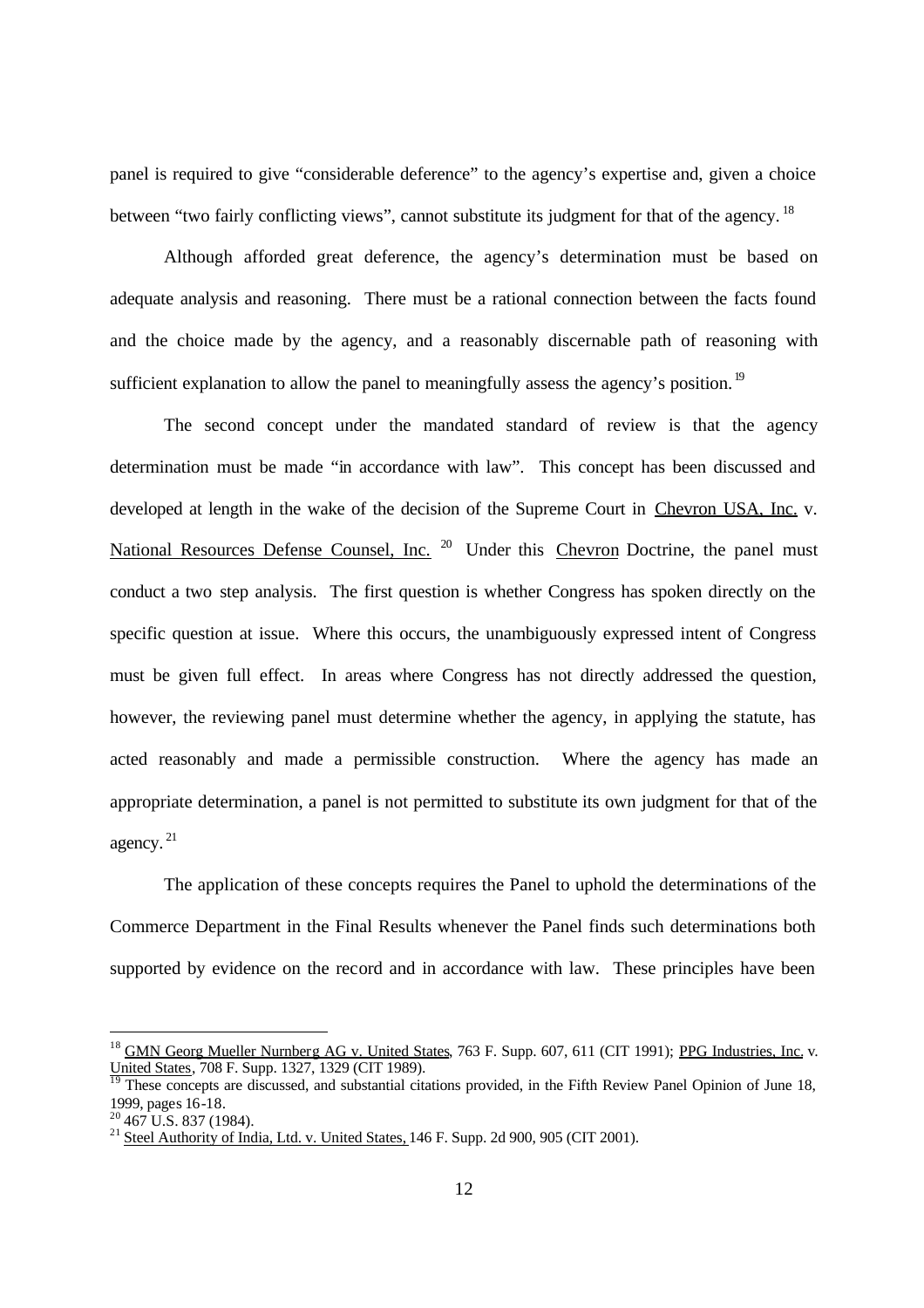panel is required to give "considerable deference" to the agency's expertise and, given a choice between "two fairly conflicting views", cannot substitute its judgment for that of the agency.[18]

Although afforded great deference, the agency's determination must be based on adequate analysis and reasoning. There must be a rational connection between the facts found and the choice made by the agency, and a reasonably discernable path of reasoning with sufficient explanation to allow the panel to meaningfully assess the agency's position.[19]

The second concept under the mandated standard of review is that the agency determination must be made "in accordance with law". This concept has been discussed and developed at length in the wake of the decision of the Supreme Court in Chevron USA, Inc. v. National Resources Defense Counsel, Inc.[20] Under this Chevron Doctrine, the panel must conduct a two step analysis. The first question is whether Congress has spoken directly on the specific question at issue. Where this occurs, the unambiguously expressed intent of Congress must be given full effect. In areas where Congress has not directly addressed the question, however, the reviewing panel must determine whether the agency, in applying the statute, has acted reasonably and made a permissible construction. Where the agency has made an appropriate determination, a panel is not permitted to substitute its own judgment for that of the agency.[21]

The application of these concepts requires the Panel to uphold the determinations of the Commerce Department in the Final Results whenever the Panel finds such determinations both supported by evidence on the record and in accordance with law. These principles have been

---

[18] GMN Georg Mueller Nurnberg AG v. United States, 763 F. Supp. 607, 611 (CIT 1991); PPG Industries, Inc. v. United States, 708 F. Supp. 1327, 1329 (CIT 1989).

[19] These concepts are discussed, and substantial citations provided, in the Fifth Review Panel Opinion of June 18, 1999, pages 16-18.

[20] 467 U.S. 837 (1984).

[21] Steel Authority of India, Ltd. v. United States, 146 F. Supp. 2d 900, 905 (CIT 2001).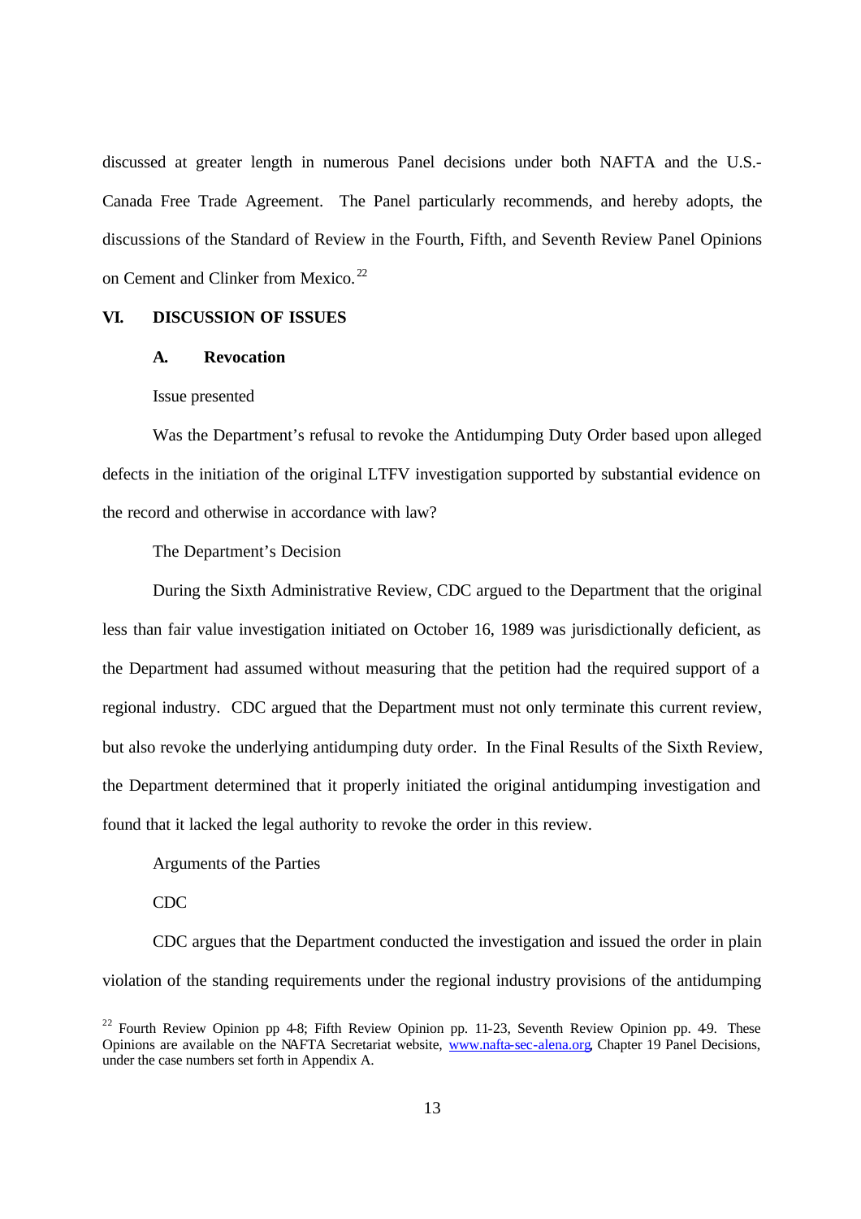discussed at greater length in numerous Panel decisions under both NAFTA and the U.S.-Canada Free Trade Agreement. The Panel particularly recommends, and hereby adopts, the discussions of the Standard of Review in the Fourth, Fifth, and Seventh Review Panel Opinions on Cement and Clinker from Mexico.[22]

## VI. DISCUSSION OF ISSUES

### A. Revocation

Issue presented

Was the Department's refusal to revoke the Antidumping Duty Order based upon alleged defects in the initiation of the original LTFV investigation supported by substantial evidence on the record and otherwise in accordance with law?

The Department's Decision

During the Sixth Administrative Review, CDC argued to the Department that the original less than fair value investigation initiated on October 16, 1989 was jurisdictionally deficient, as the Department had assumed without measuring that the petition had the required support of a regional industry. CDC argued that the Department must not only terminate this current review, but also revoke the underlying antidumping duty order. In the Final Results of the Sixth Review, the Department determined that it properly initiated the original antidumping investigation and found that it lacked the legal authority to revoke the order in this review.

Arguments of the Parties

CDC

CDC argues that the Department conducted the investigation and issued the order in plain violation of the standing requirements under the regional industry provisions of the antidumping

[22] Fourth Review Opinion pp 4-8; Fifth Review Opinion pp. 11-23, Seventh Review Opinion pp. 4-9. These Opinions are available on the NAFTA Secretariat website, www.nafta-sec-alena.org, Chapter 19 Panel Decisions, under the case numbers set forth in Appendix A.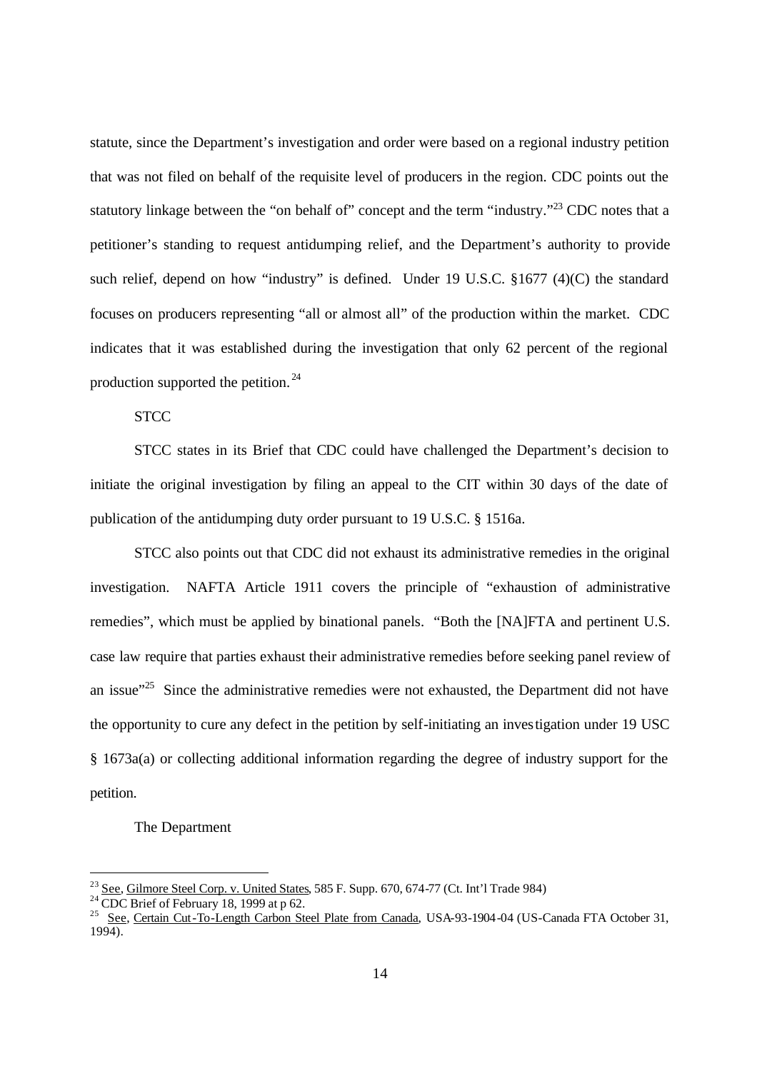statute, since the Department's investigation and order were based on a regional industry petition that was not filed on behalf of the requisite level of producers in the region. CDC points out the statutory linkage between the "on behalf of" concept and the term "industry."[23] CDC notes that a petitioner's standing to request antidumping relief, and the Department's authority to provide such relief, depend on how "industry" is defined. Under 19 U.S.C. §1677 (4)(C) the standard focuses on producers representing "all or almost all" of the production within the market. CDC indicates that it was established during the investigation that only 62 percent of the regional production supported the petition.[24]

STCC

STCC states in its Brief that CDC could have challenged the Department's decision to initiate the original investigation by filing an appeal to the CIT within 30 days of the date of publication of the antidumping duty order pursuant to 19 U.S.C. § 1516a.

STCC also points out that CDC did not exhaust its administrative remedies in the original investigation. NAFTA Article 1911 covers the principle of "exhaustion of administrative remedies", which must be applied by binational panels. "Both the [NA]FTA and pertinent U.S. case law require that parties exhaust their administrative remedies before seeking panel review of an issue"[25] Since the administrative remedies were not exhausted, the Department did not have the opportunity to cure any defect in the petition by self-initiating an investigation under 19 USC § 1673a(a) or collecting additional information regarding the degree of industry support for the petition.

The Department

---

[23] See, Gilmore Steel Corp. v. United States, 585 F. Supp. 670, 674-77 (Ct. Int'l Trade 984)

[24] CDC Brief of February 18, 1999 at p 62.

[25] See, Certain Cut-To-Length Carbon Steel Plate from Canada, USA-93-1904-04 (US-Canada FTA October 31, 1994).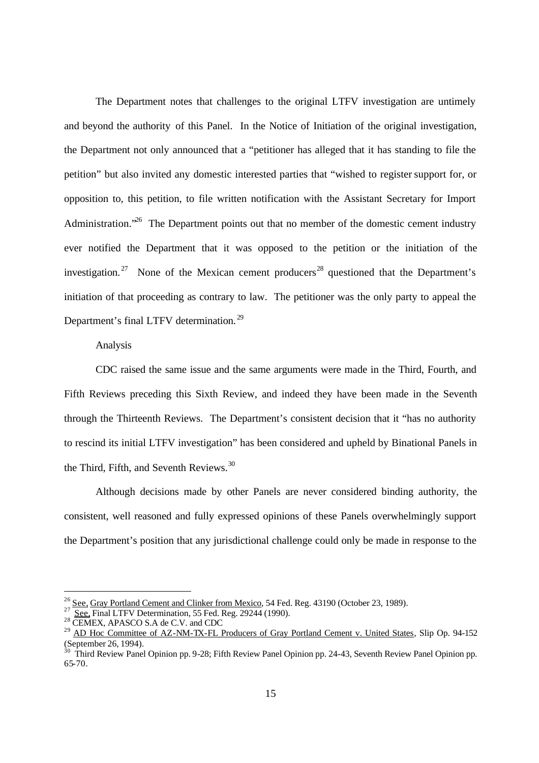The Department notes that challenges to the original LTFV investigation are untimely and beyond the authority of this Panel. In the Notice of Initiation of the original investigation, the Department not only announced that a "petitioner has alleged that it has standing to file the petition" but also invited any domestic interested parties that "wished to register support for, or opposition to, this petition, to file written notification with the Assistant Secretary for Import Administration."[26] The Department points out that no member of the domestic cement industry ever notified the Department that it was opposed to the petition or the initiation of the investigation.[27] None of the Mexican cement producers[28] questioned that the Department's initiation of that proceeding as contrary to law. The petitioner was the only party to appeal the Department's final LTFV determination.[29]

Analysis

CDC raised the same issue and the same arguments were made in the Third, Fourth, and Fifth Reviews preceding this Sixth Review, and indeed they have been made in the Seventh through the Thirteenth Reviews. The Department's consistent decision that it "has no authority to rescind its initial LTFV investigation" has been considered and upheld by Binational Panels in the Third, Fifth, and Seventh Reviews.[30]

Although decisions made by other Panels are never considered binding authority, the consistent, well reasoned and fully expressed opinions of these Panels overwhelmingly support the Department's position that any jurisdictional challenge could only be made in response to the

---

[26] See, Gray Portland Cement and Clinker from Mexico, 54 Fed. Reg. 43190 (October 23, 1989).

[27] See, Final LTFV Determination, 55 Fed. Reg. 29244 (1990).

[28] CEMEX, APASCO S.A de C.V. and CDC

[29] AD Hoc Committee of AZ-NM-TX-FL Producers of Gray Portland Cement v. United States, Slip Op. 94-152 (September 26, 1994).

[30] Third Review Panel Opinion pp. 9-28; Fifth Review Panel Opinion pp. 24-43, Seventh Review Panel Opinion pp. 65-70.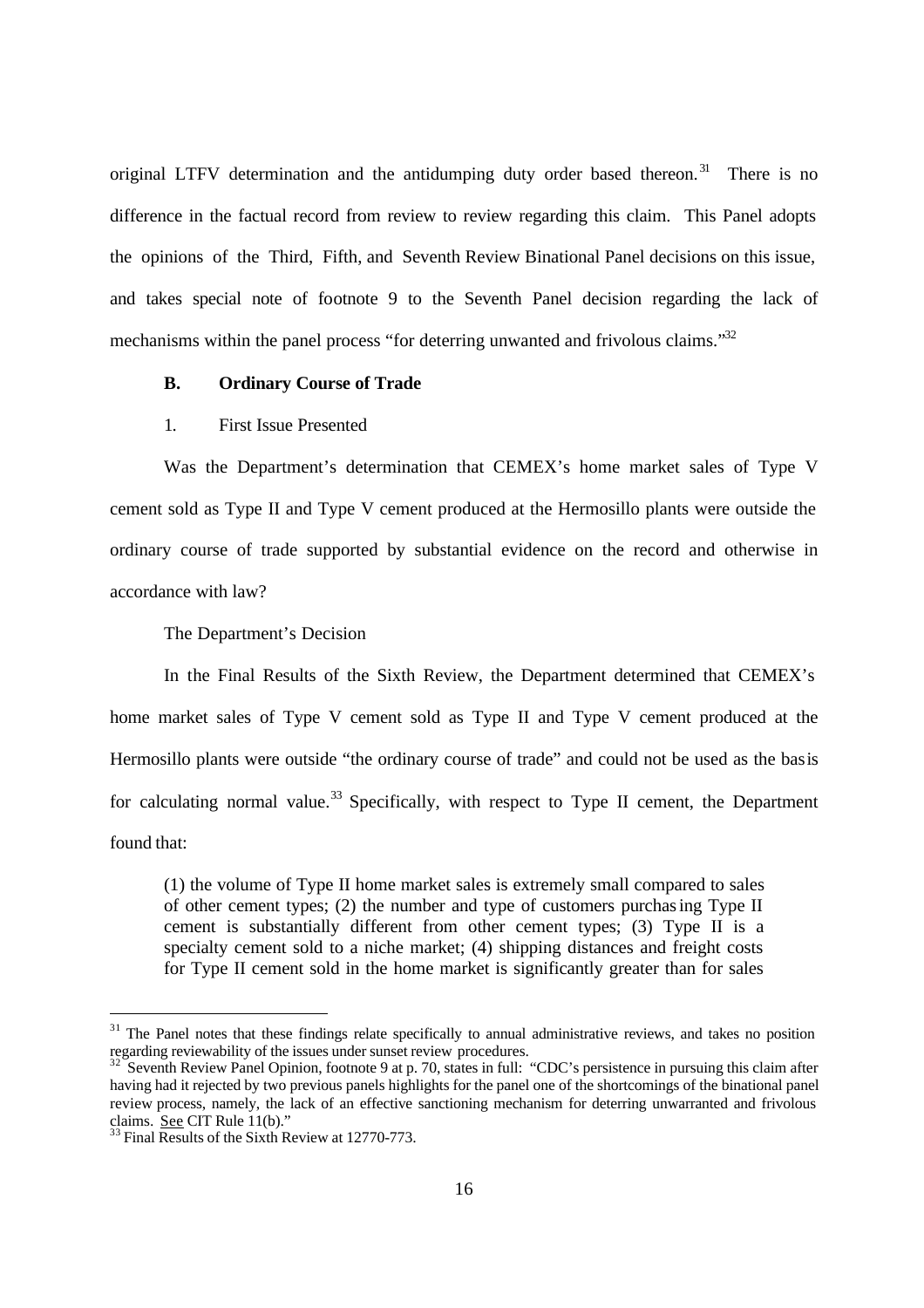original LTFV determination and the antidumping duty order based thereon.[31] There is no difference in the factual record from review to review regarding this claim. This Panel adopts the opinions of the Third, Fifth, and Seventh Review Binational Panel decisions on this issue, and takes special note of footnote 9 to the Seventh Panel decision regarding the lack of mechanisms within the panel process "for deterring unwanted and frivolous claims."[32]

**B. Ordinary Course of Trade**

1. First Issue Presented

Was the Department's determination that CEMEX's home market sales of Type V cement sold as Type II and Type V cement produced at the Hermosillo plants were outside the ordinary course of trade supported by substantial evidence on the record and otherwise in accordance with law?

The Department's Decision

In the Final Results of the Sixth Review, the Department determined that CEMEX's home market sales of Type V cement sold as Type II and Type V cement produced at the Hermosillo plants were outside "the ordinary course of trade" and could not be used as the basis for calculating normal value.[33] Specifically, with respect to Type II cement, the Department found that:

> (1) the volume of Type II home market sales is extremely small compared to sales of other cement types; (2) the number and type of customers purchasing Type II cement is substantially different from other cement types; (3) Type II is a specialty cement sold to a niche market; (4) shipping distances and freight costs for Type II cement sold in the home market is significantly greater than for sales

---

[31] The Panel notes that these findings relate specifically to annual administrative reviews, and takes no position regarding reviewability of the issues under sunset review procedures.

[32] Seventh Review Panel Opinion, footnote 9 at p. 70, states in full: "CDC's persistence in pursuing this claim after having had it rejected by two previous panels highlights for the panel one of the shortcomings of the binational panel review process, namely, the lack of an effective sanctioning mechanism for deterring unwarranted and frivolous claims. See CIT Rule 11(b)."

[33] Final Results of the Sixth Review at 12770-773.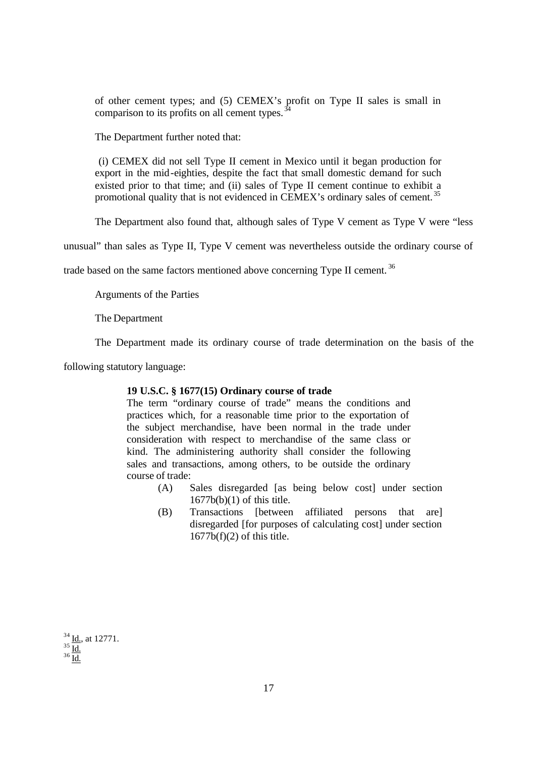> of other cement types; and (5) CEMEX's profit on Type II sales is small in comparison to its profits on all cement types.[34]

The Department further noted that:

> (i) CEMEX did not sell Type II cement in Mexico until it began production for export in the mid-eighties, despite the fact that small domestic demand for such existed prior to that time; and (ii) sales of Type II cement continue to exhibit a promotional quality that is not evidenced in CEMEX's ordinary sales of cement.[35]

The Department also found that, although sales of Type V cement as Type V were "less unusual" than sales as Type II, Type V cement was nevertheless outside the ordinary course of trade based on the same factors mentioned above concerning Type II cement.[36]

Arguments of the Parties

The Department

The Department made its ordinary course of trade determination on the basis of the following statutory language:

> **19 U.S.C. § 1677(15) Ordinary course of trade**
> The term "ordinary course of trade" means the conditions and practices which, for a reasonable time prior to the exportation of the subject merchandise, have been normal in the trade under consideration with respect to merchandise of the same class or kind. The administering authority shall consider the following sales and transactions, among others, to be outside the ordinary course of trade:
>
> (A) Sales disregarded [as being below cost] under section 1677b(b)(1) of this title.
>
> (B) Transactions [between affiliated persons that are] disregarded [for purposes of calculating cost] under section 1677b(f)(2) of this title.

[34] Id., at 12771.
[35] Id.
[36] Id.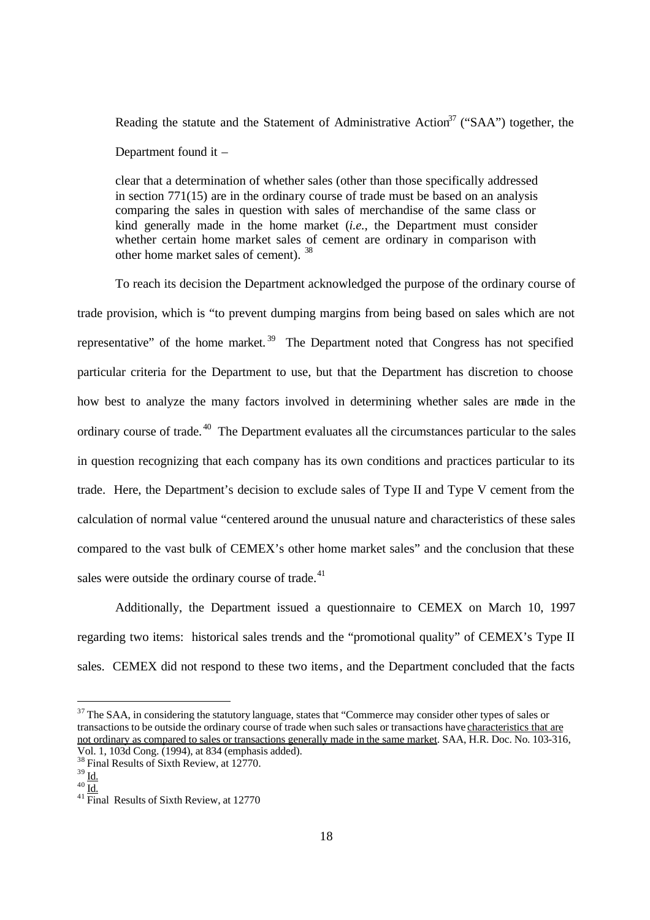Reading the statute and the Statement of Administrative Action[37] ("SAA") together, the Department found it –

> clear that a determination of whether sales (other than those specifically addressed in section 771(15) are in the ordinary course of trade must be based on an analysis comparing the sales in question with sales of merchandise of the same class or kind generally made in the home market (*i.e.*, the Department must consider whether certain home market sales of cement are ordinary in comparison with other home market sales of cement). [38]

To reach its decision the Department acknowledged the purpose of the ordinary course of trade provision, which is "to prevent dumping margins from being based on sales which are not representative" of the home market. [39] The Department noted that Congress has not specified particular criteria for the Department to use, but that the Department has discretion to choose how best to analyze the many factors involved in determining whether sales are made in the ordinary course of trade. [40] The Department evaluates all the circumstances particular to the sales in question recognizing that each company has its own conditions and practices particular to its trade. Here, the Department's decision to exclude sales of Type II and Type V cement from the calculation of normal value "centered around the unusual nature and characteristics of these sales compared to the vast bulk of CEMEX's other home market sales" and the conclusion that these sales were outside the ordinary course of trade. [41]

Additionally, the Department issued a questionnaire to CEMEX on March 10, 1997 regarding two items: historical sales trends and the "promotional quality" of CEMEX's Type II sales. CEMEX did not respond to these two items, and the Department concluded that the facts

---

[37] The SAA, in considering the statutory language, states that "Commerce may consider other types of sales or transactions to be outside the ordinary course of trade when such sales or transactions have characteristics that are not ordinary as compared to sales or transactions generally made in the same market. SAA, H.R. Doc. No. 103-316, Vol. 1, 103d Cong. (1994), at 834 (emphasis added).

[38] Final Results of Sixth Review, at 12770.

[39] Id.

[40] Id.

[41] Final Results of Sixth Review, at 12770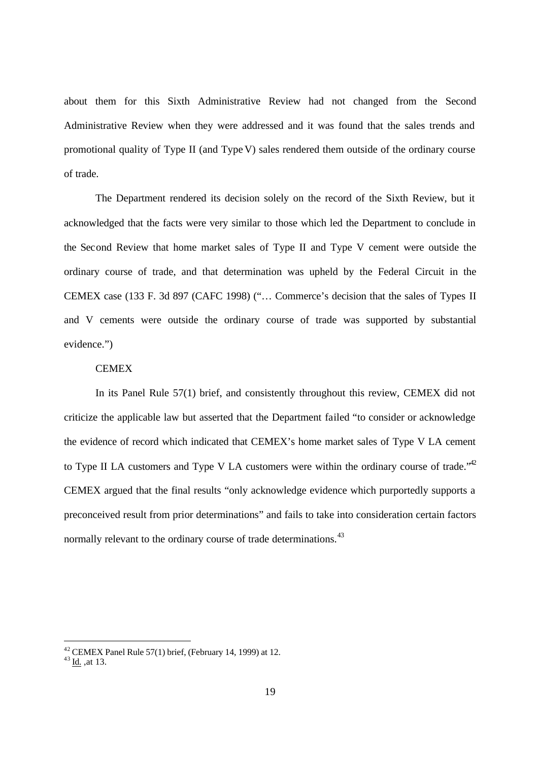about them for this Sixth Administrative Review had not changed from the Second Administrative Review when they were addressed and it was found that the sales trends and promotional quality of Type II (and Type V) sales rendered them outside of the ordinary course of trade.

The Department rendered its decision solely on the record of the Sixth Review, but it acknowledged that the facts were very similar to those which led the Department to conclude in the Second Review that home market sales of Type II and Type V cement were outside the ordinary course of trade, and that determination was upheld by the Federal Circuit in the CEMEX case (133 F. 3d 897 (CAFC 1998) ("… Commerce's decision that the sales of Types II and V cements were outside the ordinary course of trade was supported by substantial evidence.")

CEMEX

In its Panel Rule 57(1) brief, and consistently throughout this review, CEMEX did not criticize the applicable law but asserted that the Department failed "to consider or acknowledge the evidence of record which indicated that CEMEX's home market sales of Type V LA cement to Type II LA customers and Type V LA customers were within the ordinary course of trade."[42] CEMEX argued that the final results "only acknowledge evidence which purportedly supports a preconceived result from prior determinations" and fails to take into consideration certain factors normally relevant to the ordinary course of trade determinations.[43]

---

[42] CEMEX Panel Rule 57(1) brief, (February 14, 1999) at 12.

[43] Id. ,at 13.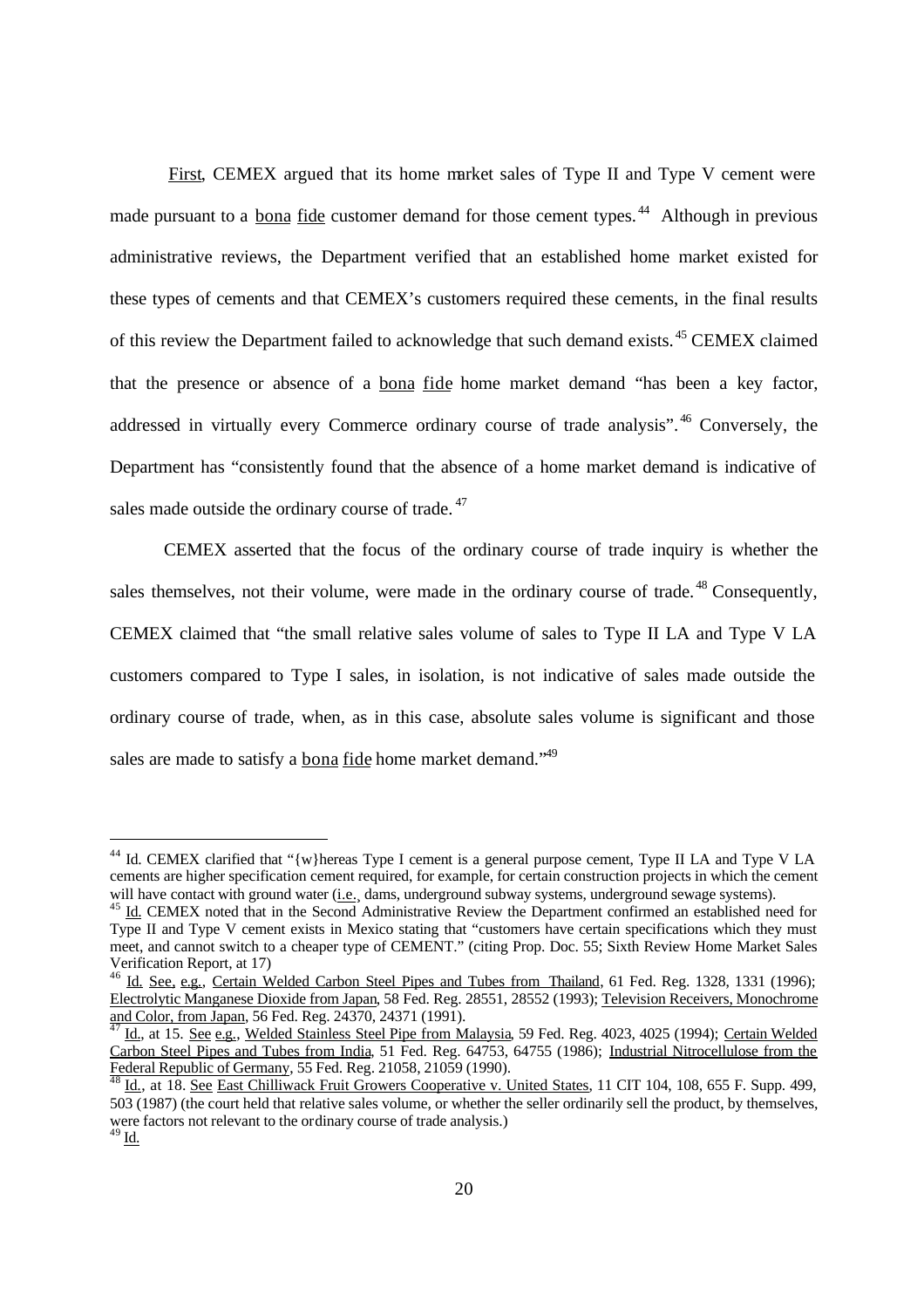_First_, CEMEX argued that its home market sales of Type II and Type V cement were made pursuant to a _bona fide_ customer demand for those cement types.[44] Although in previous administrative reviews, the Department verified that an established home market existed for these types of cements and that CEMEX's customers required these cements, in the final results of this review the Department failed to acknowledge that such demand exists.[45] CEMEX claimed that the presence or absence of a _bona fide_ home market demand "has been a key factor, addressed in virtually every Commerce ordinary course of trade analysis".[46] Conversely, the Department has "consistently found that the absence of a home market demand is indicative of sales made outside the ordinary course of trade.[47]

CEMEX asserted that the focus of the ordinary course of trade inquiry is whether the sales themselves, not their volume, were made in the ordinary course of trade.[48] Consequently, CEMEX claimed that "the small relative sales volume of sales to Type II LA and Type V LA customers compared to Type I sales, in isolation, is not indicative of sales made outside the ordinary course of trade, when, as in this case, absolute sales volume is significant and those sales are made to satisfy a _bona fide_ home market demand."[49]

---

[44] Id. CEMEX clarified that "{w}hereas Type I cement is a general purpose cement, Type II LA and Type V LA cements are higher specification cement required, for example, for certain construction projects in which the cement will have contact with ground water (_i.e._, dams, underground subway systems, underground sewage systems).

[45] _Id._ CEMEX noted that in the Second Administrative Review the Department confirmed an established need for Type II and Type V cement exists in Mexico stating that "customers have certain specifications which they must meet, and cannot switch to a cheaper type of CEMENT." (citing Prop. Doc. 55; Sixth Review Home Market Sales Verification Report, at 17)

[46] _Id._ _See_, _e.g._, _Certain Welded Carbon Steel Pipes and Tubes from Thailand_, 61 Fed. Reg. 1328, 1331 (1996); _Electrolytic Manganese Dioxide from Japan_, 58 Fed. Reg. 28551, 28552 (1993); _Television Receivers, Monochrome and Color, from Japan_, 56 Fed. Reg. 24370, 24371 (1991).

[47] _Id._, at 15. _See_ _e.g._, _Welded Stainless Steel Pipe from Malaysia_, 59 Fed. Reg. 4023, 4025 (1994); _Certain Welded Carbon Steel Pipes and Tubes from India_, 51 Fed. Reg. 64753, 64755 (1986); _Industrial Nitrocellulose from the Federal Republic of Germany_, 55 Fed. Reg. 21058, 21059 (1990).

[48] _Id._, at 18. _See_ _East Chilliwack Fruit Growers Cooperative v. United States_, 11 CIT 104, 108, 655 F. Supp. 499, 503 (1987) (the court held that relative sales volume, or whether the seller ordinarily sell the product, by themselves, were factors not relevant to the ordinary course of trade analysis.)

[49] _Id._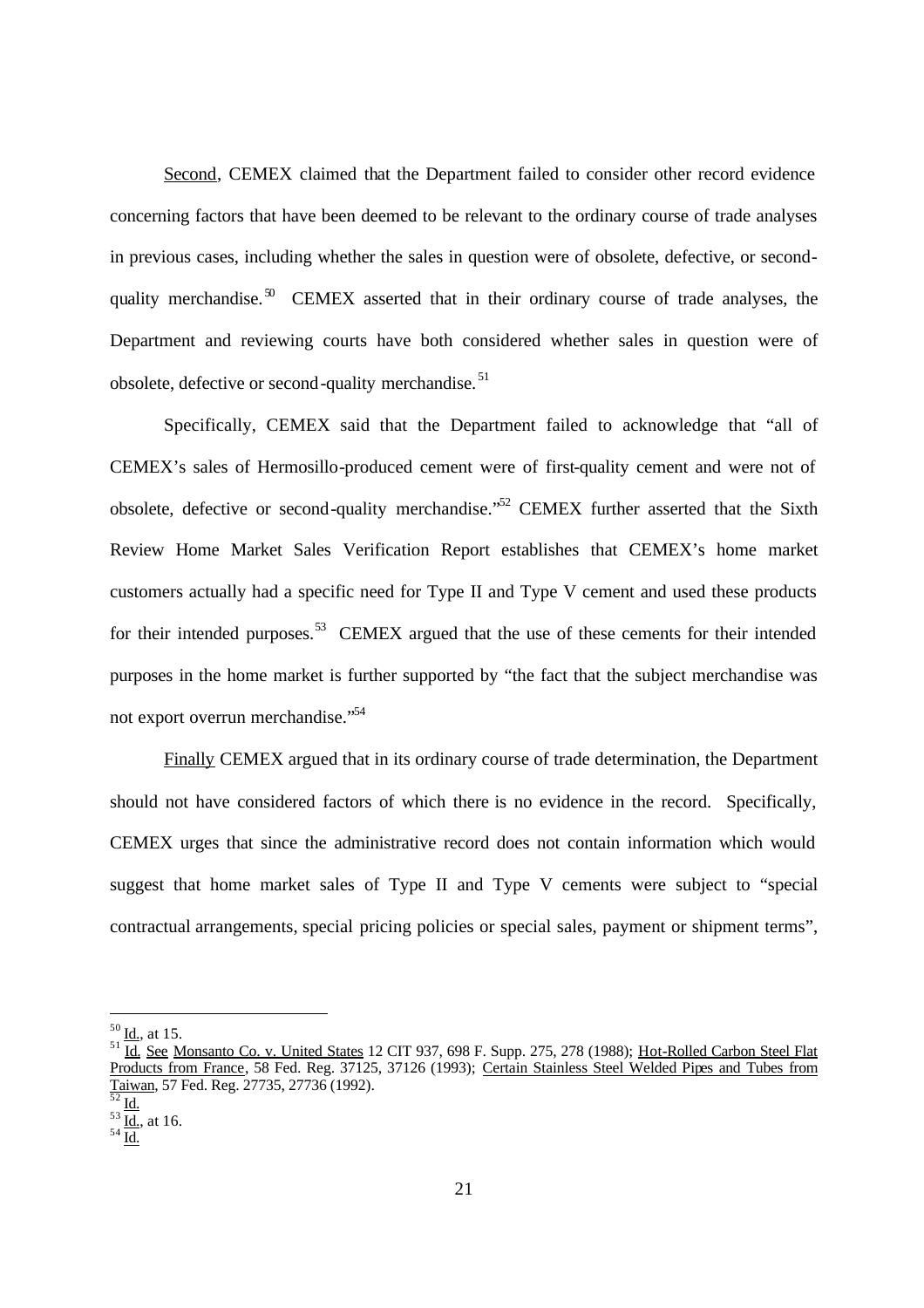Second, CEMEX claimed that the Department failed to consider other record evidence concerning factors that have been deemed to be relevant to the ordinary course of trade analyses in previous cases, including whether the sales in question were of obsolete, defective, or second-quality merchandise.[50] CEMEX asserted that in their ordinary course of trade analyses, the Department and reviewing courts have both considered whether sales in question were of obsolete, defective or second-quality merchandise.[51]

Specifically, CEMEX said that the Department failed to acknowledge that "all of CEMEX's sales of Hermosillo-produced cement were of first-quality cement and were not of obsolete, defective or second-quality merchandise."[52] CEMEX further asserted that the Sixth Review Home Market Sales Verification Report establishes that CEMEX's home market customers actually had a specific need for Type II and Type V cement and used these products for their intended purposes.[53] CEMEX argued that the use of these cements for their intended purposes in the home market is further supported by "the fact that the subject merchandise was not export overrun merchandise."[54]

Finally CEMEX argued that in its ordinary course of trade determination, the Department should not have considered factors of which there is no evidence in the record. Specifically, CEMEX urges that since the administrative record does not contain information which would suggest that home market sales of Type II and Type V cements were subject to "special contractual arrangements, special pricing policies or special sales, payment or shipment terms",

---

[50] Id., at 15.

[51] Id. See Monsanto Co. v. United States 12 CIT 937, 698 F. Supp. 275, 278 (1988); Hot-Rolled Carbon Steel Flat Products from France, 58 Fed. Reg. 37125, 37126 (1993); Certain Stainless Steel Welded Pipes and Tubes from Taiwan, 57 Fed. Reg. 27735, 27736 (1992).

[52] Id.

[53] Id., at 16.

[54] Id.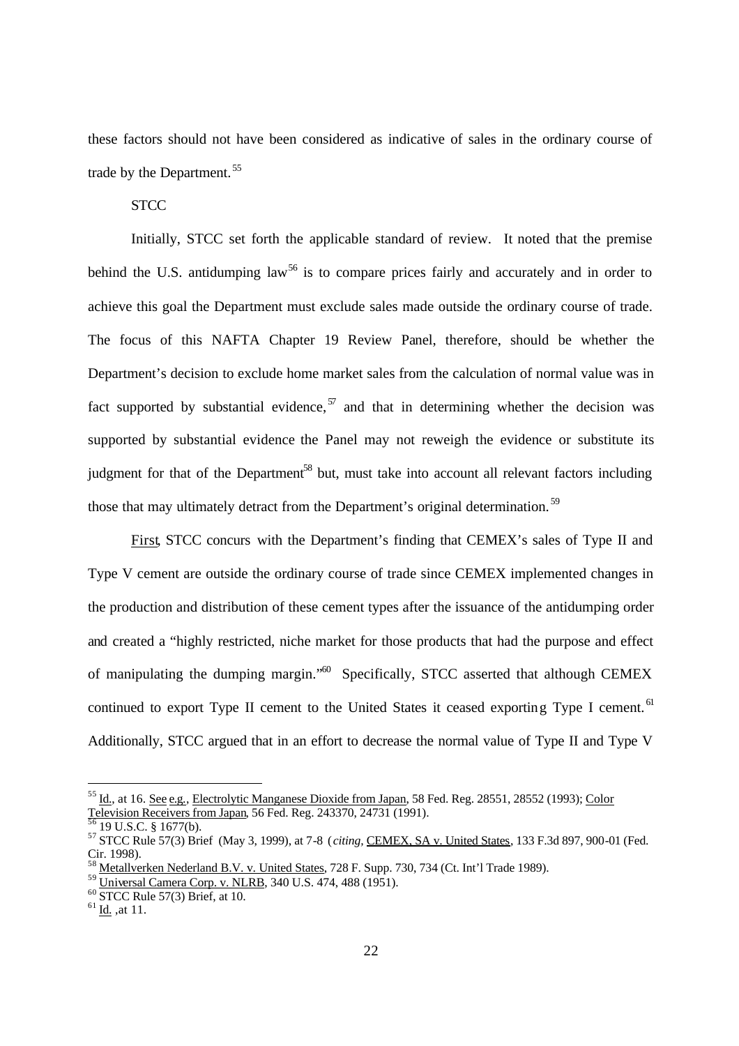these factors should not have been considered as indicative of sales in the ordinary course of trade by the Department.[55]

STCC

Initially, STCC set forth the applicable standard of review. It noted that the premise behind the U.S. antidumping law[56] is to compare prices fairly and accurately and in order to achieve this goal the Department must exclude sales made outside the ordinary course of trade. The focus of this NAFTA Chapter 19 Review Panel, therefore, should be whether the Department's decision to exclude home market sales from the calculation of normal value was in fact supported by substantial evidence,[57] and that in determining whether the decision was supported by substantial evidence the Panel may not reweigh the evidence or substitute its judgment for that of the Department[58] but, must take into account all relevant factors including those that may ultimately detract from the Department's original determination.[59]

First, STCC concurs with the Department's finding that CEMEX's sales of Type II and Type V cement are outside the ordinary course of trade since CEMEX implemented changes in the production and distribution of these cement types after the issuance of the antidumping order and created a "highly restricted, niche market for those products that had the purpose and effect of manipulating the dumping margin."[60] Specifically, STCC asserted that although CEMEX continued to export Type II cement to the United States it ceased exporting Type I cement.[61] Additionally, STCC argued that in an effort to decrease the normal value of Type II and Type V

---

[55] Id., at 16. See e.g., Electrolytic Manganese Dioxide from Japan, 58 Fed. Reg. 28551, 28552 (1993); Color Television Receivers from Japan, 56 Fed. Reg. 243370, 24731 (1991).

[56] 19 U.S.C. § 1677(b).

[57] STCC Rule 57(3) Brief (May 3, 1999), at 7-8 (*citing*, CEMEX, SA v. United States, 133 F.3d 897, 900-01 (Fed. Cir. 1998).

[58] Metallverken Nederland B.V. v. United States, 728 F. Supp. 730, 734 (Ct. Int'l Trade 1989).

[59] Universal Camera Corp. v. NLRB, 340 U.S. 474, 488 (1951).

[60] STCC Rule 57(3) Brief, at 10.

[61] Id. ,at 11.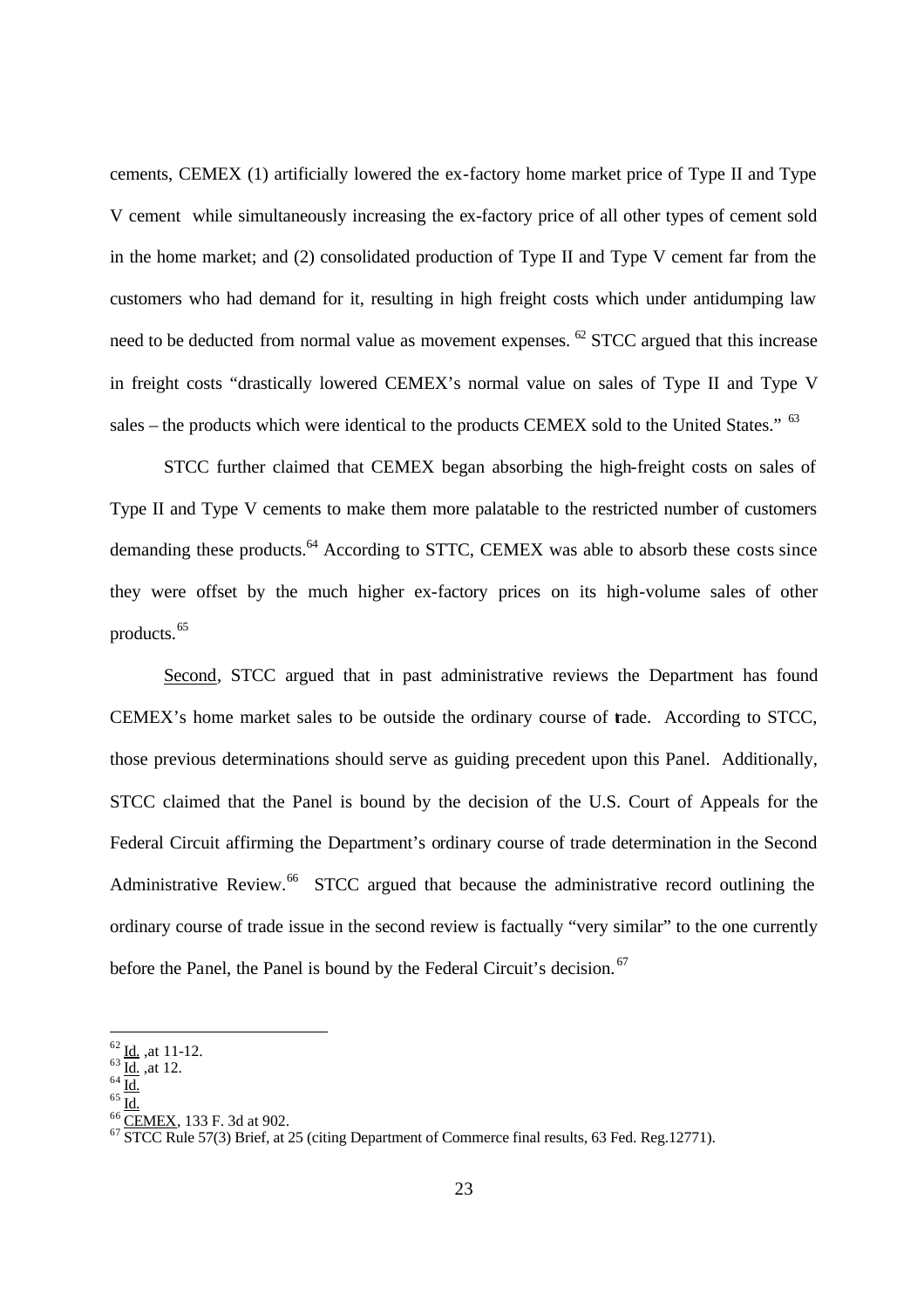cements, CEMEX (1) artificially lowered the ex-factory home market price of Type II and Type V cement while simultaneously increasing the ex-factory price of all other types of cement sold in the home market; and (2) consolidated production of Type II and Type V cement far from the customers who had demand for it, resulting in high freight costs which under antidumping law need to be deducted from normal value as movement expenses.[62] STCC argued that this increase in freight costs "drastically lowered CEMEX's normal value on sales of Type II and Type V sales – the products which were identical to the products CEMEX sold to the United States."[63]

STCC further claimed that CEMEX began absorbing the high-freight costs on sales of Type II and Type V cements to make them more palatable to the restricted number of customers demanding these products.[64] According to STTC, CEMEX was able to absorb these costs since they were offset by the much higher ex-factory prices on its high-volume sales of other products.[65]

Second, STCC argued that in past administrative reviews the Department has found CEMEX's home market sales to be outside the ordinary course of trade. According to STCC, those previous determinations should serve as guiding precedent upon this Panel. Additionally, STCC claimed that the Panel is bound by the decision of the U.S. Court of Appeals for the Federal Circuit affirming the Department's ordinary course of trade determination in the Second Administrative Review.[66] STCC argued that because the administrative record outlining the ordinary course of trade issue in the second review is factually "very similar" to the one currently before the Panel, the Panel is bound by the Federal Circuit's decision.[67]

---

[62] Id. ,at 11-12.
[63] Id. ,at 12.
[64] Id.
[65] Id.
[66] CEMEX, 133 F. 3d at 902.
[67] STCC Rule 57(3) Brief, at 25 (citing Department of Commerce final results, 63 Fed. Reg.12771).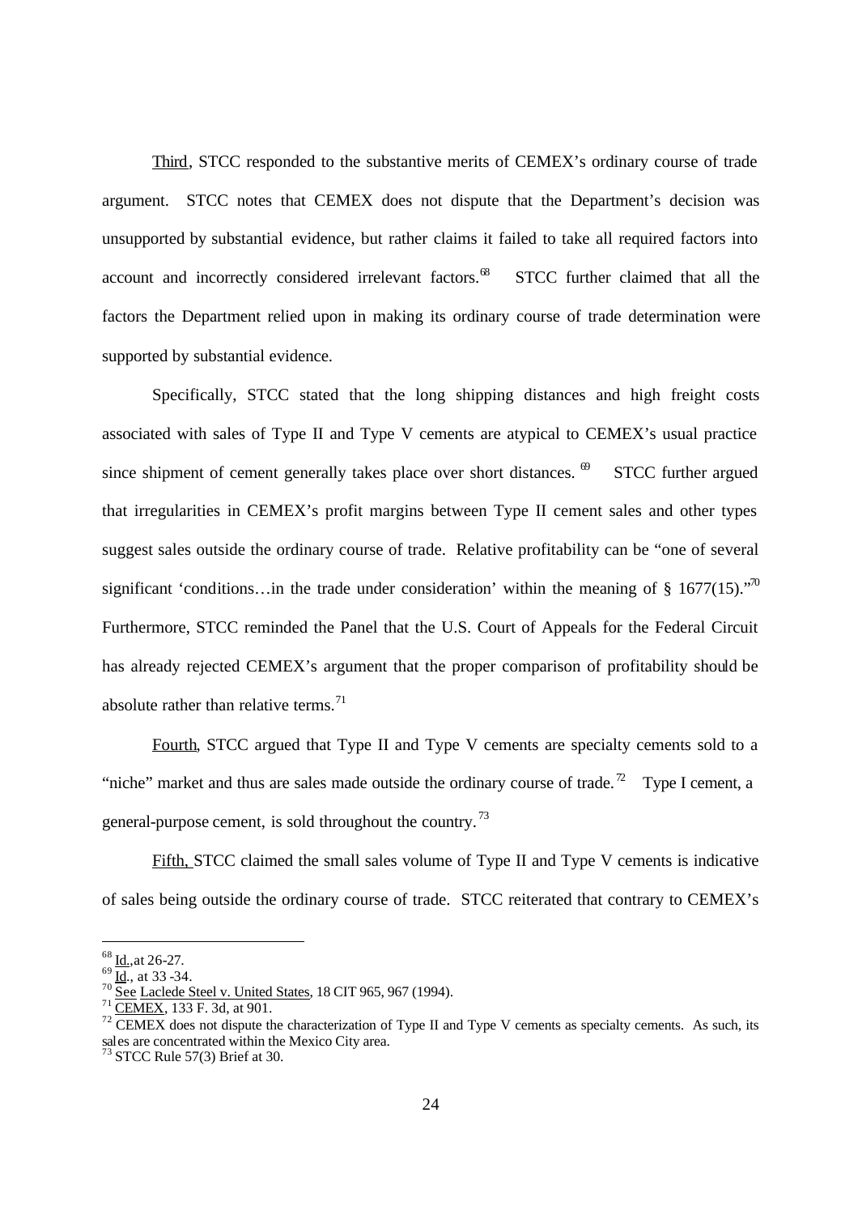Third, STCC responded to the substantive merits of CEMEX's ordinary course of trade argument. STCC notes that CEMEX does not dispute that the Department's decision was unsupported by substantial evidence, but rather claims it failed to take all required factors into account and incorrectly considered irrelevant factors.[68] STCC further claimed that all the factors the Department relied upon in making its ordinary course of trade determination were supported by substantial evidence.

Specifically, STCC stated that the long shipping distances and high freight costs associated with sales of Type II and Type V cements are atypical to CEMEX's usual practice since shipment of cement generally takes place over short distances.[69] STCC further argued that irregularities in CEMEX's profit margins between Type II cement sales and other types suggest sales outside the ordinary course of trade. Relative profitability can be "one of several significant 'conditions…in the trade under consideration' within the meaning of § 1677(15)."[70] Furthermore, STCC reminded the Panel that the U.S. Court of Appeals for the Federal Circuit has already rejected CEMEX's argument that the proper comparison of profitability should be absolute rather than relative terms.[71]

Fourth, STCC argued that Type II and Type V cements are specialty cements sold to a "niche" market and thus are sales made outside the ordinary course of trade.[72] Type I cement, a general-purpose cement, is sold throughout the country.[73]

Fifth, STCC claimed the small sales volume of Type II and Type V cements is indicative of sales being outside the ordinary course of trade. STCC reiterated that contrary to CEMEX's

---

[68] Id., at 26-27.

[69] Id., at 33 -34.

[70] See Laclede Steel v. United States, 18 CIT 965, 967 (1994).

[71] CEMEX, 133 F. 3d, at 901.

[72] CEMEX does not dispute the characterization of Type II and Type V cements as specialty cements. As such, its sales are concentrated within the Mexico City area.

[73] STCC Rule 57(3) Brief at 30.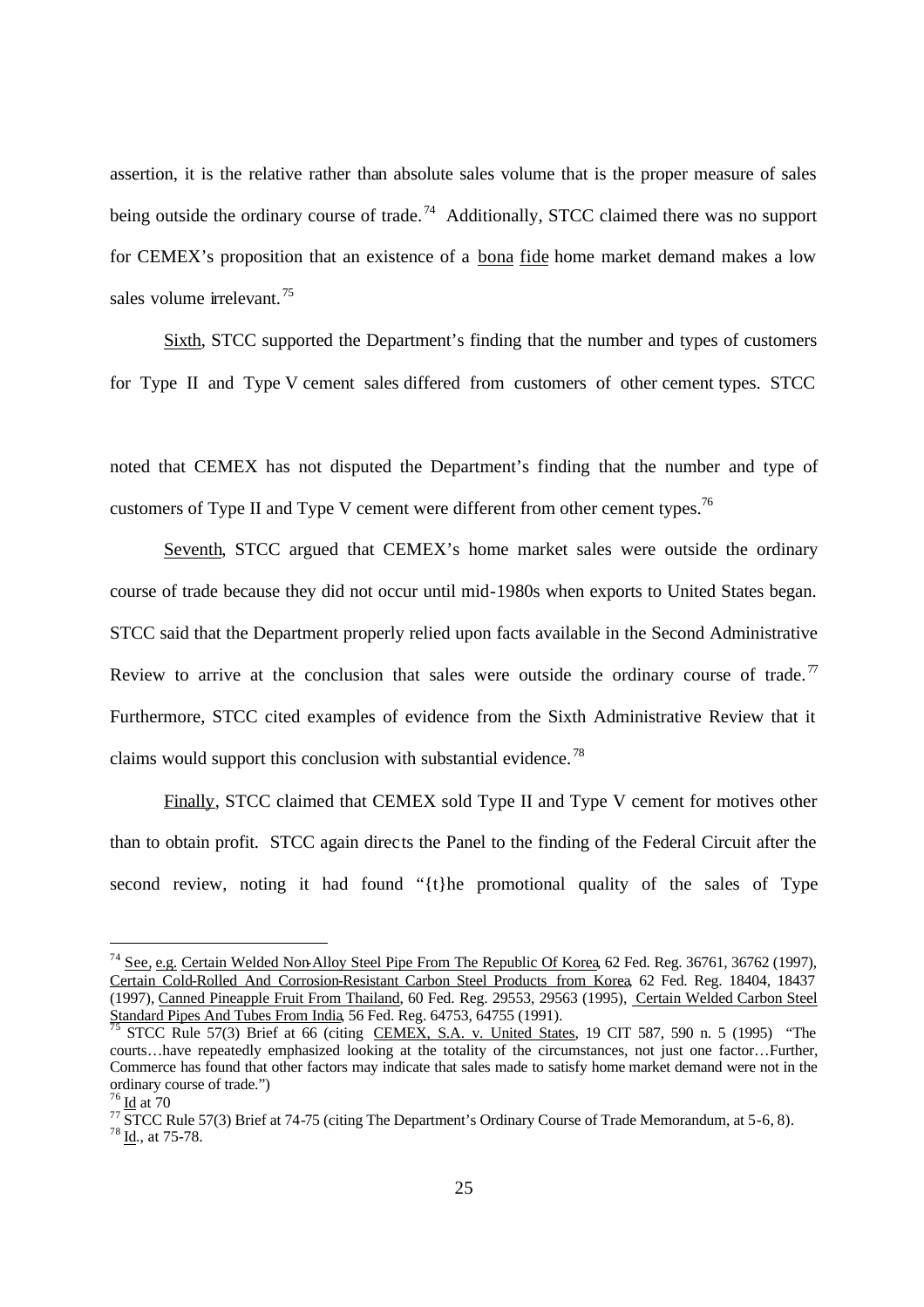assertion, it is the relative rather than absolute sales volume that is the proper measure of sales being outside the ordinary course of trade.[74] Additionally, STCC claimed there was no support for CEMEX's proposition that an existence of a bona fide home market demand makes a low sales volume irrelevant.[75]

Sixth, STCC supported the Department's finding that the number and types of customers for Type II and Type V cement sales differed from customers of other cement types. STCC noted that CEMEX has not disputed the Department's finding that the number and type of customers of Type II and Type V cement were different from other cement types.[76]

Seventh, STCC argued that CEMEX's home market sales were outside the ordinary course of trade because they did not occur until mid-1980s when exports to United States began. STCC said that the Department properly relied upon facts available in the Second Administrative Review to arrive at the conclusion that sales were outside the ordinary course of trade.[77] Furthermore, STCC cited examples of evidence from the Sixth Administrative Review that it claims would support this conclusion with substantial evidence.[78]

Finally, STCC claimed that CEMEX sold Type II and Type V cement for motives other than to obtain profit. STCC again directs the Panel to the finding of the Federal Circuit after the second review, noting it had found "{t}he promotional quality of the sales of Type

---

[74] See, e.g. Certain Welded Non-Alloy Steel Pipe From The Republic Of Korea, 62 Fed. Reg. 36761, 36762 (1997), Certain Cold-Rolled And Corrosion-Resistant Carbon Steel Products from Korea, 62 Fed. Reg. 18404, 18437 (1997), Canned Pineapple Fruit From Thailand, 60 Fed. Reg. 29553, 29563 (1995), Certain Welded Carbon Steel Standard Pipes And Tubes From India, 56 Fed. Reg. 64753, 64755 (1991).

[75] STCC Rule 57(3) Brief at 66 (citing CEMEX, S.A. v. United States, 19 CIT 587, 590 n. 5 (1995) "The courts…have repeatedly emphasized looking at the totality of the circumstances, not just one factor…Further, Commerce has found that other factors may indicate that sales made to satisfy home market demand were not in the ordinary course of trade.")

[76] Id at 70

[77] STCC Rule 57(3) Brief at 74-75 (citing The Department's Ordinary Course of Trade Memorandum, at 5-6, 8).

[78] Id., at 75-78.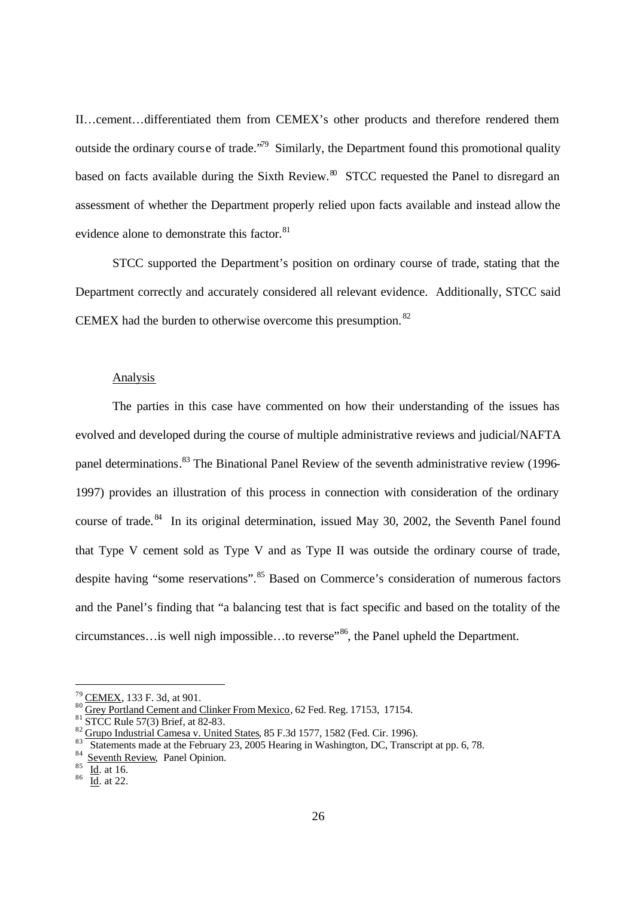II…cement…differentiated them from CEMEX's other products and therefore rendered them outside the ordinary course of trade."[79] Similarly, the Department found this promotional quality based on facts available during the Sixth Review.[80] STCC requested the Panel to disregard an assessment of whether the Department properly relied upon facts available and instead allow the evidence alone to demonstrate this factor.[81]

STCC supported the Department's position on ordinary course of trade, stating that the Department correctly and accurately considered all relevant evidence. Additionally, STCC said CEMEX had the burden to otherwise overcome this presumption.[82]

Analysis

The parties in this case have commented on how their understanding of the issues has evolved and developed during the course of multiple administrative reviews and judicial/NAFTA panel determinations.[83] The Binational Panel Review of the seventh administrative review (1996-1997) provides an illustration of this process in connection with consideration of the ordinary course of trade.[84] In its original determination, issued May 30, 2002, the Seventh Panel found that Type V cement sold as Type V and as Type II was outside the ordinary course of trade, despite having "some reservations".[85] Based on Commerce's consideration of numerous factors and the Panel's finding that "a balancing test that is fact specific and based on the totality of the circumstances…is well nigh impossible…to reverse"[86], the Panel upheld the Department.

---

[79] CEMEX, 133 F. 3d, at 901.

[80] Grey Portland Cement and Clinker From Mexico, 62 Fed. Reg. 17153, 17154.

[81] STCC Rule 57(3) Brief, at 82-83.

[82] Grupo Industrial Camesa v. United States, 85 F.3d 1577, 1582 (Fed. Cir. 1996).

[83] Statements made at the February 23, 2005 Hearing in Washington, DC, Transcript at pp. 6, 78.

[84] Seventh Review, Panel Opinion.

[85] Id. at 16.

[86] Id. at 22.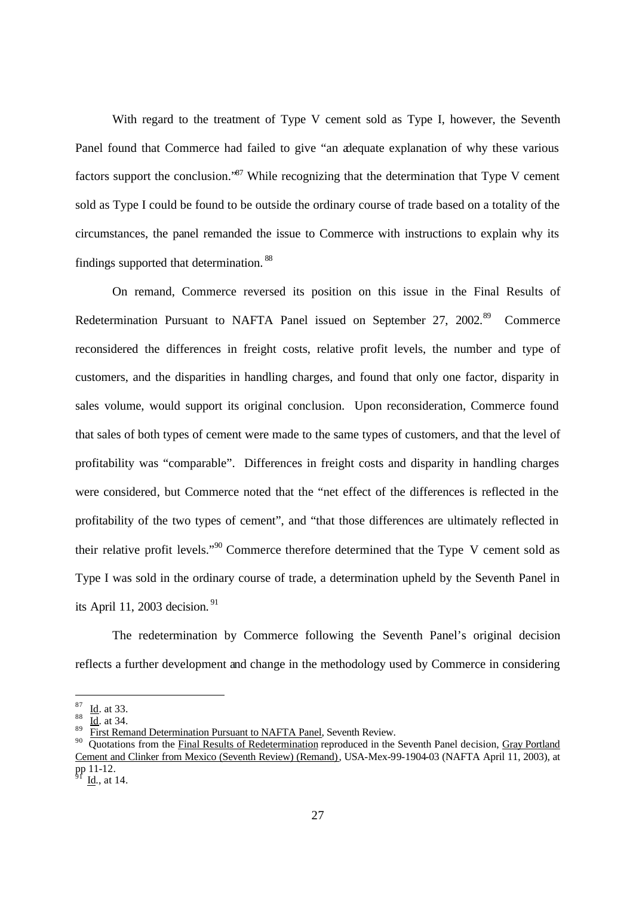With regard to the treatment of Type V cement sold as Type I, however, the Seventh Panel found that Commerce had failed to give "an adequate explanation of why these various factors support the conclusion."[87] While recognizing that the determination that Type V cement sold as Type I could be found to be outside the ordinary course of trade based on a totality of the circumstances, the panel remanded the issue to Commerce with instructions to explain why its findings supported that determination.[88]

On remand, Commerce reversed its position on this issue in the Final Results of Redetermination Pursuant to NAFTA Panel issued on September 27, 2002.[89] Commerce reconsidered the differences in freight costs, relative profit levels, the number and type of customers, and the disparities in handling charges, and found that only one factor, disparity in sales volume, would support its original conclusion. Upon reconsideration, Commerce found that sales of both types of cement were made to the same types of customers, and that the level of profitability was "comparable". Differences in freight costs and disparity in handling charges were considered, but Commerce noted that the "net effect of the differences is reflected in the profitability of the two types of cement", and "that those differences are ultimately reflected in their relative profit levels."[90] Commerce therefore determined that the Type V cement sold as Type I was sold in the ordinary course of trade, a determination upheld by the Seventh Panel in its April 11, 2003 decision.[91]

The redetermination by Commerce following the Seventh Panel's original decision reflects a further development and change in the methodology used by Commerce in considering

---

[87] Id. at 33.

[88] Id. at 34.

[89] First Remand Determination Pursuant to NAFTA Panel, Seventh Review.

[90] Quotations from the Final Results of Redetermination reproduced in the Seventh Panel decision, Gray Portland Cement and Clinker from Mexico (Seventh Review) (Remand), USA-Mex-99-1904-03 (NAFTA April 11, 2003), at pp 11-12.

[91] Id., at 14.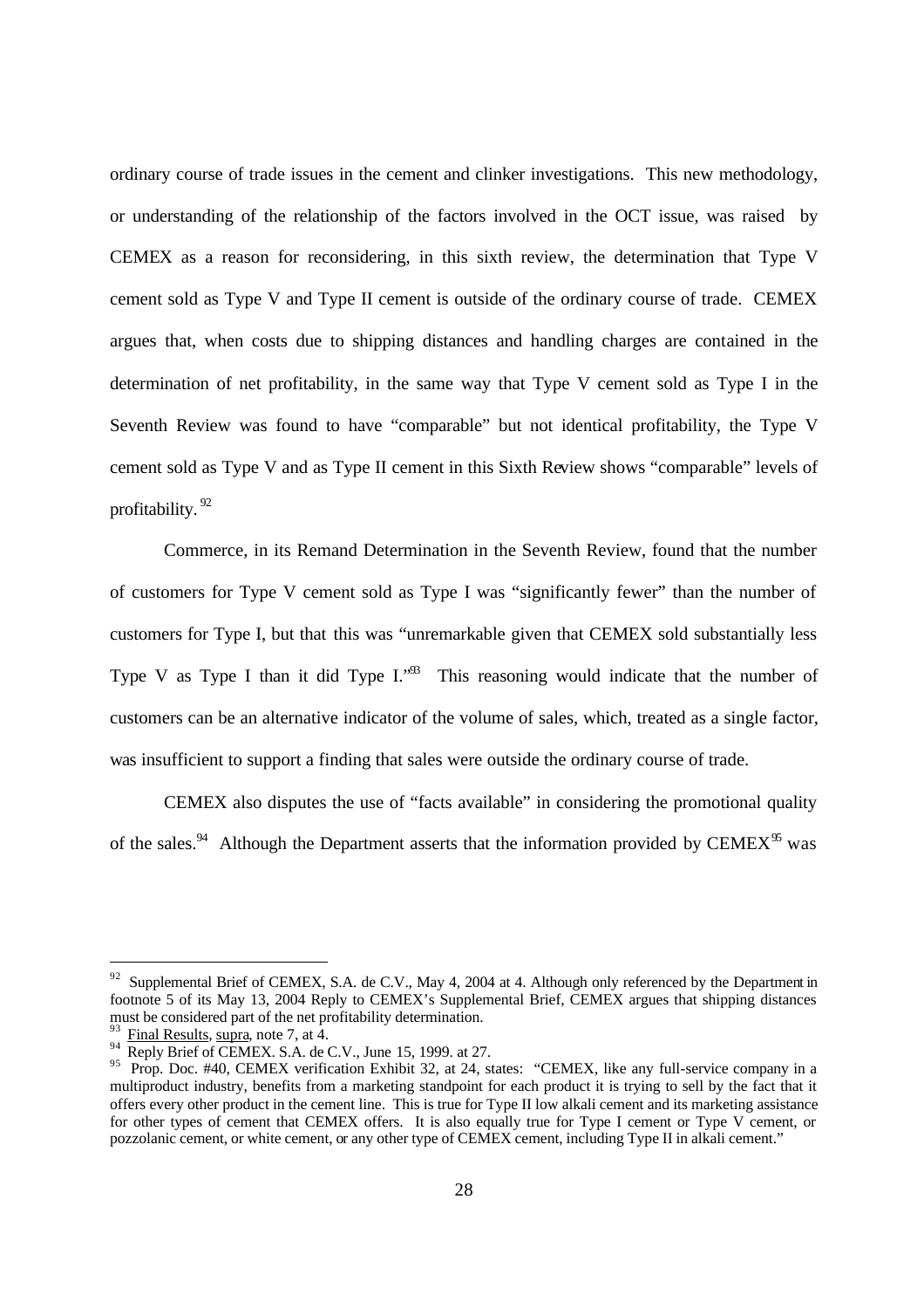ordinary course of trade issues in the cement and clinker investigations. This new methodology, or understanding of the relationship of the factors involved in the OCT issue, was raised by CEMEX as a reason for reconsidering, in this sixth review, the determination that Type V cement sold as Type V and Type II cement is outside of the ordinary course of trade. CEMEX argues that, when costs due to shipping distances and handling charges are contained in the determination of net profitability, in the same way that Type V cement sold as Type I in the Seventh Review was found to have "comparable" but not identical profitability, the Type V cement sold as Type V and as Type II cement in this Sixth Review shows "comparable" levels of profitability.[92]

Commerce, in its Remand Determination in the Seventh Review, found that the number of customers for Type V cement sold as Type I was "significantly fewer" than the number of customers for Type I, but that this was "unremarkable given that CEMEX sold substantially less Type V as Type I than it did Type I."[93] This reasoning would indicate that the number of customers can be an alternative indicator of the volume of sales, which, treated as a single factor, was insufficient to support a finding that sales were outside the ordinary course of trade.

CEMEX also disputes the use of "facts available" in considering the promotional quality of the sales.[94] Although the Department asserts that the information provided by CEMEX[95] was

---

[92] Supplemental Brief of CEMEX, S.A. de C.V., May 4, 2004 at 4. Although only referenced by the Department in footnote 5 of its May 13, 2004 Reply to CEMEX's Supplemental Brief, CEMEX argues that shipping distances must be considered part of the net profitability determination.

[93] Final Results, supra, note 7, at 4.

[94] Reply Brief of CEMEX. S.A. de C.V., June 15, 1999. at 27.

[95] Prop. Doc. #40, CEMEX verification Exhibit 32, at 24, states: "CEMEX, like any full-service company in a multiproduct industry, benefits from a marketing standpoint for each product it is trying to sell by the fact that it offers every other product in the cement line. This is true for Type II low alkali cement and its marketing assistance for other types of cement that CEMEX offers. It is also equally true for Type I cement or Type V cement, or pozzolanic cement, or white cement, or any other type of CEMEX cement, including Type II in alkali cement."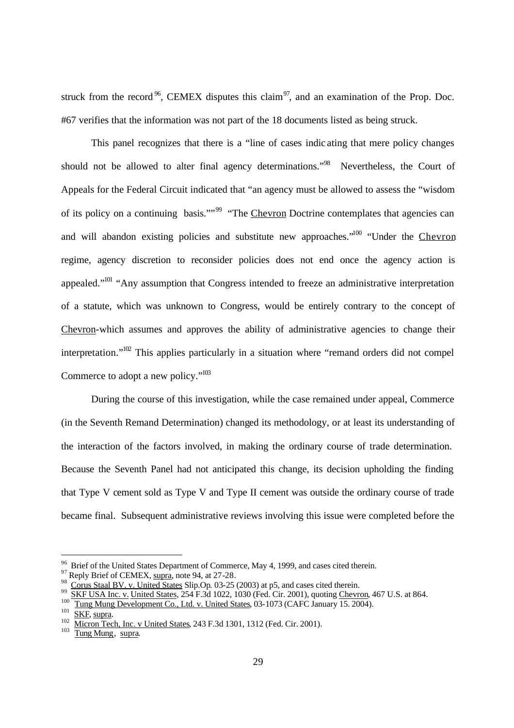struck from the record[96], CEMEX disputes this claim[97], and an examination of the Prop. Doc. #67 verifies that the information was not part of the 18 documents listed as being struck.

This panel recognizes that there is a "line of cases indicating that mere policy changes should not be allowed to alter final agency determinations."[98] Nevertheless, the Court of Appeals for the Federal Circuit indicated that "an agency must be allowed to assess the "wisdom of its policy on a continuing basis.""[99] "The Chevron Doctrine contemplates that agencies can and will abandon existing policies and substitute new approaches."[100] "Under the Chevron regime, agency discretion to reconsider policies does not end once the agency action is appealed."[101] "Any assumption that Congress intended to freeze an administrative interpretation of a statute, which was unknown to Congress, would be entirely contrary to the concept of Chevron-which assumes and approves the ability of administrative agencies to change their interpretation."[102] This applies particularly in a situation where "remand orders did not compel Commerce to adopt a new policy."[103]

During the course of this investigation, while the case remained under appeal, Commerce (in the Seventh Remand Determination) changed its methodology, or at least its understanding of the interaction of the factors involved, in making the ordinary course of trade determination. Because the Seventh Panel had not anticipated this change, its decision upholding the finding that Type V cement sold as Type V and Type II cement was outside the ordinary course of trade became final. Subsequent administrative reviews involving this issue were completed before the

---

[96] Brief of the United States Department of Commerce, May 4, 1999, and cases cited therein.

[97] Reply Brief of CEMEX, supra, note 94, at 27-28.

[98] Corus Staal BV. v. United States Slip.Op. 03-25 (2003) at p5, and cases cited therein.

[99] SKF USA Inc. v. United States, 254 F.3d 1022, 1030 (Fed. Cir. 2001), quoting Chevron, 467 U.S. at 864.

[100] Tung Mung Development Co., Ltd. v. United States, 03-1073 (CAFC January 15. 2004).

[101] SKF, supra.

[102] Micron Tech, Inc. v United States, 243 F.3d 1301, 1312 (Fed. Cir. 2001).

[103] Tung Mung, supra.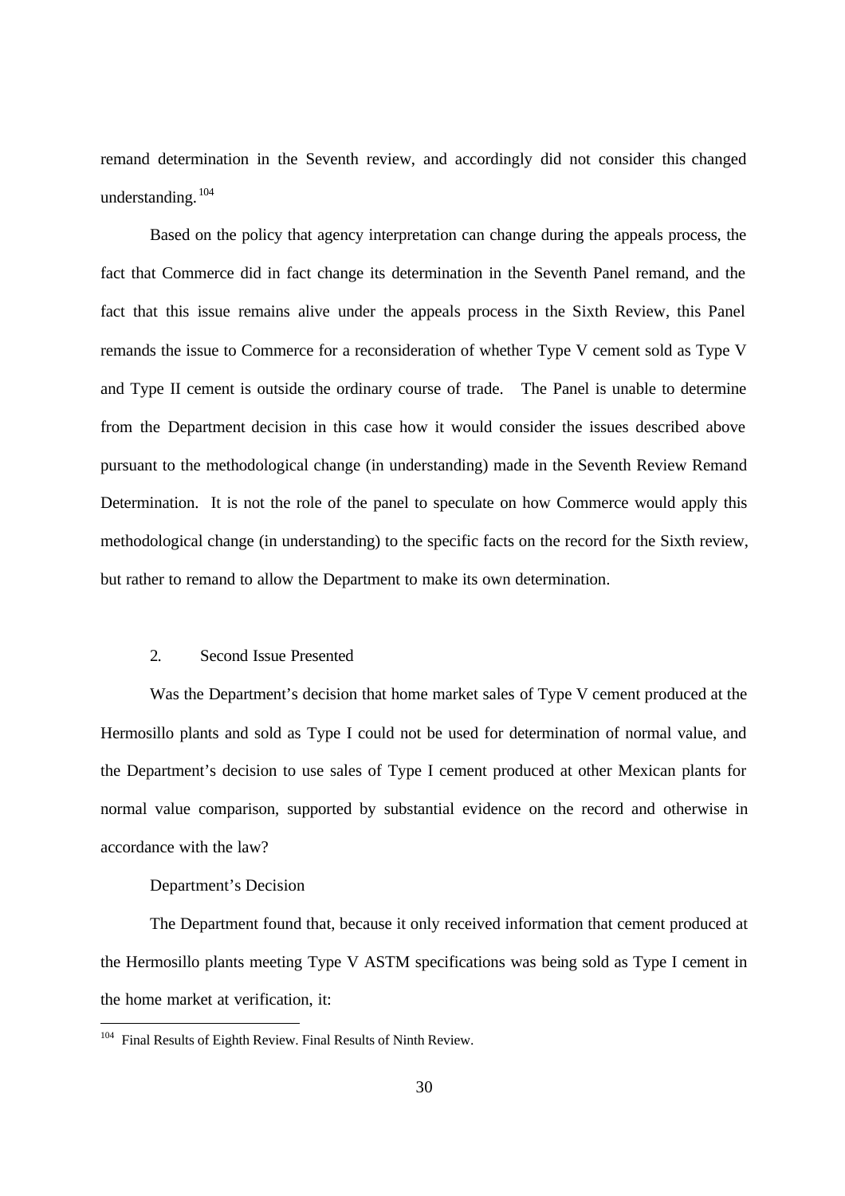remand determination in the Seventh review, and accordingly did not consider this changed understanding.[104]

Based on the policy that agency interpretation can change during the appeals process, the fact that Commerce did in fact change its determination in the Seventh Panel remand, and the fact that this issue remains alive under the appeals process in the Sixth Review, this Panel remands the issue to Commerce for a reconsideration of whether Type V cement sold as Type V and Type II cement is outside the ordinary course of trade. The Panel is unable to determine from the Department decision in this case how it would consider the issues described above pursuant to the methodological change (in understanding) made in the Seventh Review Remand Determination. It is not the role of the panel to speculate on how Commerce would apply this methodological change (in understanding) to the specific facts on the record for the Sixth review, but rather to remand to allow the Department to make its own determination.

2. Second Issue Presented

Was the Department's decision that home market sales of Type V cement produced at the Hermosillo plants and sold as Type I could not be used for determination of normal value, and the Department's decision to use sales of Type I cement produced at other Mexican plants for normal value comparison, supported by substantial evidence on the record and otherwise in accordance with the law?

Department's Decision

The Department found that, because it only received information that cement produced at the Hermosillo plants meeting Type V ASTM specifications was being sold as Type I cement in the home market at verification, it:

[104] Final Results of Eighth Review. Final Results of Ninth Review.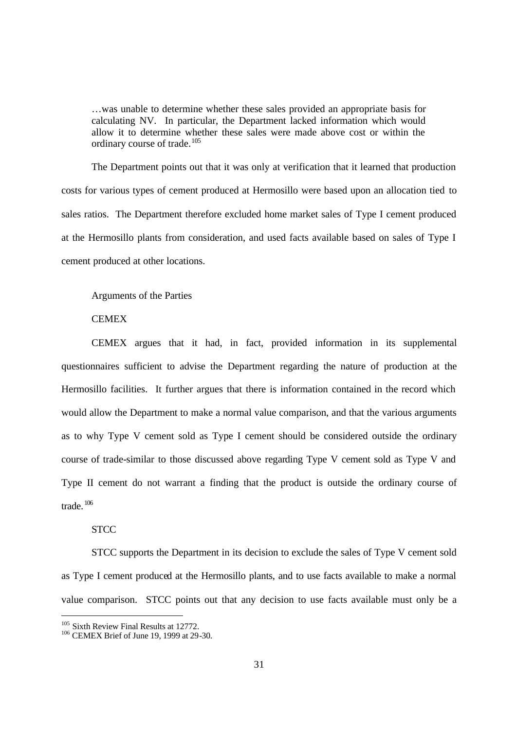> …was unable to determine whether these sales provided an appropriate basis for calculating NV. In particular, the Department lacked information which would allow it to determine whether these sales were made above cost or within the ordinary course of trade.[105]

The Department points out that it was only at verification that it learned that production costs for various types of cement produced at Hermosillo were based upon an allocation tied to sales ratios. The Department therefore excluded home market sales of Type I cement produced at the Hermosillo plants from consideration, and used facts available based on sales of Type I cement produced at other locations.

Arguments of the Parties

CEMEX

CEMEX argues that it had, in fact, provided information in its supplemental questionnaires sufficient to advise the Department regarding the nature of production at the Hermosillo facilities. It further argues that there is information contained in the record which would allow the Department to make a normal value comparison, and that the various arguments as to why Type V cement sold as Type I cement should be considered outside the ordinary course of trade-similar to those discussed above regarding Type V cement sold as Type V and Type II cement do not warrant a finding that the product is outside the ordinary course of trade.[106]

STCC

STCC supports the Department in its decision to exclude the sales of Type V cement sold as Type I cement produced at the Hermosillo plants, and to use facts available to make a normal value comparison. STCC points out that any decision to use facts available must only be a

---

[105] Sixth Review Final Results at 12772.

[106] CEMEX Brief of June 19, 1999 at 29-30.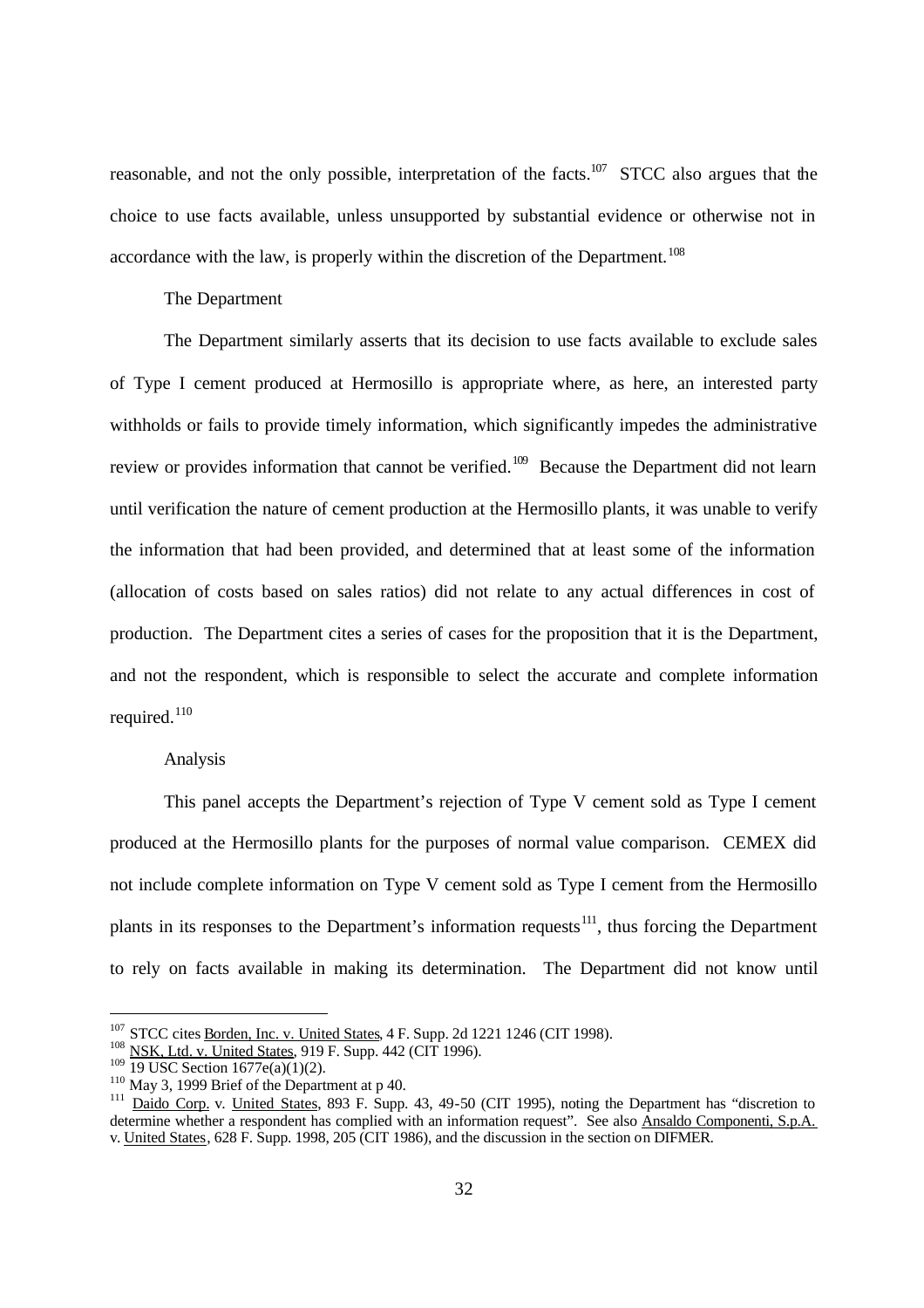reasonable, and not the only possible, interpretation of the facts.[107] STCC also argues that the choice to use facts available, unless unsupported by substantial evidence or otherwise not in accordance with the law, is properly within the discretion of the Department.[108]

The Department

The Department similarly asserts that its decision to use facts available to exclude sales of Type I cement produced at Hermosillo is appropriate where, as here, an interested party withholds or fails to provide timely information, which significantly impedes the administrative review or provides information that cannot be verified.[109] Because the Department did not learn until verification the nature of cement production at the Hermosillo plants, it was unable to verify the information that had been provided, and determined that at least some of the information (allocation of costs based on sales ratios) did not relate to any actual differences in cost of production. The Department cites a series of cases for the proposition that it is the Department, and not the respondent, which is responsible to select the accurate and complete information required.[110]

Analysis

This panel accepts the Department's rejection of Type V cement sold as Type I cement produced at the Hermosillo plants for the purposes of normal value comparison. CEMEX did not include complete information on Type V cement sold as Type I cement from the Hermosillo plants in its responses to the Department's information requests[111], thus forcing the Department to rely on facts available in making its determination. The Department did not know until

---

[107] STCC cites Borden, Inc. v. United States, 4 F. Supp. 2d 1221 1246 (CIT 1998).

[108] NSK, Ltd. v. United States, 919 F. Supp. 442 (CIT 1996).

[109] 19 USC Section 1677e(a)(1)(2).

[110] May 3, 1999 Brief of the Department at p 40.

[111] Daido Corp. v. United States, 893 F. Supp. 43, 49-50 (CIT 1995), noting the Department has "discretion to determine whether a respondent has complied with an information request". See also Ansaldo Componenti, S.p.A. v. United States, 628 F. Supp. 1998, 205 (CIT 1986), and the discussion in the section on DIFMER.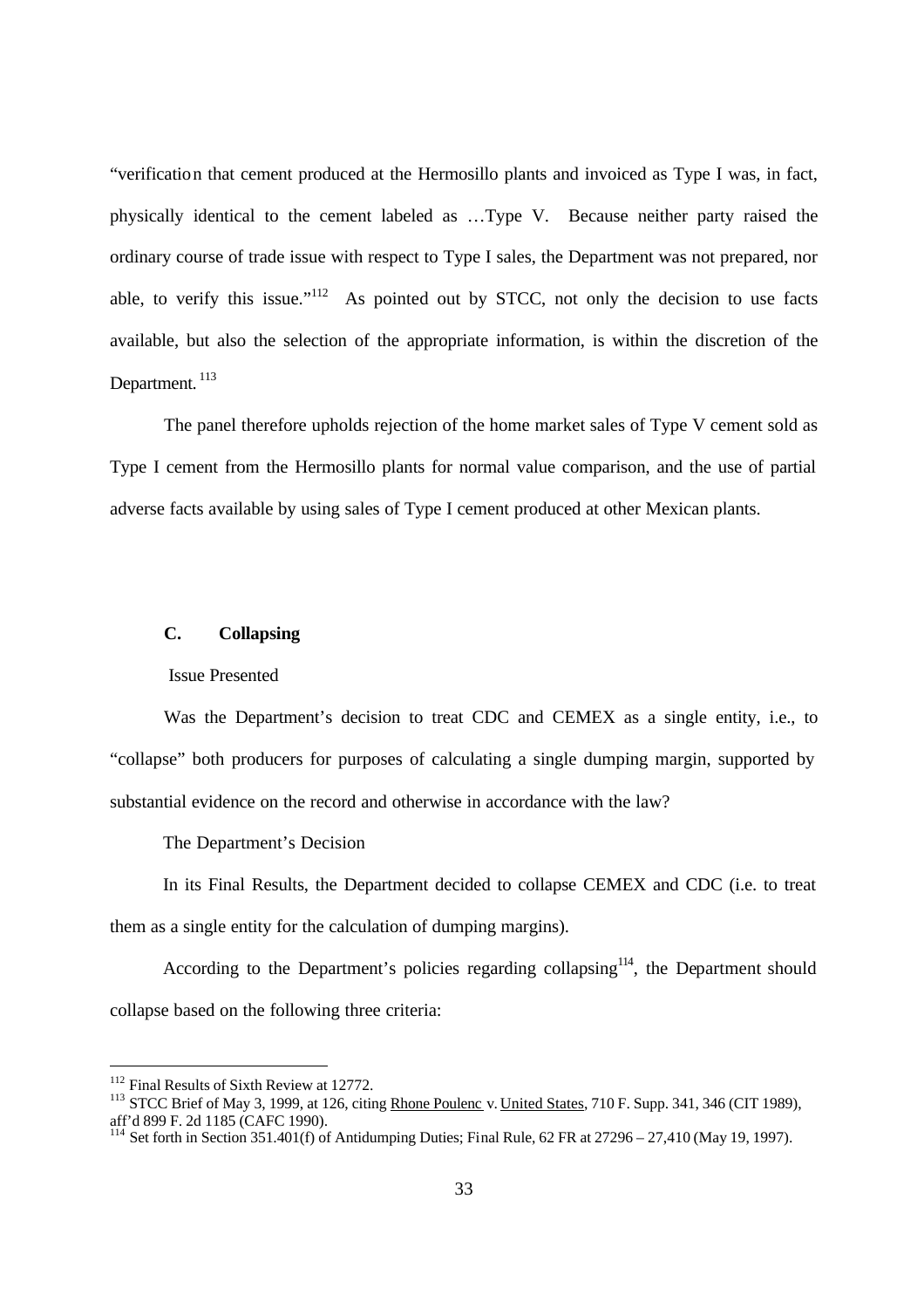"verification that cement produced at the Hermosillo plants and invoiced as Type I was, in fact, physically identical to the cement labeled as …Type V. Because neither party raised the ordinary course of trade issue with respect to Type I sales, the Department was not prepared, nor able, to verify this issue."[112] As pointed out by STCC, not only the decision to use facts available, but also the selection of the appropriate information, is within the discretion of the Department.[113]

The panel therefore upholds rejection of the home market sales of Type V cement sold as Type I cement from the Hermosillo plants for normal value comparison, and the use of partial adverse facts available by using sales of Type I cement produced at other Mexican plants.

**C. Collapsing**

Issue Presented

Was the Department's decision to treat CDC and CEMEX as a single entity, i.e., to "collapse" both producers for purposes of calculating a single dumping margin, supported by substantial evidence on the record and otherwise in accordance with the law?

The Department's Decision

In its Final Results, the Department decided to collapse CEMEX and CDC (i.e. to treat them as a single entity for the calculation of dumping margins).

According to the Department's policies regarding collapsing[114], the Department should collapse based on the following three criteria:

---

[112] Final Results of Sixth Review at 12772.

[113] STCC Brief of May 3, 1999, at 126, citing Rhone Poulenc v. United States, 710 F. Supp. 341, 346 (CIT 1989), aff'd 899 F. 2d 1185 (CAFC 1990).

[114] Set forth in Section 351.401(f) of Antidumping Duties; Final Rule, 62 FR at 27296 – 27,410 (May 19, 1997).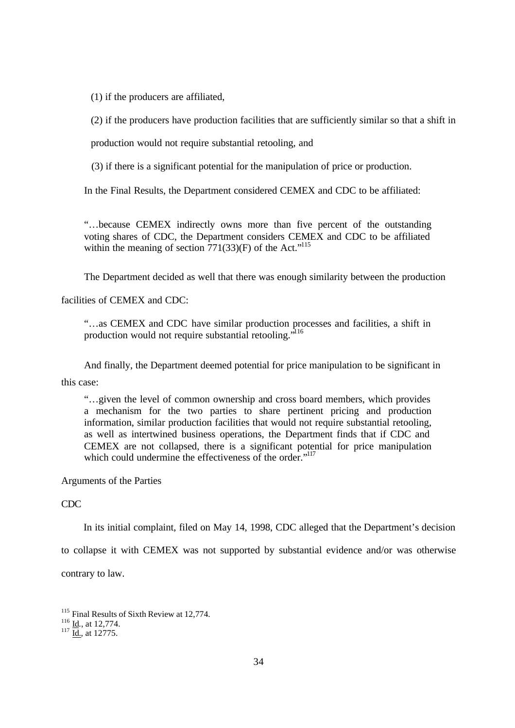(1) if the producers are affiliated,

(2) if the producers have production facilities that are sufficiently similar so that a shift in production would not require substantial retooling, and

(3) if there is a significant potential for the manipulation of price or production.

In the Final Results, the Department considered CEMEX and CDC to be affiliated:

> "…because CEMEX indirectly owns more than five percent of the outstanding voting shares of CDC, the Department considers CEMEX and CDC to be affiliated within the meaning of section 771(33)(F) of the Act."[115]

The Department decided as well that there was enough similarity between the production facilities of CEMEX and CDC:

> "…as CEMEX and CDC have similar production processes and facilities, a shift in production would not require substantial retooling."[116]

And finally, the Department deemed potential for price manipulation to be significant in this case:

> "…given the level of common ownership and cross board members, which provides a mechanism for the two parties to share pertinent pricing and production information, similar production facilities that would not require substantial retooling, as well as intertwined business operations, the Department finds that if CDC and CEMEX are not collapsed, there is a significant potential for price manipulation which could undermine the effectiveness of the order."[117]

Arguments of the Parties

CDC

In its initial complaint, filed on May 14, 1998, CDC alleged that the Department's decision to collapse it with CEMEX was not supported by substantial evidence and/or was otherwise contrary to law.

---

[115] Final Results of Sixth Review at 12,774.
[116] Id., at 12,774.
[117] Id., at 12775.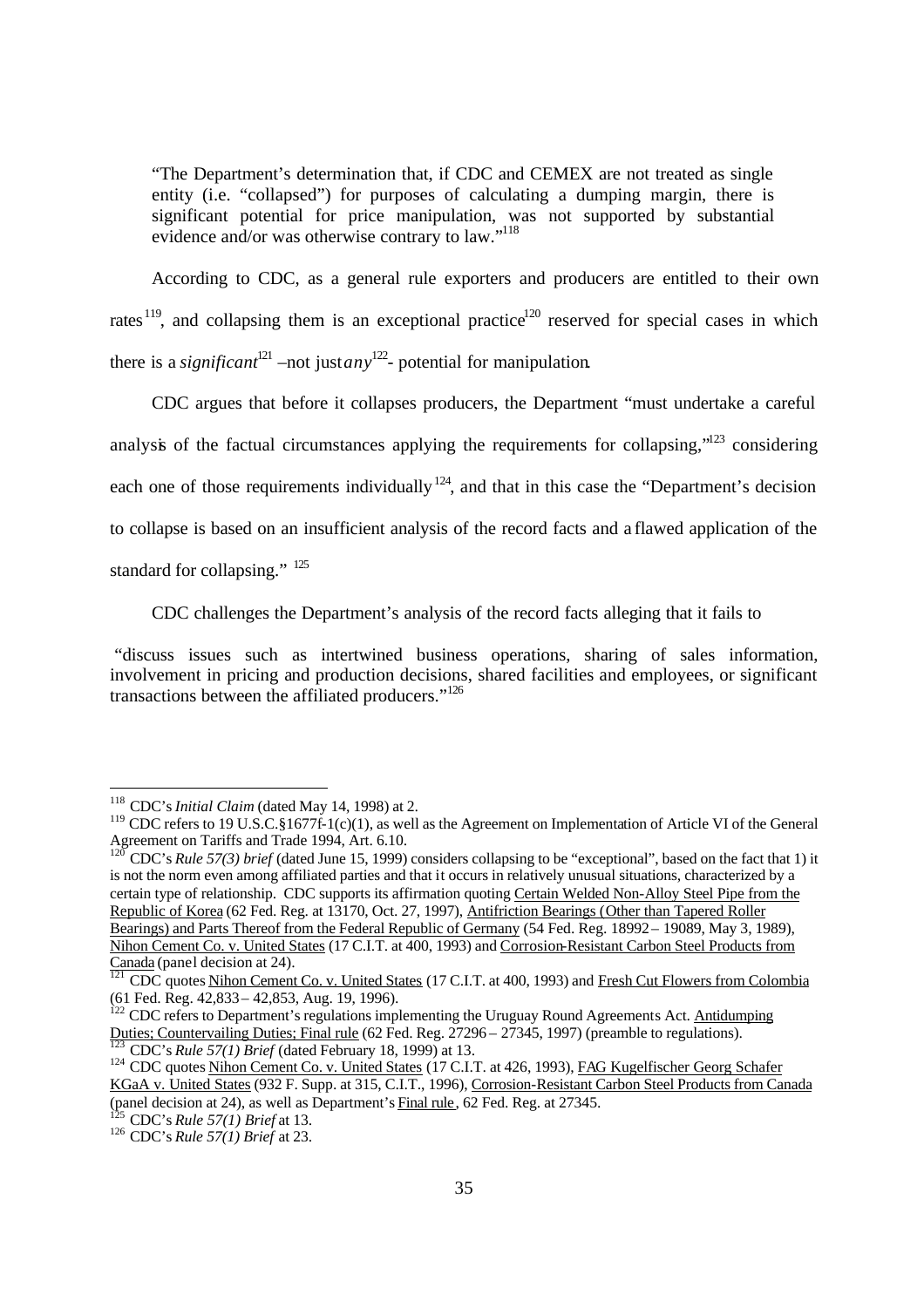> "The Department's determination that, if CDC and CEMEX are not treated as single entity (i.e. "collapsed") for purposes of calculating a dumping margin, there is significant potential for price manipulation, was not supported by substantial evidence and/or was otherwise contrary to law."[118]

According to CDC, as a general rule exporters and producers are entitled to their own rates[119], and collapsing them is an exceptional practice[120] reserved for special cases in which there is a *significant*[121] –not just *any*[122]- potential for manipulation.

CDC argues that before it collapses producers, the Department "must undertake a careful analysis of the factual circumstances applying the requirements for collapsing,"[123] considering each one of those requirements individually[124], and that in this case the "Department's decision to collapse is based on an insufficient analysis of the record facts and a flawed application of the standard for collapsing." [125]

CDC challenges the Department's analysis of the record facts alleging that it fails to

> "discuss issues such as intertwined business operations, sharing of sales information, involvement in pricing and production decisions, shared facilities and employees, or significant transactions between the affiliated producers."[126]

---

[118] CDC's *Initial Claim* (dated May 14, 1998) at 2.

[119] CDC refers to 19 U.S.C.§1677f-1(c)(1), as well as the Agreement on Implementation of Article VI of the General Agreement on Tariffs and Trade 1994, Art. 6.10.

[120] CDC's *Rule 57(3) brief* (dated June 15, 1999) considers collapsing to be "exceptional", based on the fact that 1) it is not the norm even among affiliated parties and that it occurs in relatively unusual situations, characterized by a certain type of relationship. CDC supports its affirmation quoting Certain Welded Non-Alloy Steel Pipe from the Republic of Korea (62 Fed. Reg. at 13170, Oct. 27, 1997), Antifriction Bearings (Other than Tapered Roller Bearings) and Parts Thereof from the Federal Republic of Germany (54 Fed. Reg. 18992 – 19089, May 3, 1989), Nihon Cement Co. v. United States (17 C.I.T. at 400, 1993) and Corrosion-Resistant Carbon Steel Products from Canada (panel decision at 24).

[121] CDC quotes Nihon Cement Co. v. United States (17 C.I.T. at 400, 1993) and Fresh Cut Flowers from Colombia (61 Fed. Reg. 42,833 – 42,853, Aug. 19, 1996).

[122] CDC refers to Department's regulations implementing the Uruguay Round Agreements Act. Antidumping Duties; Countervailing Duties; Final rule (62 Fed. Reg. 27296 – 27345, 1997) (preamble to regulations).

[123] CDC's *Rule 57(1) Brief* (dated February 18, 1999) at 13.

[124] CDC quotes Nihon Cement Co. v. United States (17 C.I.T. at 426, 1993), FAG Kugelfischer Georg Schafer KGaA v. United States (932 F. Supp. at 315, C.I.T., 1996), Corrosion-Resistant Carbon Steel Products from Canada (panel decision at 24), as well as Department's Final rule, 62 Fed. Reg. at 27345.

[125] CDC's *Rule 57(1) Brief* at 13.

[126] CDC's *Rule 57(1) Brief* at 23.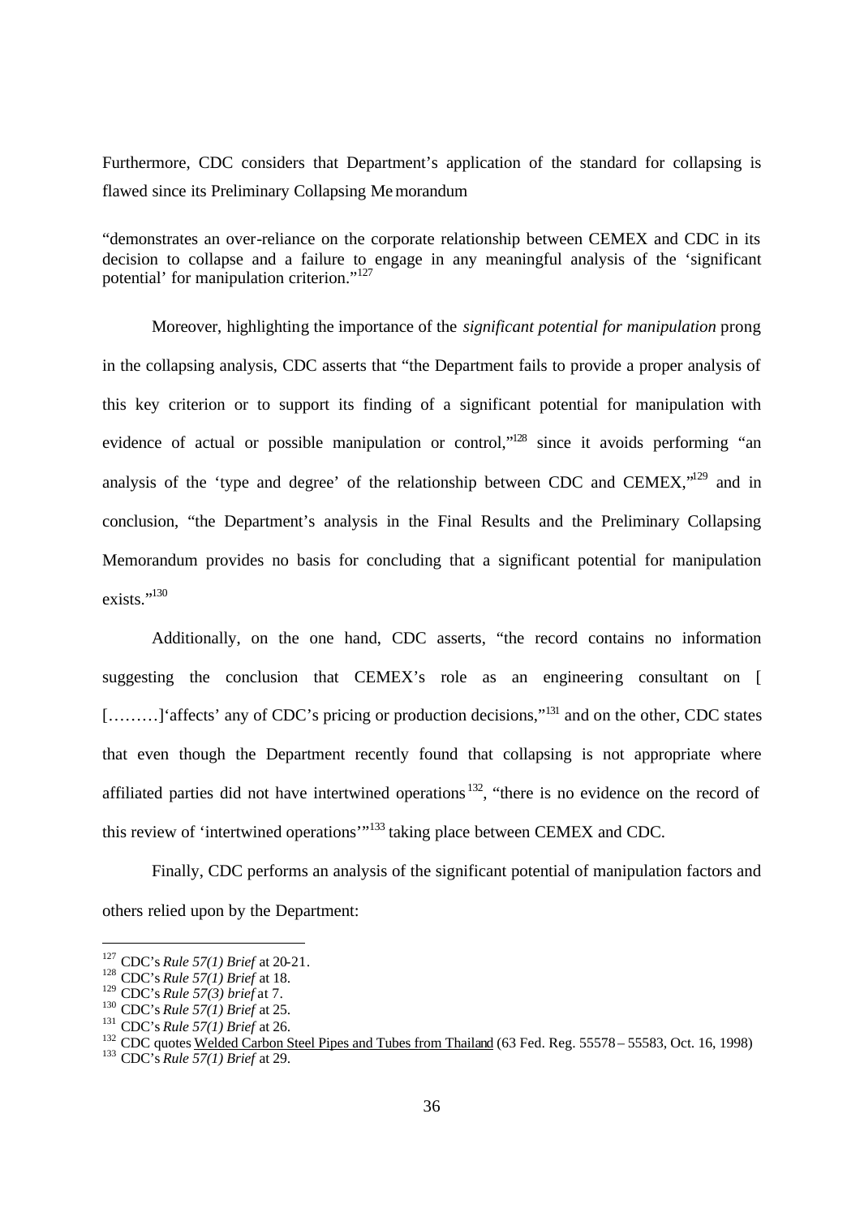Furthermore, CDC considers that Department's application of the standard for collapsing is flawed since its Preliminary Collapsing Memorandum

"demonstrates an over-reliance on the corporate relationship between CEMEX and CDC in its decision to collapse and a failure to engage in any meaningful analysis of the 'significant potential' for manipulation criterion."[127]

Moreover, highlighting the importance of the *significant potential for manipulation* prong in the collapsing analysis, CDC asserts that "the Department fails to provide a proper analysis of this key criterion or to support its finding of a significant potential for manipulation with evidence of actual or possible manipulation or control,"[128] since it avoids performing "an analysis of the 'type and degree' of the relationship between CDC and CEMEX,"[129] and in conclusion, "the Department's analysis in the Final Results and the Preliminary Collapsing Memorandum provides no basis for concluding that a significant potential for manipulation exists."[130]

Additionally, on the one hand, CDC asserts, "the record contains no information suggesting the conclusion that CEMEX's role as an engineering consultant on [ [………]'affects' any of CDC's pricing or production decisions,"[131] and on the other, CDC states that even though the Department recently found that collapsing is not appropriate where affiliated parties did not have intertwined operations[132], "there is no evidence on the record of this review of 'intertwined operations'"[133] taking place between CEMEX and CDC.

Finally, CDC performs an analysis of the significant potential of manipulation factors and others relied upon by the Department:

---

[127] CDC's *Rule 57(1) Brief* at 20-21.
[128] CDC's *Rule 57(1) Brief* at 18.
[129] CDC's *Rule 57(3) brief* at 7.
[130] CDC's *Rule 57(1) Brief* at 25.
[131] CDC's *Rule 57(1) Brief* at 26.
[132] CDC quotes Welded Carbon Steel Pipes and Tubes from Thailand (63 Fed. Reg. 55578 – 55583, Oct. 16, 1998)
[133] CDC's *Rule 57(1) Brief* at 29.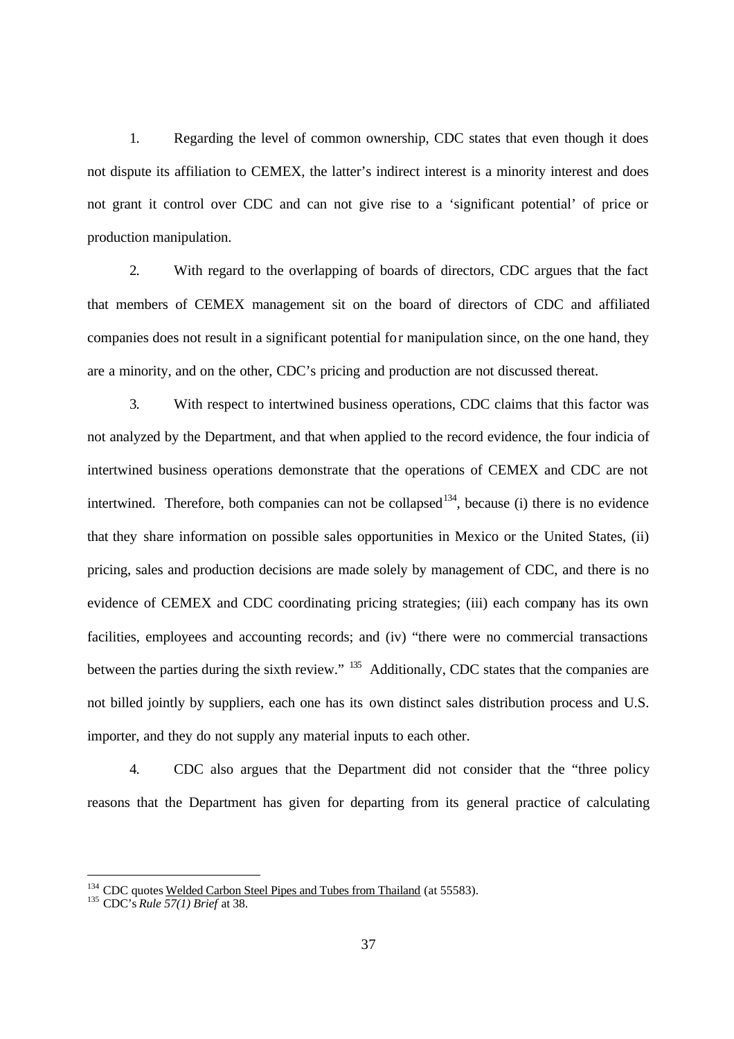1. Regarding the level of common ownership, CDC states that even though it does not dispute its affiliation to CEMEX, the latter's indirect interest is a minority interest and does not grant it control over CDC and can not give rise to a 'significant potential' of price or production manipulation.

2. With regard to the overlapping of boards of directors, CDC argues that the fact that members of CEMEX management sit on the board of directors of CDC and affiliated companies does not result in a significant potential for manipulation since, on the one hand, they are a minority, and on the other, CDC's pricing and production are not discussed thereat.

3. With respect to intertwined business operations, CDC claims that this factor was not analyzed by the Department, and that when applied to the record evidence, the four indicia of intertwined business operations demonstrate that the operations of CEMEX and CDC are not intertwined. Therefore, both companies can not be collapsed[134], because (i) there is no evidence that they share information on possible sales opportunities in Mexico or the United States, (ii) pricing, sales and production decisions are made solely by management of CDC, and there is no evidence of CEMEX and CDC coordinating pricing strategies; (iii) each company has its own facilities, employees and accounting records; and (iv) "there were no commercial transactions between the parties during the sixth review." [135] Additionally, CDC states that the companies are not billed jointly by suppliers, each one has its own distinct sales distribution process and U.S. importer, and they do not supply any material inputs to each other.

4. CDC also argues that the Department did not consider that the "three policy reasons that the Department has given for departing from its general practice of calculating

---

[134] CDC quotes Welded Carbon Steel Pipes and Tubes from Thailand (at 55583).

[135] CDC's *Rule 57(1) Brief* at 38.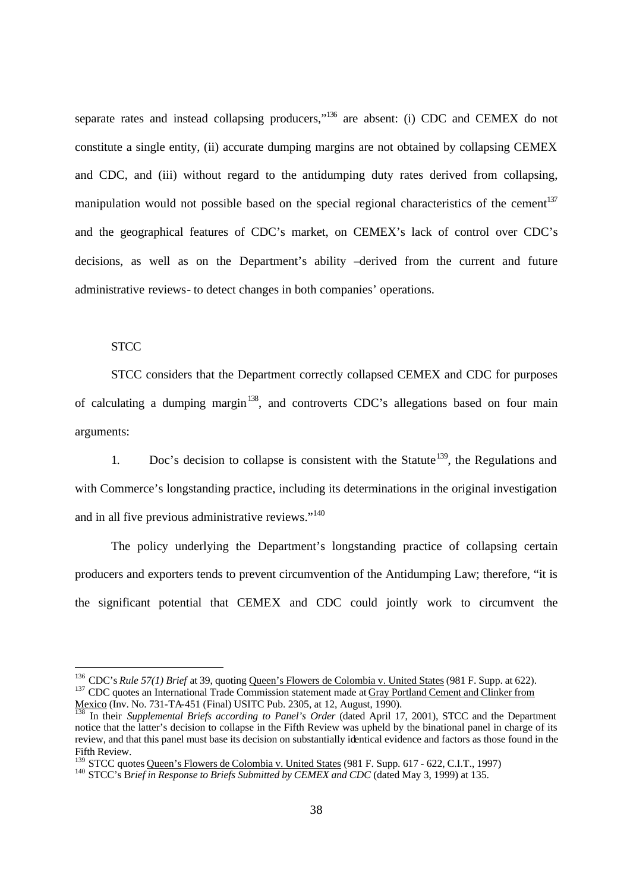separate rates and instead collapsing producers,"[136] are absent: (i) CDC and CEMEX do not constitute a single entity, (ii) accurate dumping margins are not obtained by collapsing CEMEX and CDC, and (iii) without regard to the antidumping duty rates derived from collapsing, manipulation would not possible based on the special regional characteristics of the cement[137] and the geographical features of CDC's market, on CEMEX's lack of control over CDC's decisions, as well as on the Department's ability –derived from the current and future administrative reviews- to detect changes in both companies' operations.

STCC

STCC considers that the Department correctly collapsed CEMEX and CDC for purposes of calculating a dumping margin[138], and controverts CDC's allegations based on four main arguments:

1. Doc's decision to collapse is consistent with the Statute[139], the Regulations and with Commerce's longstanding practice, including its determinations in the original investigation and in all five previous administrative reviews."[140]

The policy underlying the Department's longstanding practice of collapsing certain producers and exporters tends to prevent circumvention of the Antidumping Law; therefore, "it is the significant potential that CEMEX and CDC could jointly work to circumvent the

---

[136] CDC's *Rule 57(1) Brief* at 39, quoting Queen's Flowers de Colombia v. United States (981 F. Supp. at 622).

[137] CDC quotes an International Trade Commission statement made at Gray Portland Cement and Clinker from Mexico (Inv. No. 731-TA-451 (Final) USITC Pub. 2305, at 12, August, 1990).

[138] In their *Supplemental Briefs according to Panel's Order* (dated April 17, 2001), STCC and the Department notice that the latter's decision to collapse in the Fifth Review was upheld by the binational panel in charge of its review, and that this panel must base its decision on substantially identical evidence and factors as those found in the Fifth Review.

[139] STCC quotes Queen's Flowers de Colombia v. United States (981 F. Supp. 617 - 622, C.I.T., 1997)

[140] STCC's *Brief in Response to Briefs Submitted by CEMEX and CDC* (dated May 3, 1999) at 135.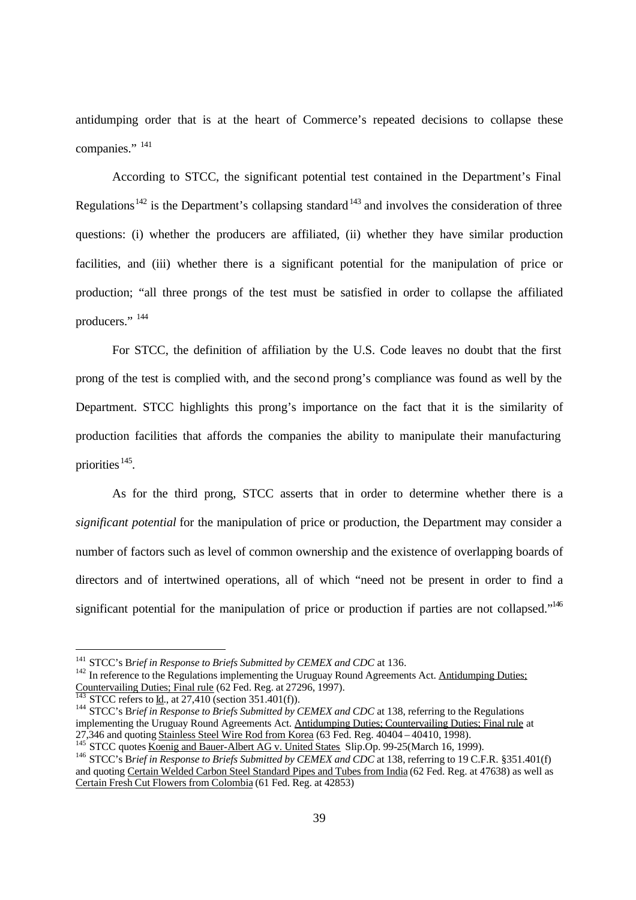antidumping order that is at the heart of Commerce's repeated decisions to collapse these companies." [141]

According to STCC, the significant potential test contained in the Department's Final Regulations[142] is the Department's collapsing standard[143] and involves the consideration of three questions: (i) whether the producers are affiliated, (ii) whether they have similar production facilities, and (iii) whether there is a significant potential for the manipulation of price or production; "all three prongs of the test must be satisfied in order to collapse the affiliated producers." [144]

For STCC, the definition of affiliation by the U.S. Code leaves no doubt that the first prong of the test is complied with, and the second prong's compliance was found as well by the Department. STCC highlights this prong's importance on the fact that it is the similarity of production facilities that affords the companies the ability to manipulate their manufacturing priorities[145].

As for the third prong, STCC asserts that in order to determine whether there is a *significant potential* for the manipulation of price or production, the Department may consider a number of factors such as level of common ownership and the existence of overlapping boards of directors and of intertwined operations, all of which "need not be present in order to find a significant potential for the manipulation of price or production if parties are not collapsed."[146]

---

[141] STCC's B*rief in Response to Briefs Submitted by CEMEX and CDC* at 136.

[142] In reference to the Regulations implementing the Uruguay Round Agreements Act. Antidumping Duties; Countervailing Duties; Final rule (62 Fed. Reg. at 27296, 1997).

[143] STCC refers to Id., at 27,410 (section 351.401(f)).

[144] STCC's B*rief in Response to Briefs Submitted by CEMEX and CDC* at 138, referring to the Regulations implementing the Uruguay Round Agreements Act. Antidumping Duties; Countervailing Duties; Final rule at 27,346 and quoting Stainless Steel Wire Rod from Korea (63 Fed. Reg. 40404 – 40410, 1998).

[145] STCC quotes Koenig and Bauer-Albert AG v. United States Slip.Op. 99-25(March 16, 1999).

[146] STCC's B*rief in Response to Briefs Submitted by CEMEX and CDC* at 138, referring to 19 C.F.R. §351.401(f) and quoting Certain Welded Carbon Steel Standard Pipes and Tubes from India (62 Fed. Reg. at 47638) as well as Certain Fresh Cut Flowers from Colombia (61 Fed. Reg. at 42853)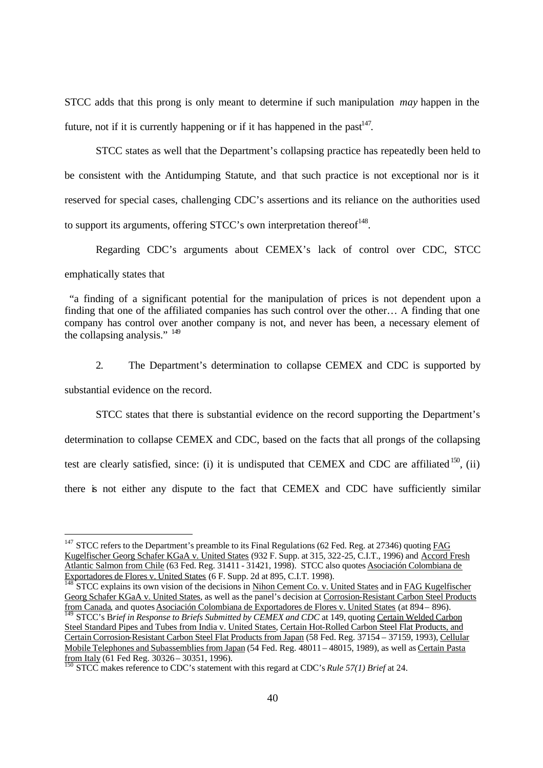STCC adds that this prong is only meant to determine if such manipulation *may* happen in the future, not if it is currently happening or if it has happened in the past[147].

STCC states as well that the Department's collapsing practice has repeatedly been held to be consistent with the Antidumping Statute, and that such practice is not exceptional nor is it reserved for special cases, challenging CDC's assertions and its reliance on the authorities used to support its arguments, offering STCC's own interpretation thereof[148].

Regarding CDC's arguments about CEMEX's lack of control over CDC, STCC emphatically states that

> "a finding of a significant potential for the manipulation of prices is not dependent upon a finding that one of the affiliated companies has such control over the other… A finding that one company has control over another company is not, and never has been, a necessary element of the collapsing analysis." [149]

2. The Department's determination to collapse CEMEX and CDC is supported by substantial evidence on the record.

STCC states that there is substantial evidence on the record supporting the Department's determination to collapse CEMEX and CDC, based on the facts that all prongs of the collapsing test are clearly satisfied, since: (i) it is undisputed that CEMEX and CDC are affiliated[150], (ii) there is not either any dispute to the fact that CEMEX and CDC have sufficiently similar

---

[147] STCC refers to the Department's preamble to its Final Regulations (62 Fed. Reg. at 27346) quoting FAG Kugelfischer Georg Schafer KGaA v. United States (932 F. Supp. at 315, 322-25, C.I.T., 1996) and Accord Fresh Atlantic Salmon from Chile (63 Fed. Reg. 31411 - 31421, 1998). STCC also quotes Asociación Colombiana de Exportadores de Flores v. United States (6 F. Supp. 2d at 895, C.I.T. 1998).

[148] STCC explains its own vision of the decisions in Nihon Cement Co. v. United States and in FAG Kugelfischer Georg Schafer KGaA v. United States, as well as the panel's decision at Corrosion-Resistant Carbon Steel Products from Canada, and quotes Asociación Colombiana de Exportadores de Flores v. United States (at 894 – 896).

[149] STCC's *Brief in Response to Briefs Submitted by CEMEX and CDC* at 149, quoting Certain Welded Carbon Steel Standard Pipes and Tubes from India v. United States, Certain Hot-Rolled Carbon Steel Flat Products, and Certain Corrosion-Resistant Carbon Steel Flat Products from Japan (58 Fed. Reg. 37154 – 37159, 1993), Cellular Mobile Telephones and Subassemblies from Japan (54 Fed. Reg. 48011 – 48015, 1989), as well as Certain Pasta from Italy (61 Fed Reg. 30326 – 30351, 1996).

[150] STCC makes reference to CDC's statement with this regard at CDC's *Rule 57(1) Brief* at 24.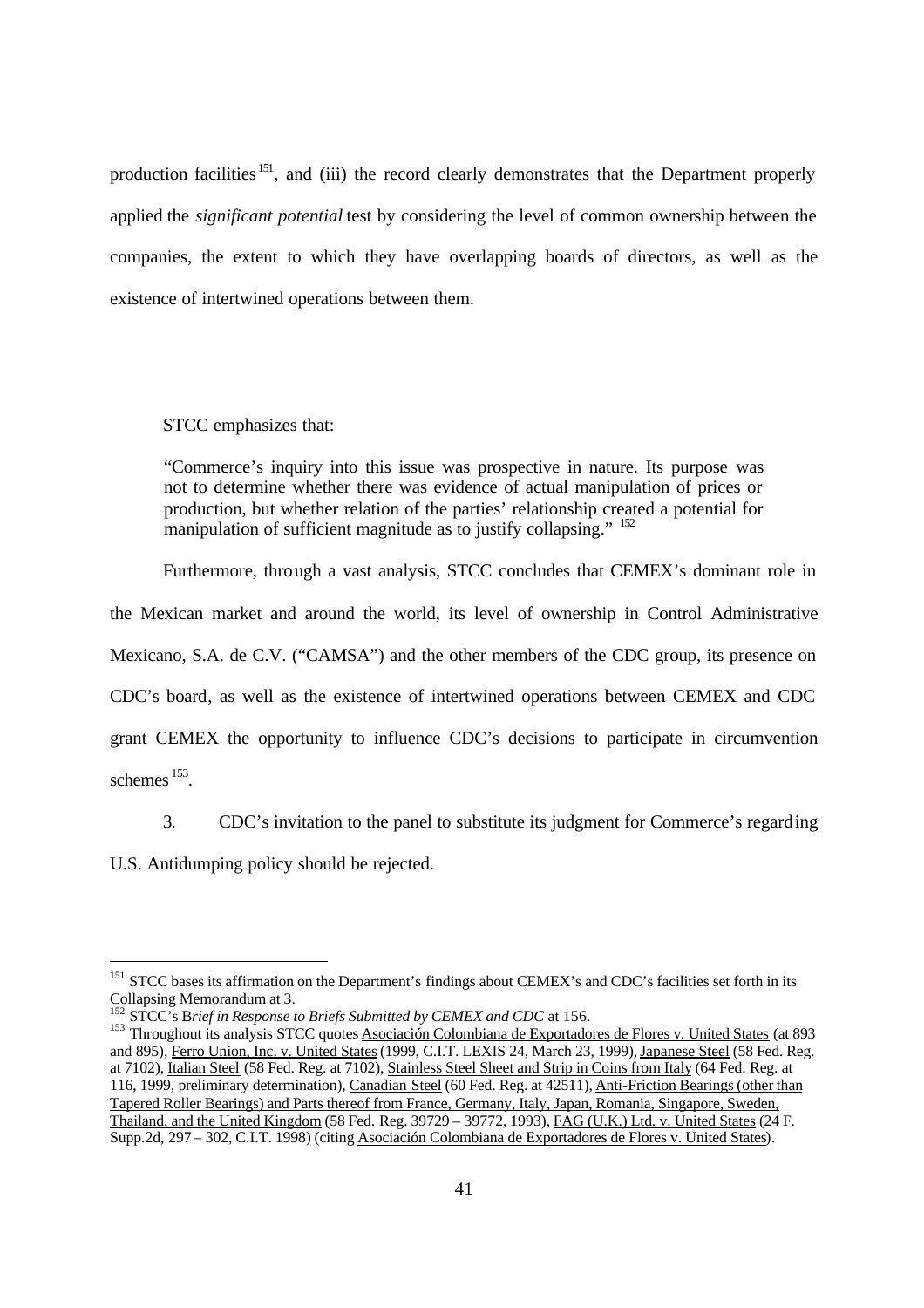production facilities[151], and (iii) the record clearly demonstrates that the Department properly applied the *significant potential* test by considering the level of common ownership between the companies, the extent to which they have overlapping boards of directors, as well as the existence of intertwined operations between them.

STCC emphasizes that:

> "Commerce's inquiry into this issue was prospective in nature. Its purpose was not to determine whether there was evidence of actual manipulation of prices or production, but whether relation of the parties' relationship created a potential for manipulation of sufficient magnitude as to justify collapsing." [152]

Furthermore, through a vast analysis, STCC concludes that CEMEX's dominant role in the Mexican market and around the world, its level of ownership in Control Administrative Mexicano, S.A. de C.V. ("CAMSA") and the other members of the CDC group, its presence on CDC's board, as well as the existence of intertwined operations between CEMEX and CDC grant CEMEX the opportunity to influence CDC's decisions to participate in circumvention schemes[153].

3. CDC's invitation to the panel to substitute its judgment for Commerce's regarding U.S. Antidumping policy should be rejected.

---

[151] STCC bases its affirmation on the Department's findings about CEMEX's and CDC's facilities set forth in its Collapsing Memorandum at 3.

[152] STCC's B*rief in Response to Briefs Submitted by CEMEX and CDC* at 156.

[153] Throughout its analysis STCC quotes Asociación Colombiana de Exportadores de Flores v. United States (at 893 and 895), Ferro Union, Inc. v. United States (1999, C.I.T. LEXIS 24, March 23, 1999), Japanese Steel (58 Fed. Reg. at 7102), Italian Steel (58 Fed. Reg. at 7102), Stainless Steel Sheet and Strip in Coins from Italy (64 Fed. Reg. at 116, 1999, preliminary determination), Canadian Steel (60 Fed. Reg. at 42511), Anti-Friction Bearings (other than Tapered Roller Bearings) and Parts thereof from France, Germany, Italy, Japan, Romania, Singapore, Sweden, Thailand, and the United Kingdom (58 Fed. Reg. 39729 – 39772, 1993), FAG (U.K.) Ltd. v. United States (24 F. Supp.2d, 297 – 302, C.I.T. 1998) (citing Asociación Colombiana de Exportadores de Flores v. United States).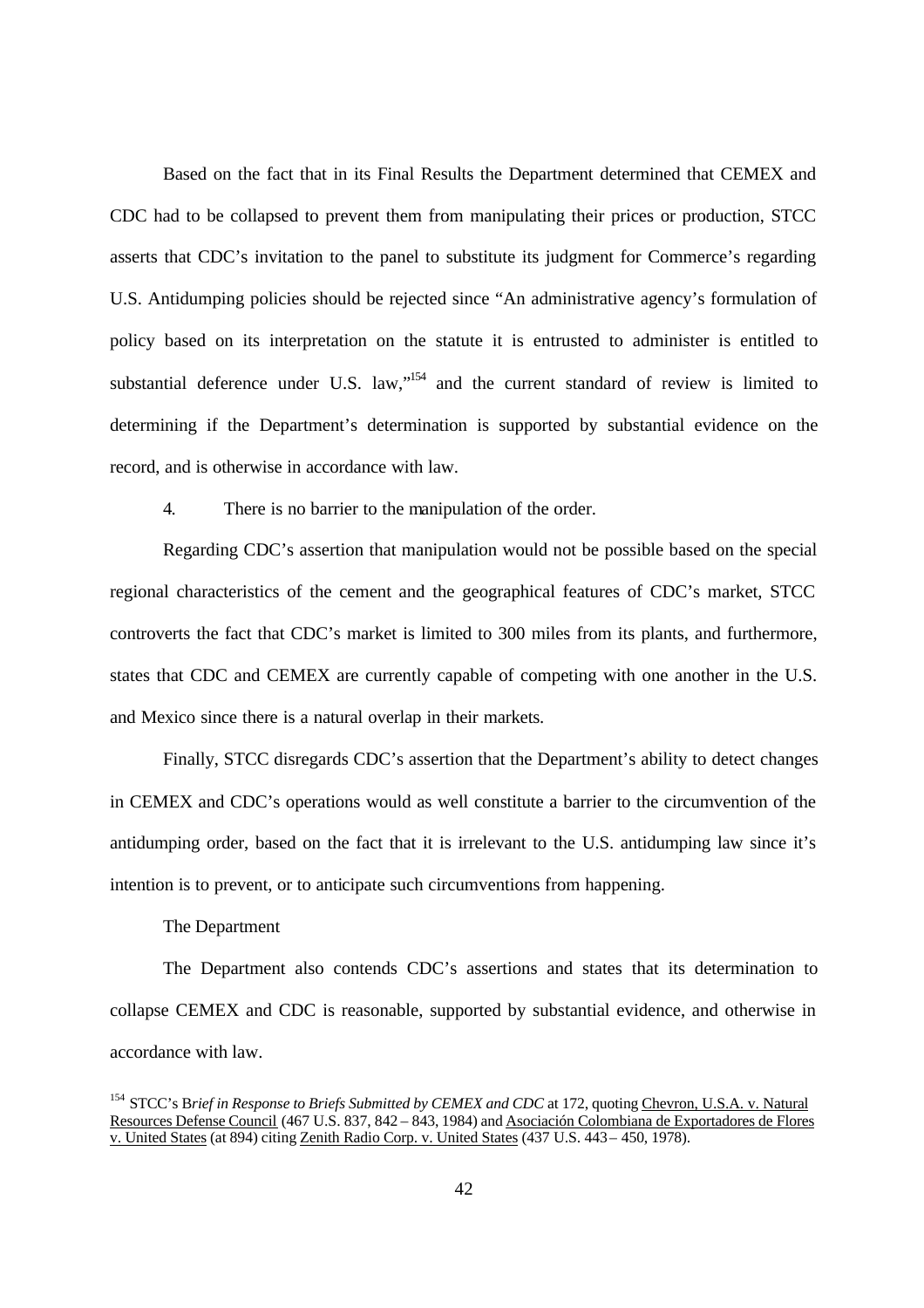Based on the fact that in its Final Results the Department determined that CEMEX and CDC had to be collapsed to prevent them from manipulating their prices or production, STCC asserts that CDC's invitation to the panel to substitute its judgment for Commerce's regarding U.S. Antidumping policies should be rejected since "An administrative agency's formulation of policy based on its interpretation on the statute it is entrusted to administer is entitled to substantial deference under U.S. law,"[154] and the current standard of review is limited to determining if the Department's determination is supported by substantial evidence on the record, and is otherwise in accordance with law.

4. There is no barrier to the manipulation of the order.

Regarding CDC's assertion that manipulation would not be possible based on the special regional characteristics of the cement and the geographical features of CDC's market, STCC controverts the fact that CDC's market is limited to 300 miles from its plants, and furthermore, states that CDC and CEMEX are currently capable of competing with one another in the U.S. and Mexico since there is a natural overlap in their markets.

Finally, STCC disregards CDC's assertion that the Department's ability to detect changes in CEMEX and CDC's operations would as well constitute a barrier to the circumvention of the antidumping order, based on the fact that it is irrelevant to the U.S. antidumping law since it's intention is to prevent, or to anticipate such circumventions from happening.

The Department

The Department also contends CDC's assertions and states that its determination to collapse CEMEX and CDC is reasonable, supported by substantial evidence, and otherwise in accordance with law.

[154] STCC's B*rief in Response to Briefs Submitted by CEMEX and CDC* at 172, quoting Chevron, U.S.A. v. Natural Resources Defense Council (467 U.S. 837, 842 – 843, 1984) and Asociación Colombiana de Exportadores de Flores v. United States (at 894) citing Zenith Radio Corp. v. United States (437 U.S. 443 – 450, 1978).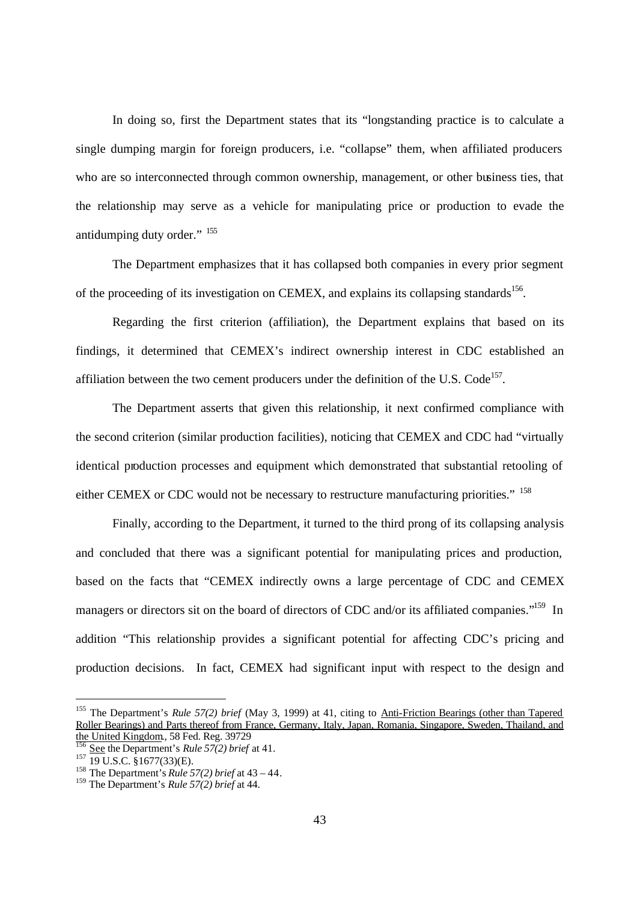In doing so, first the Department states that its "longstanding practice is to calculate a single dumping margin for foreign producers, i.e. "collapse" them, when affiliated producers who are so interconnected through common ownership, management, or other business ties, that the relationship may serve as a vehicle for manipulating price or production to evade the antidumping duty order." [155]

The Department emphasizes that it has collapsed both companies in every prior segment of the proceeding of its investigation on CEMEX, and explains its collapsing standards[156].

Regarding the first criterion (affiliation), the Department explains that based on its findings, it determined that CEMEX's indirect ownership interest in CDC established an affiliation between the two cement producers under the definition of the U.S. Code[157].

The Department asserts that given this relationship, it next confirmed compliance with the second criterion (similar production facilities), noticing that CEMEX and CDC had "virtually identical production processes and equipment which demonstrated that substantial retooling of either CEMEX or CDC would not be necessary to restructure manufacturing priorities." [158]

Finally, according to the Department, it turned to the third prong of its collapsing analysis and concluded that there was a significant potential for manipulating prices and production, based on the facts that "CEMEX indirectly owns a large percentage of CDC and CEMEX managers or directors sit on the board of directors of CDC and/or its affiliated companies."[159] In addition "This relationship provides a significant potential for affecting CDC's pricing and production decisions. In fact, CEMEX had significant input with respect to the design and

---

[155] The Department's *Rule 57(2) brief* (May 3, 1999) at 41, citing to Anti-Friction Bearings (other than Tapered Roller Bearings) and Parts thereof from France, Germany, Italy, Japan, Romania, Singapore, Sweden, Thailand, and the United Kingdom., 58 Fed. Reg. 39729

[156] See the Department's *Rule 57(2) brief* at 41.

[157] 19 U.S.C. §1677(33)(E).

[158] The Department's *Rule 57(2) brief* at 43 – 44.

[159] The Department's *Rule 57(2) brief* at 44.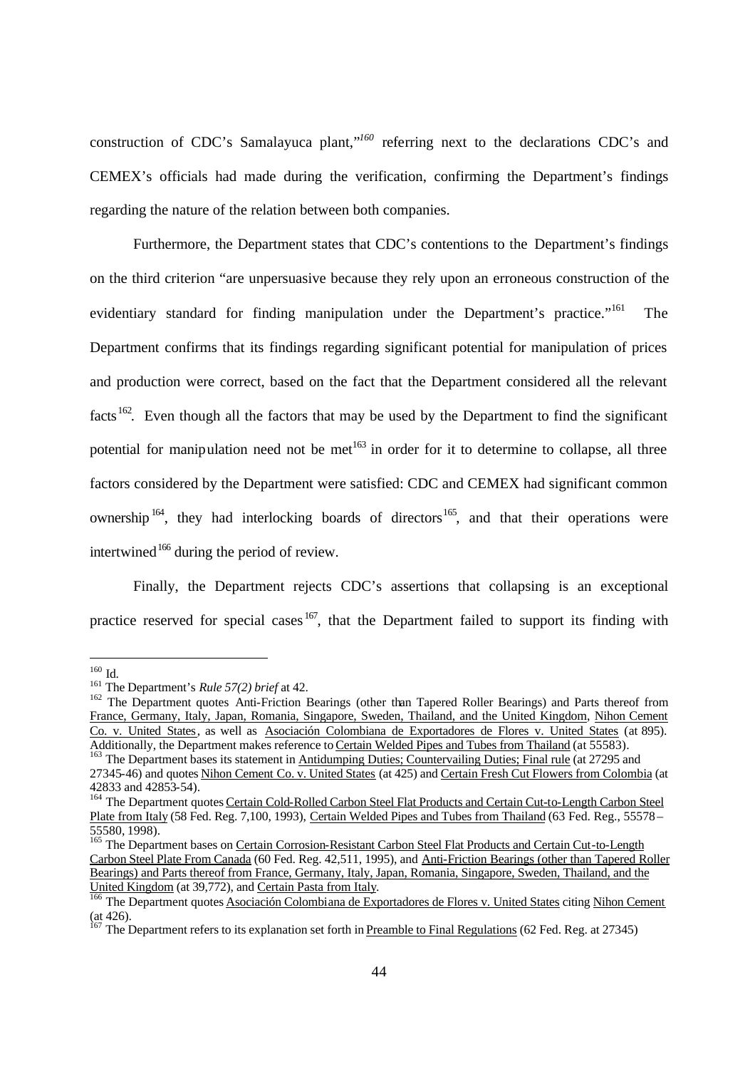construction of CDC's Samalayuca plant,"[160] referring next to the declarations CDC's and CEMEX's officials had made during the verification, confirming the Department's findings regarding the nature of the relation between both companies.

Furthermore, the Department states that CDC's contentions to the Department's findings on the third criterion "are unpersuasive because they rely upon an erroneous construction of the evidentiary standard for finding manipulation under the Department's practice."[161] The Department confirms that its findings regarding significant potential for manipulation of prices and production were correct, based on the fact that the Department considered all the relevant facts[162]. Even though all the factors that may be used by the Department to find the significant potential for manipulation need not be met[163] in order for it to determine to collapse, all three factors considered by the Department were satisfied: CDC and CEMEX had significant common ownership[164], they had interlocking boards of directors[165], and that their operations were intertwined[166] during the period of review.

Finally, the Department rejects CDC's assertions that collapsing is an exceptional practice reserved for special cases[167], that the Department failed to support its finding with

---

[160] Id.

[161] The Department's *Rule 57(2) brief* at 42.

[162] The Department quotes Anti-Friction Bearings (other than Tapered Roller Bearings) and Parts thereof from France, Germany, Italy, Japan, Romania, Singapore, Sweden, Thailand, and the United Kingdom, Nihon Cement Co. v. United States, as well as Asociación Colombiana de Exportadores de Flores v. United States (at 895). Additionally, the Department makes reference to Certain Welded Pipes and Tubes from Thailand (at 55583).

[163] The Department bases its statement in Antidumping Duties; Countervailing Duties; Final rule (at 27295 and 27345-46) and quotes Nihon Cement Co. v. United States (at 425) and Certain Fresh Cut Flowers from Colombia (at 42833 and 42853-54).

[164] The Department quotes Certain Cold-Rolled Carbon Steel Flat Products and Certain Cut-to-Length Carbon Steel Plate from Italy (58 Fed. Reg. 7,100, 1993), Certain Welded Pipes and Tubes from Thailand (63 Fed. Reg., 55578 – 55580, 1998).

[165] The Department bases on Certain Corrosion-Resistant Carbon Steel Flat Products and Certain Cut-to-Length Carbon Steel Plate From Canada (60 Fed. Reg. 42,511, 1995), and Anti-Friction Bearings (other than Tapered Roller Bearings) and Parts thereof from France, Germany, Italy, Japan, Romania, Singapore, Sweden, Thailand, and the United Kingdom (at 39,772), and Certain Pasta from Italy.

[166] The Department quotes Asociación Colombiana de Exportadores de Flores v. United States citing Nihon Cement (at 426).

[167] The Department refers to its explanation set forth in Preamble to Final Regulations (62 Fed. Reg. at 27345)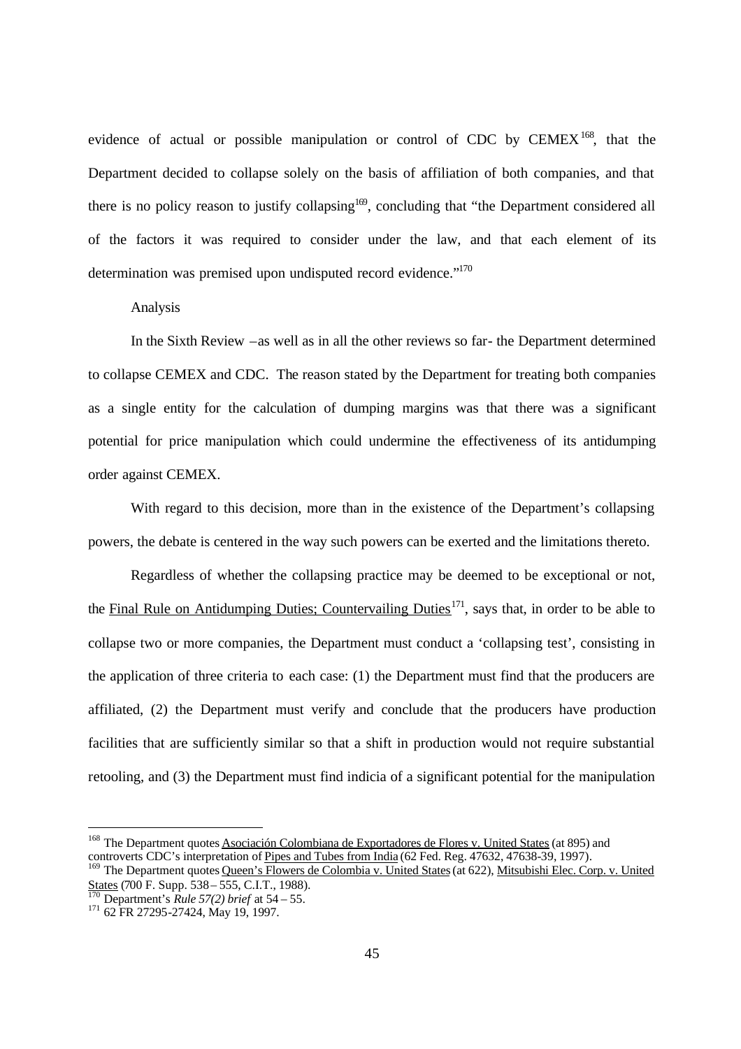evidence of actual or possible manipulation or control of CDC by CEMEX[168], that the Department decided to collapse solely on the basis of affiliation of both companies, and that there is no policy reason to justify collapsing[169], concluding that "the Department considered all of the factors it was required to consider under the law, and that each element of its determination was premised upon undisputed record evidence."[170]

Analysis

In the Sixth Review –as well as in all the other reviews so far- the Department determined to collapse CEMEX and CDC. The reason stated by the Department for treating both companies as a single entity for the calculation of dumping margins was that there was a significant potential for price manipulation which could undermine the effectiveness of its antidumping order against CEMEX.

With regard to this decision, more than in the existence of the Department's collapsing powers, the debate is centered in the way such powers can be exerted and the limitations thereto.

Regardless of whether the collapsing practice may be deemed to be exceptional or not, the Final Rule on Antidumping Duties; Countervailing Duties[171], says that, in order to be able to collapse two or more companies, the Department must conduct a 'collapsing test', consisting in the application of three criteria to each case: (1) the Department must find that the producers are affiliated, (2) the Department must verify and conclude that the producers have production facilities that are sufficiently similar so that a shift in production would not require substantial retooling, and (3) the Department must find indicia of a significant potential for the manipulation

---

[168] The Department quotes Asociación Colombiana de Exportadores de Flores v. United States (at 895) and controverts CDC's interpretation of Pipes and Tubes from India (62 Fed. Reg. 47632, 47638-39, 1997).

[169] The Department quotes Queen's Flowers de Colombia v. United States (at 622), Mitsubishi Elec. Corp. v. United States (700 F. Supp. 538 – 555, C.I.T., 1988).

[170] Department's *Rule 57(2) brief* at 54 – 55.

[171] 62 FR 27295-27424, May 19, 1997.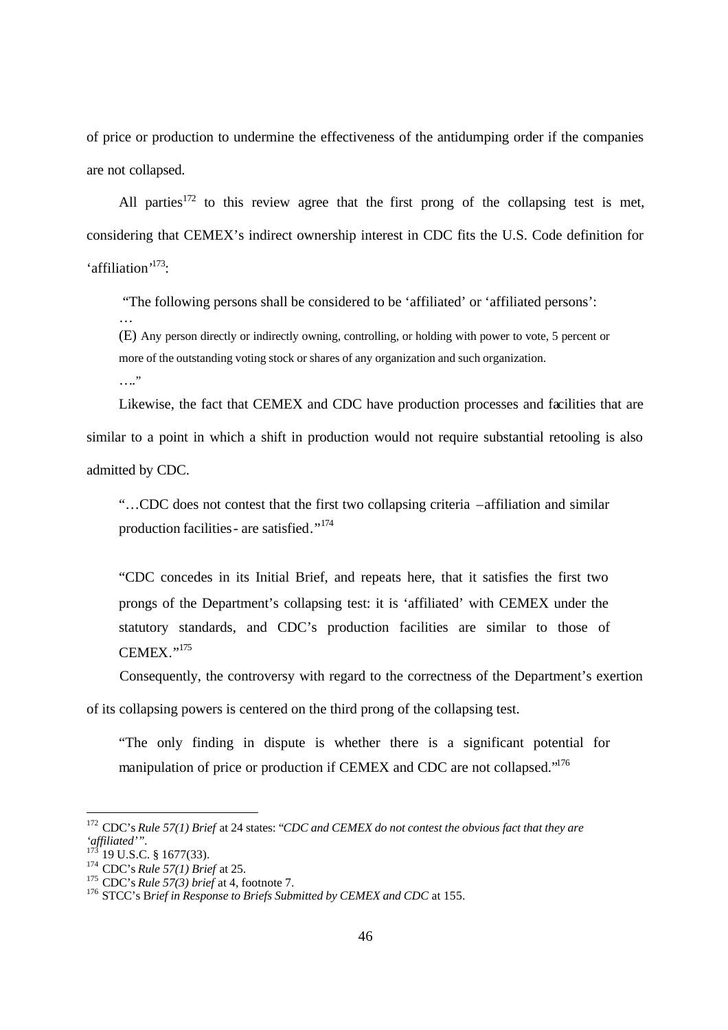of price or production to undermine the effectiveness of the antidumping order if the companies are not collapsed.

All parties[172] to this review agree that the first prong of the collapsing test is met, considering that CEMEX's indirect ownership interest in CDC fits the U.S. Code definition for 'affiliation'[173]:

> "The following persons shall be considered to be 'affiliated' or 'affiliated persons':
>
> …
>
> (E) Any person directly or indirectly owning, controlling, or holding with power to vote, 5 percent or more of the outstanding voting stock or shares of any organization and such organization.
>
> …."

Likewise, the fact that CEMEX and CDC have production processes and facilities that are similar to a point in which a shift in production would not require substantial retooling is also admitted by CDC.

> "…CDC does not contest that the first two collapsing criteria –affiliation and similar production facilities- are satisfied."[174]

> "CDC concedes in its Initial Brief, and repeats here, that it satisfies the first two prongs of the Department's collapsing test: it is 'affiliated' with CEMEX under the statutory standards, and CDC's production facilities are similar to those of CEMEX."[175]

Consequently, the controversy with regard to the correctness of the Department's exertion of its collapsing powers is centered on the third prong of the collapsing test.

> "The only finding in dispute is whether there is a significant potential for manipulation of price or production if CEMEX and CDC are not collapsed."[176]

---

[172] CDC's *Rule 57(1) Brief* at 24 states: "*CDC and CEMEX do not contest the obvious fact that they are 'affiliated'*".

[173] 19 U.S.C. § 1677(33).

[174] CDC's *Rule 57(1) Brief* at 25.

[175] CDC's *Rule 57(3) brief* at 4, footnote 7.

[176] STCC's B*rief in Response to Briefs Submitted by CEMEX and CDC* at 155.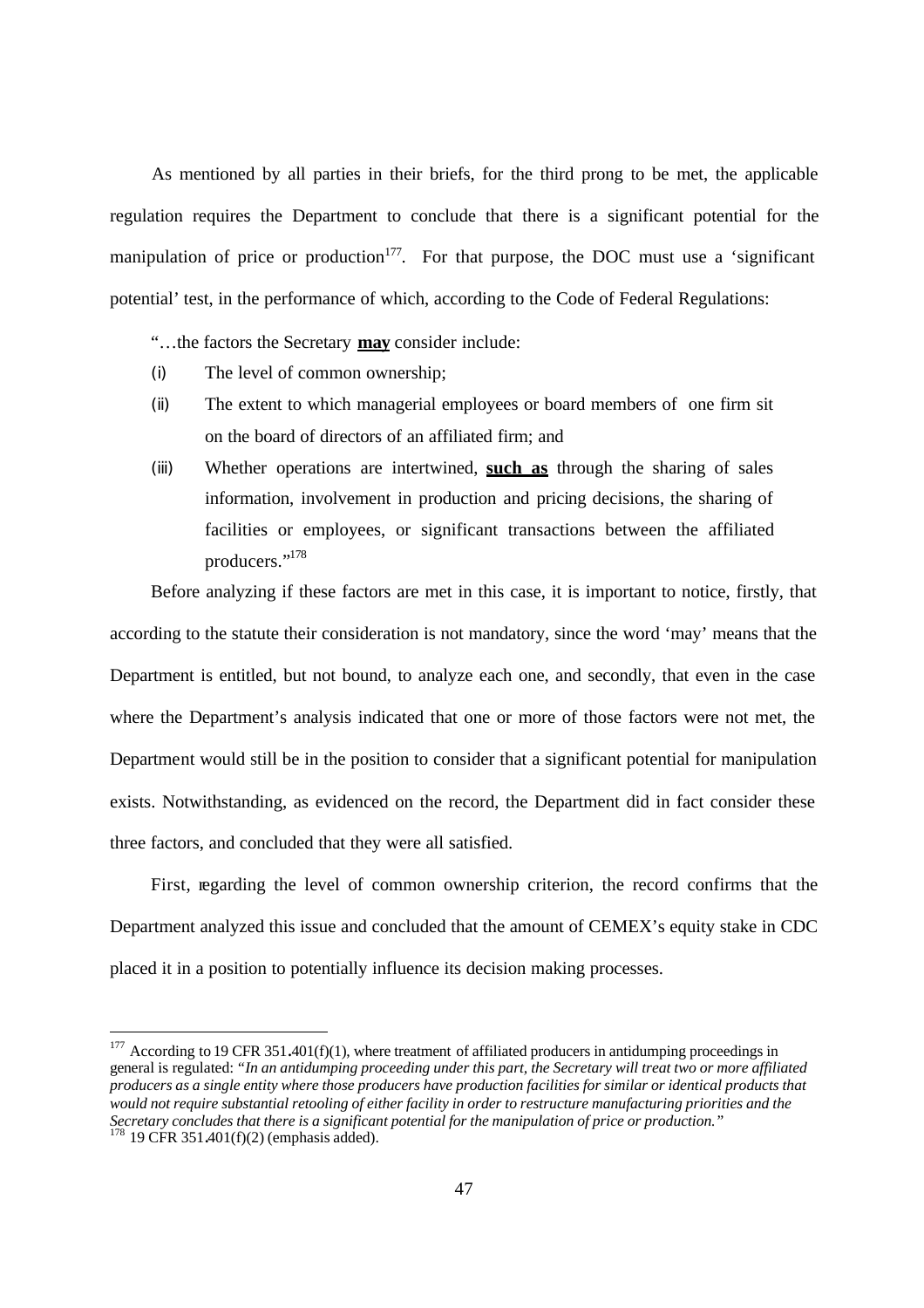As mentioned by all parties in their briefs, for the third prong to be met, the applicable regulation requires the Department to conclude that there is a significant potential for the manipulation of price or production[177]. For that purpose, the DOC must use a 'significant potential' test, in the performance of which, according to the Code of Federal Regulations:

> "…the factors the Secretary **may** consider include:
>
> (i) The level of common ownership;
>
> (ii) The extent to which managerial employees or board members of one firm sit on the board of directors of an affiliated firm; and
>
> (iii) Whether operations are intertwined, **such as** through the sharing of sales information, involvement in production and pricing decisions, the sharing of facilities or employees, or significant transactions between the affiliated producers."[178]

Before analyzing if these factors are met in this case, it is important to notice, firstly, that according to the statute their consideration is not mandatory, since the word 'may' means that the Department is entitled, but not bound, to analyze each one, and secondly, that even in the case where the Department's analysis indicated that one or more of those factors were not met, the Department would still be in the position to consider that a significant potential for manipulation exists. Notwithstanding, as evidenced on the record, the Department did in fact consider these three factors, and concluded that they were all satisfied.

First, regarding the level of common ownership criterion, the record confirms that the Department analyzed this issue and concluded that the amount of CEMEX's equity stake in CDC placed it in a position to potentially influence its decision making processes.

---

[177] According to 19 CFR 351.401(f)(1), where treatment of affiliated producers in antidumping proceedings in general is regulated: *"In an antidumping proceeding under this part, the Secretary will treat two or more affiliated producers as a single entity where those producers have production facilities for similar or identical products that would not require substantial retooling of either facility in order to restructure manufacturing priorities and the Secretary concludes that there is a significant potential for the manipulation of price or production."*

[178] 19 CFR 351.401(f)(2) (emphasis added).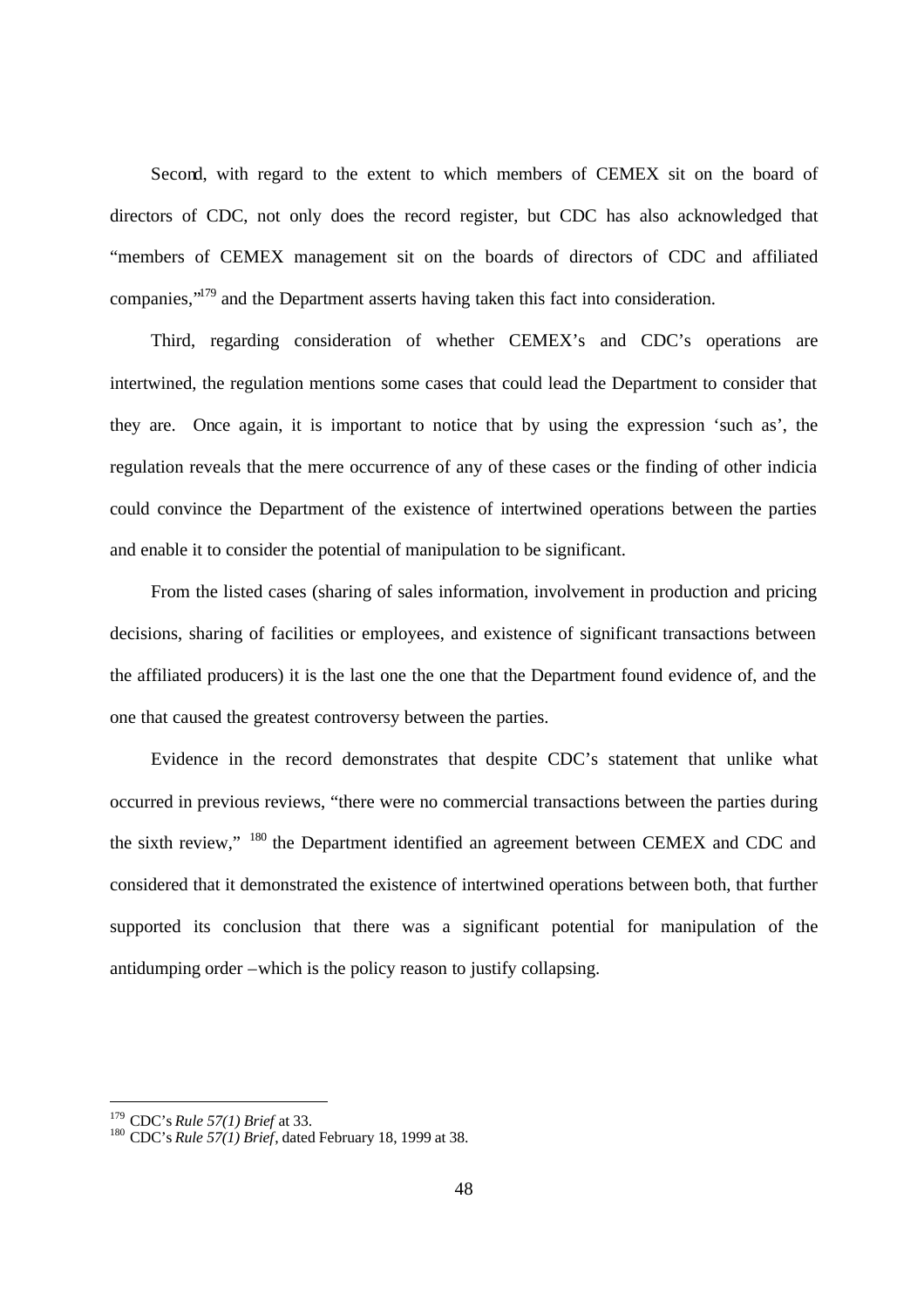Second, with regard to the extent to which members of CEMEX sit on the board of directors of CDC, not only does the record register, but CDC has also acknowledged that "members of CEMEX management sit on the boards of directors of CDC and affiliated companies,"[179] and the Department asserts having taken this fact into consideration.

Third, regarding consideration of whether CEMEX's and CDC's operations are intertwined, the regulation mentions some cases that could lead the Department to consider that they are. Once again, it is important to notice that by using the expression 'such as', the regulation reveals that the mere occurrence of any of these cases or the finding of other indicia could convince the Department of the existence of intertwined operations between the parties and enable it to consider the potential of manipulation to be significant.

From the listed cases (sharing of sales information, involvement in production and pricing decisions, sharing of facilities or employees, and existence of significant transactions between the affiliated producers) it is the last one the one that the Department found evidence of, and the one that caused the greatest controversy between the parties.

Evidence in the record demonstrates that despite CDC's statement that unlike what occurred in previous reviews, "there were no commercial transactions between the parties during the sixth review," [180] the Department identified an agreement between CEMEX and CDC and considered that it demonstrated the existence of intertwined operations between both, that further supported its conclusion that there was a significant potential for manipulation of the antidumping order –which is the policy reason to justify collapsing.

---

[179] CDC's *Rule 57(1) Brief* at 33.

[180] CDC's *Rule 57(1) Brief*, dated February 18, 1999 at 38.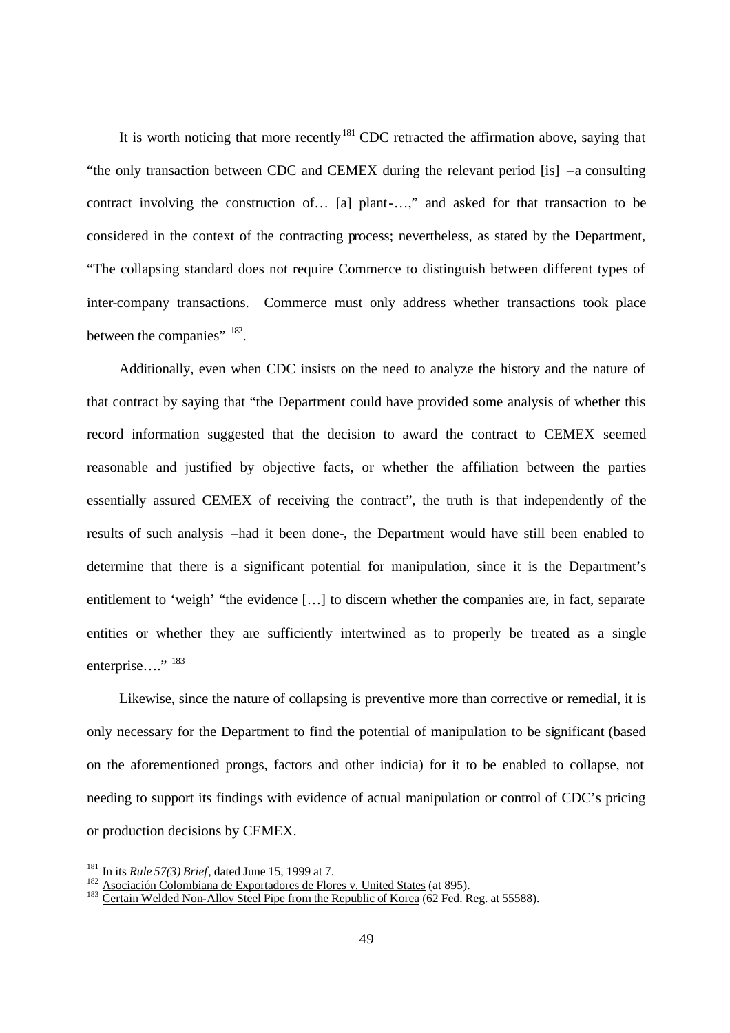It is worth noticing that more recently[181] CDC retracted the affirmation above, saying that "the only transaction between CDC and CEMEX during the relevant period [is] –a consulting contract involving the construction of… [a] plant-…," and asked for that transaction to be considered in the context of the contracting process; nevertheless, as stated by the Department, "The collapsing standard does not require Commerce to distinguish between different types of inter-company transactions. Commerce must only address whether transactions took place between the companies" [182].

Additionally, even when CDC insists on the need to analyze the history and the nature of that contract by saying that "the Department could have provided some analysis of whether this record information suggested that the decision to award the contract to CEMEX seemed reasonable and justified by objective facts, or whether the affiliation between the parties essentially assured CEMEX of receiving the contract", the truth is that independently of the results of such analysis –had it been done-, the Department would have still been enabled to determine that there is a significant potential for manipulation, since it is the Department's entitlement to 'weigh' "the evidence […] to discern whether the companies are, in fact, separate entities or whether they are sufficiently intertwined as to properly be treated as a single enterprise…." [183]

Likewise, since the nature of collapsing is preventive more than corrective or remedial, it is only necessary for the Department to find the potential of manipulation to be significant (based on the aforementioned prongs, factors and other indicia) for it to be enabled to collapse, not needing to support its findings with evidence of actual manipulation or control of CDC's pricing or production decisions by CEMEX.

---

[181] In its *Rule 57(3) Brief*, dated June 15, 1999 at 7.

[182] Asociación Colombiana de Exportadores de Flores v. United States (at 895).

[183] Certain Welded Non-Alloy Steel Pipe from the Republic of Korea (62 Fed. Reg. at 55588).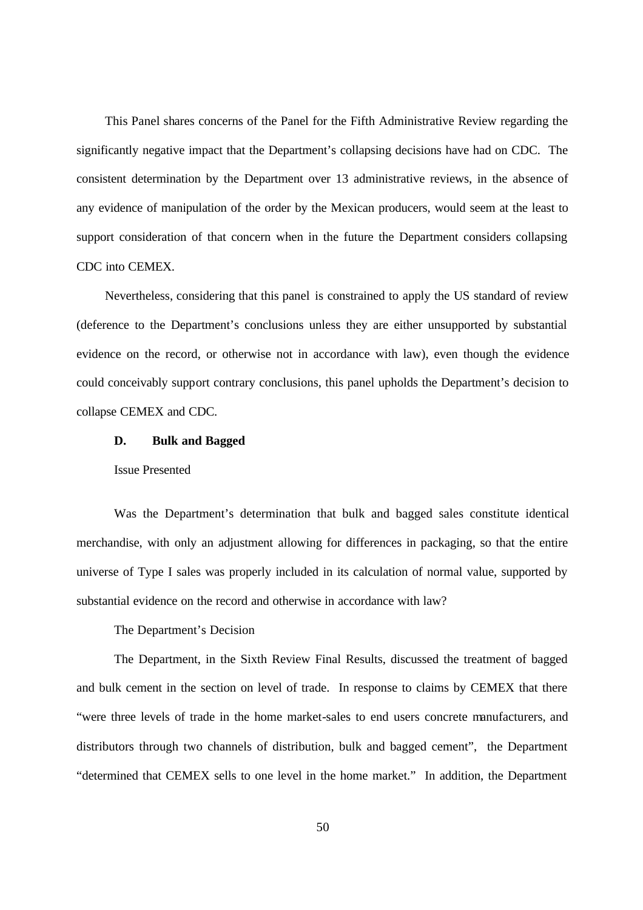This Panel shares concerns of the Panel for the Fifth Administrative Review regarding the significantly negative impact that the Department's collapsing decisions have had on CDC. The consistent determination by the Department over 13 administrative reviews, in the absence of any evidence of manipulation of the order by the Mexican producers, would seem at the least to support consideration of that concern when in the future the Department considers collapsing CDC into CEMEX.

Nevertheless, considering that this panel is constrained to apply the US standard of review (deference to the Department's conclusions unless they are either unsupported by substantial evidence on the record, or otherwise not in accordance with law), even though the evidence could conceivably support contrary conclusions, this panel upholds the Department's decision to collapse CEMEX and CDC.

### D. Bulk and Bagged

Issue Presented

Was the Department's determination that bulk and bagged sales constitute identical merchandise, with only an adjustment allowing for differences in packaging, so that the entire universe of Type I sales was properly included in its calculation of normal value, supported by substantial evidence on the record and otherwise in accordance with law?

The Department's Decision

The Department, in the Sixth Review Final Results, discussed the treatment of bagged and bulk cement in the section on level of trade. In response to claims by CEMEX that there "were three levels of trade in the home market-sales to end users concrete manufacturers, and distributors through two channels of distribution, bulk and bagged cement", the Department "determined that CEMEX sells to one level in the home market." In addition, the Department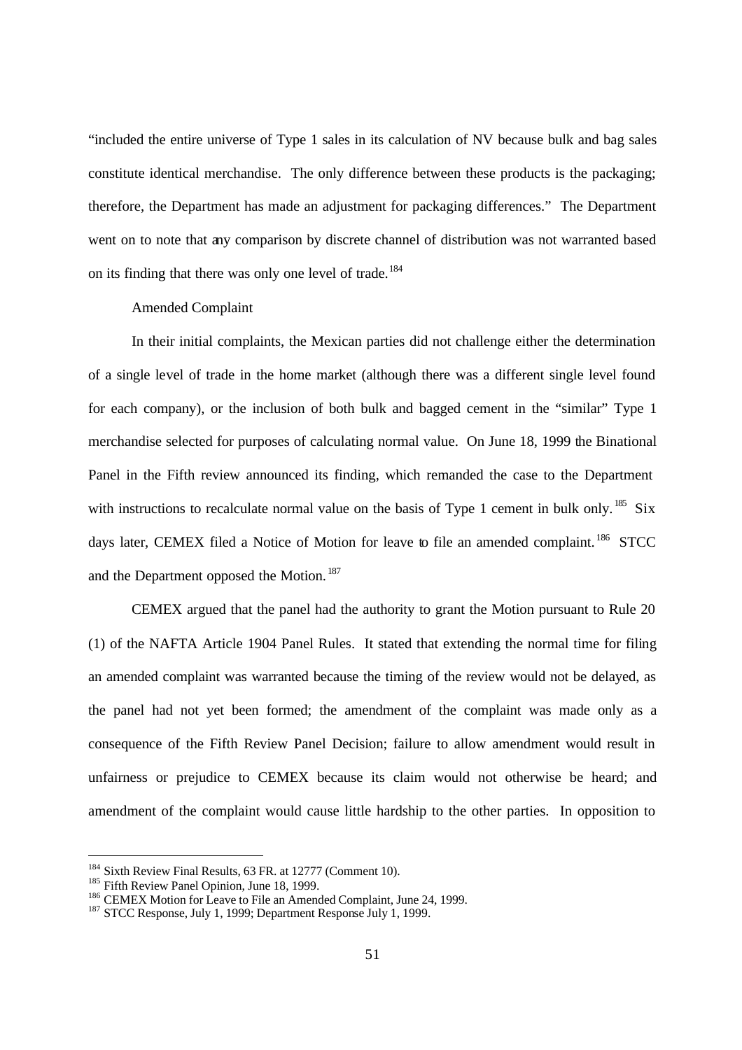"included the entire universe of Type 1 sales in its calculation of NV because bulk and bag sales constitute identical merchandise. The only difference between these products is the packaging; therefore, the Department has made an adjustment for packaging differences." The Department went on to note that any comparison by discrete channel of distribution was not warranted based on its finding that there was only one level of trade.[184]

Amended Complaint

In their initial complaints, the Mexican parties did not challenge either the determination of a single level of trade in the home market (although there was a different single level found for each company), or the inclusion of both bulk and bagged cement in the "similar" Type 1 merchandise selected for purposes of calculating normal value. On June 18, 1999 the Binational Panel in the Fifth review announced its finding, which remanded the case to the Department with instructions to recalculate normal value on the basis of Type 1 cement in bulk only.[185] Six days later, CEMEX filed a Notice of Motion for leave to file an amended complaint.[186] STCC and the Department opposed the Motion.[187]

CEMEX argued that the panel had the authority to grant the Motion pursuant to Rule 20 (1) of the NAFTA Article 1904 Panel Rules. It stated that extending the normal time for filing an amended complaint was warranted because the timing of the review would not be delayed, as the panel had not yet been formed; the amendment of the complaint was made only as a consequence of the Fifth Review Panel Decision; failure to allow amendment would result in unfairness or prejudice to CEMEX because its claim would not otherwise be heard; and amendment of the complaint would cause little hardship to the other parties. In opposition to

---

[184] Sixth Review Final Results, 63 FR. at 12777 (Comment 10).

[185] Fifth Review Panel Opinion, June 18, 1999.

[186] CEMEX Motion for Leave to File an Amended Complaint, June 24, 1999.

[187] STCC Response, July 1, 1999; Department Response July 1, 1999.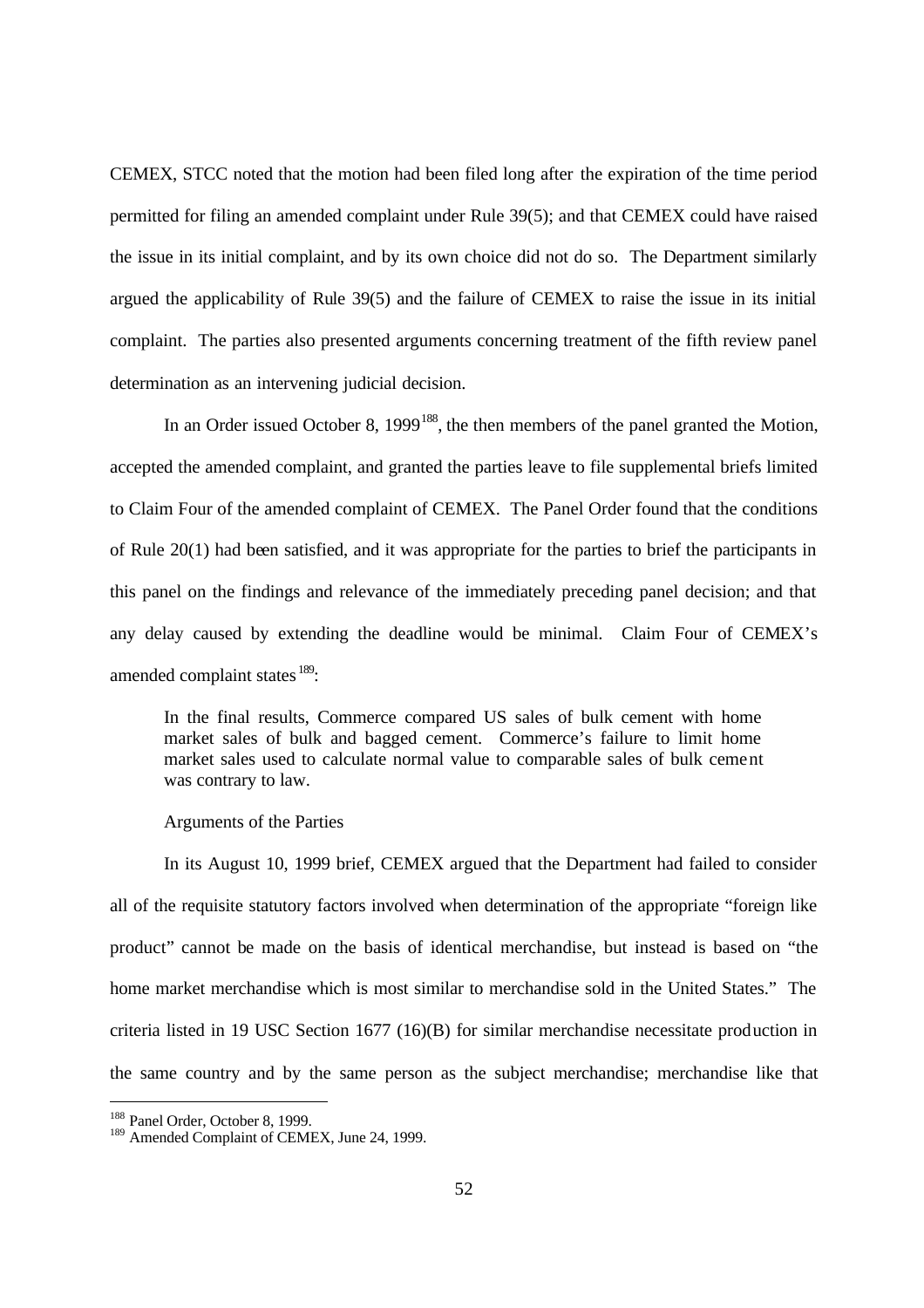CEMEX, STCC noted that the motion had been filed long after the expiration of the time period permitted for filing an amended complaint under Rule 39(5); and that CEMEX could have raised the issue in its initial complaint, and by its own choice did not do so. The Department similarly argued the applicability of Rule 39(5) and the failure of CEMEX to raise the issue in its initial complaint. The parties also presented arguments concerning treatment of the fifth review panel determination as an intervening judicial decision.

In an Order issued October 8, 1999[188], the then members of the panel granted the Motion, accepted the amended complaint, and granted the parties leave to file supplemental briefs limited to Claim Four of the amended complaint of CEMEX. The Panel Order found that the conditions of Rule 20(1) had been satisfied, and it was appropriate for the parties to brief the participants in this panel on the findings and relevance of the immediately preceding panel decision; and that any delay caused by extending the deadline would be minimal. Claim Four of CEMEX's amended complaint states[189]:

> In the final results, Commerce compared US sales of bulk cement with home market sales of bulk and bagged cement. Commerce's failure to limit home market sales used to calculate normal value to comparable sales of bulk cement was contrary to law.

Arguments of the Parties

In its August 10, 1999 brief, CEMEX argued that the Department had failed to consider all of the requisite statutory factors involved when determination of the appropriate "foreign like product" cannot be made on the basis of identical merchandise, but instead is based on "the home market merchandise which is most similar to merchandise sold in the United States." The criteria listed in 19 USC Section 1677 (16)(B) for similar merchandise necessitate production in the same country and by the same person as the subject merchandise; merchandise like that

[188] Panel Order, October 8, 1999.

[189] Amended Complaint of CEMEX, June 24, 1999.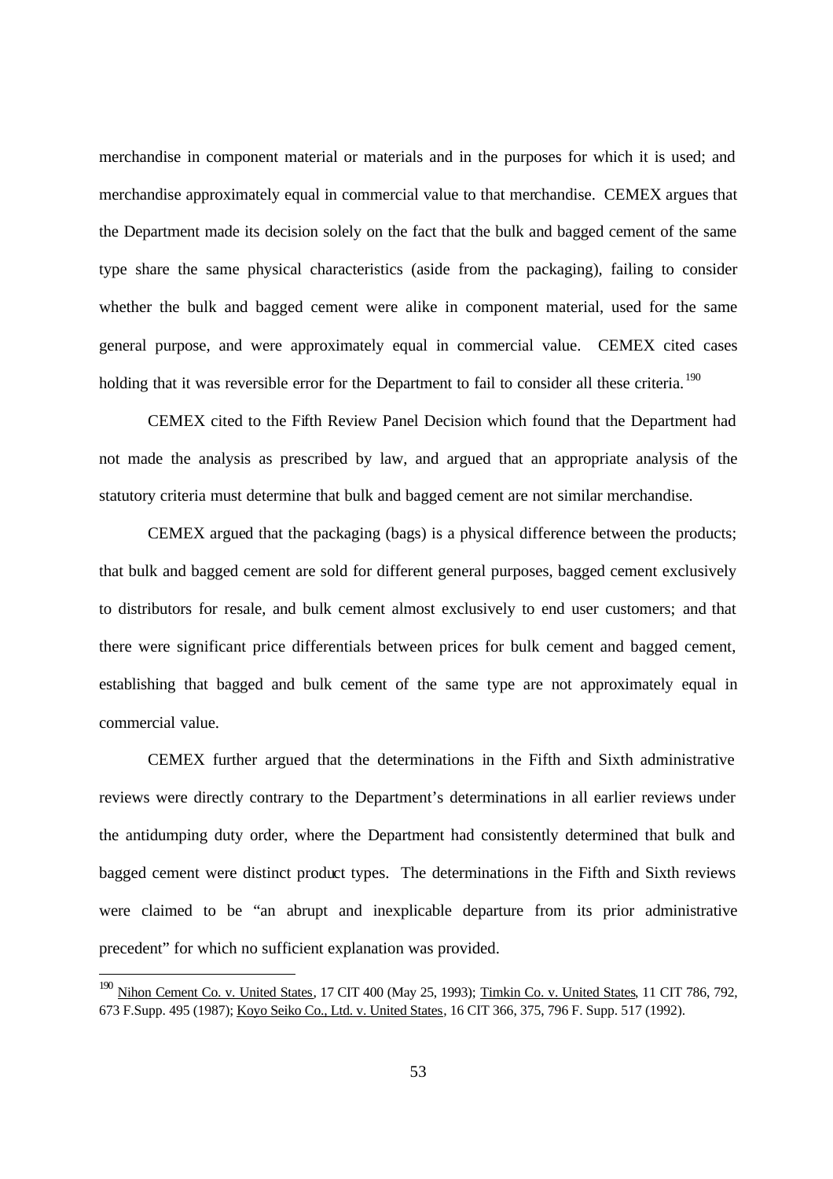merchandise in component material or materials and in the purposes for which it is used; and merchandise approximately equal in commercial value to that merchandise. CEMEX argues that the Department made its decision solely on the fact that the bulk and bagged cement of the same type share the same physical characteristics (aside from the packaging), failing to consider whether the bulk and bagged cement were alike in component material, used for the same general purpose, and were approximately equal in commercial value. CEMEX cited cases holding that it was reversible error for the Department to fail to consider all these criteria.[190]

CEMEX cited to the Fifth Review Panel Decision which found that the Department had not made the analysis as prescribed by law, and argued that an appropriate analysis of the statutory criteria must determine that bulk and bagged cement are not similar merchandise.

CEMEX argued that the packaging (bags) is a physical difference between the products; that bulk and bagged cement are sold for different general purposes, bagged cement exclusively to distributors for resale, and bulk cement almost exclusively to end user customers; and that there were significant price differentials between prices for bulk cement and bagged cement, establishing that bagged and bulk cement of the same type are not approximately equal in commercial value.

CEMEX further argued that the determinations in the Fifth and Sixth administrative reviews were directly contrary to the Department's determinations in all earlier reviews under the antidumping duty order, where the Department had consistently determined that bulk and bagged cement were distinct product types. The determinations in the Fifth and Sixth reviews were claimed to be "an abrupt and inexplicable departure from its prior administrative precedent" for which no sufficient explanation was provided.

---

[190] Nihon Cement Co. v. United States, 17 CIT 400 (May 25, 1993); Timkin Co. v. United States, 11 CIT 786, 792, 673 F.Supp. 495 (1987); Koyo Seiko Co., Ltd. v. United States, 16 CIT 366, 375, 796 F. Supp. 517 (1992).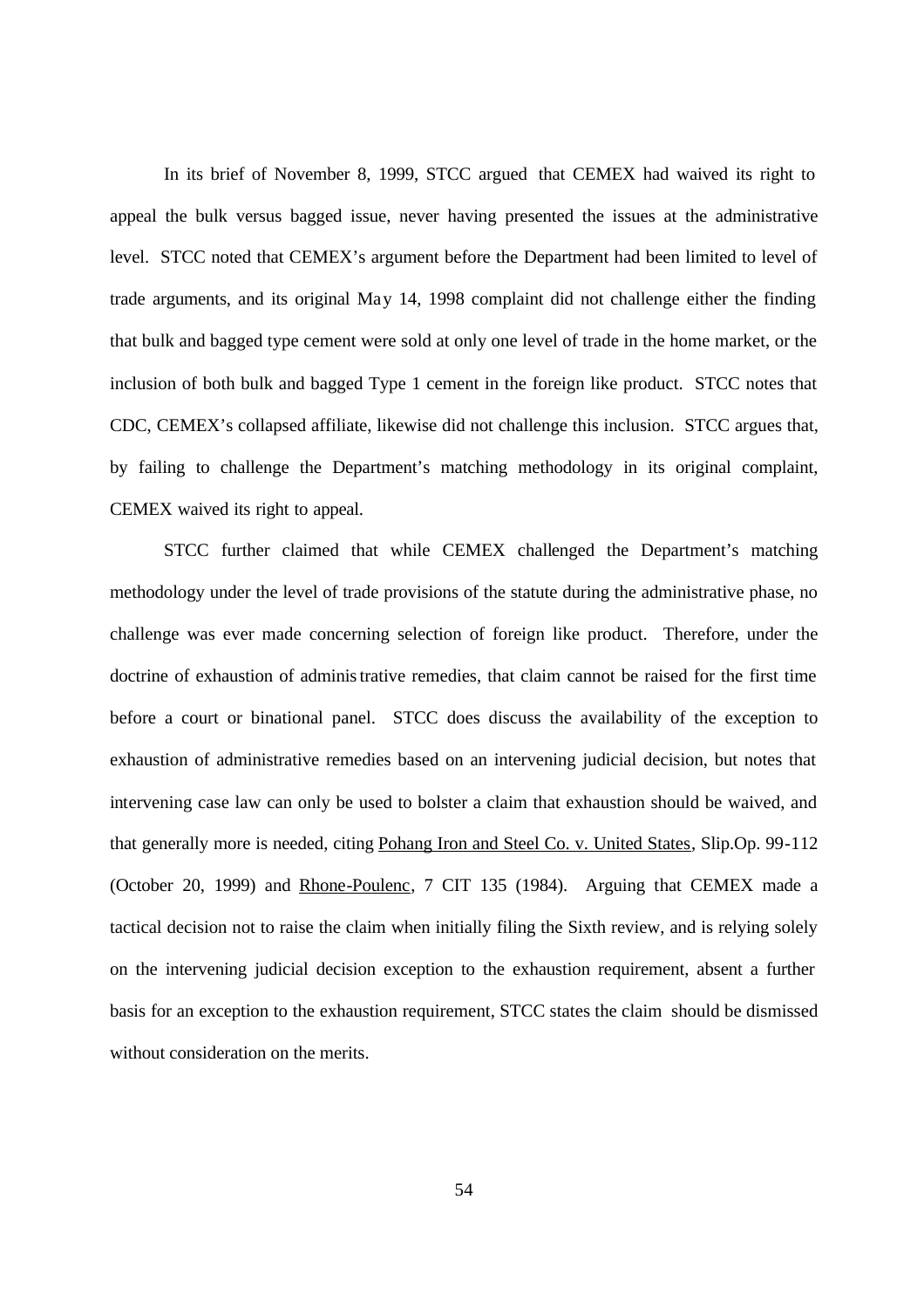In its brief of November 8, 1999, STCC argued that CEMEX had waived its right to appeal the bulk versus bagged issue, never having presented the issues at the administrative level. STCC noted that CEMEX's argument before the Department had been limited to level of trade arguments, and its original May 14, 1998 complaint did not challenge either the finding that bulk and bagged type cement were sold at only one level of trade in the home market, or the inclusion of both bulk and bagged Type 1 cement in the foreign like product. STCC notes that CDC, CEMEX's collapsed affiliate, likewise did not challenge this inclusion. STCC argues that, by failing to challenge the Department's matching methodology in its original complaint, CEMEX waived its right to appeal.

STCC further claimed that while CEMEX challenged the Department's matching methodology under the level of trade provisions of the statute during the administrative phase, no challenge was ever made concerning selection of foreign like product. Therefore, under the doctrine of exhaustion of administrative remedies, that claim cannot be raised for the first time before a court or binational panel. STCC does discuss the availability of the exception to exhaustion of administrative remedies based on an intervening judicial decision, but notes that intervening case law can only be used to bolster a claim that exhaustion should be waived, and that generally more is needed, citing Pohang Iron and Steel Co. v. United States, Slip.Op. 99-112 (October 20, 1999) and Rhone-Poulenc, 7 CIT 135 (1984). Arguing that CEMEX made a tactical decision not to raise the claim when initially filing the Sixth review, and is relying solely on the intervening judicial decision exception to the exhaustion requirement, absent a further basis for an exception to the exhaustion requirement, STCC states the claim should be dismissed without consideration on the merits.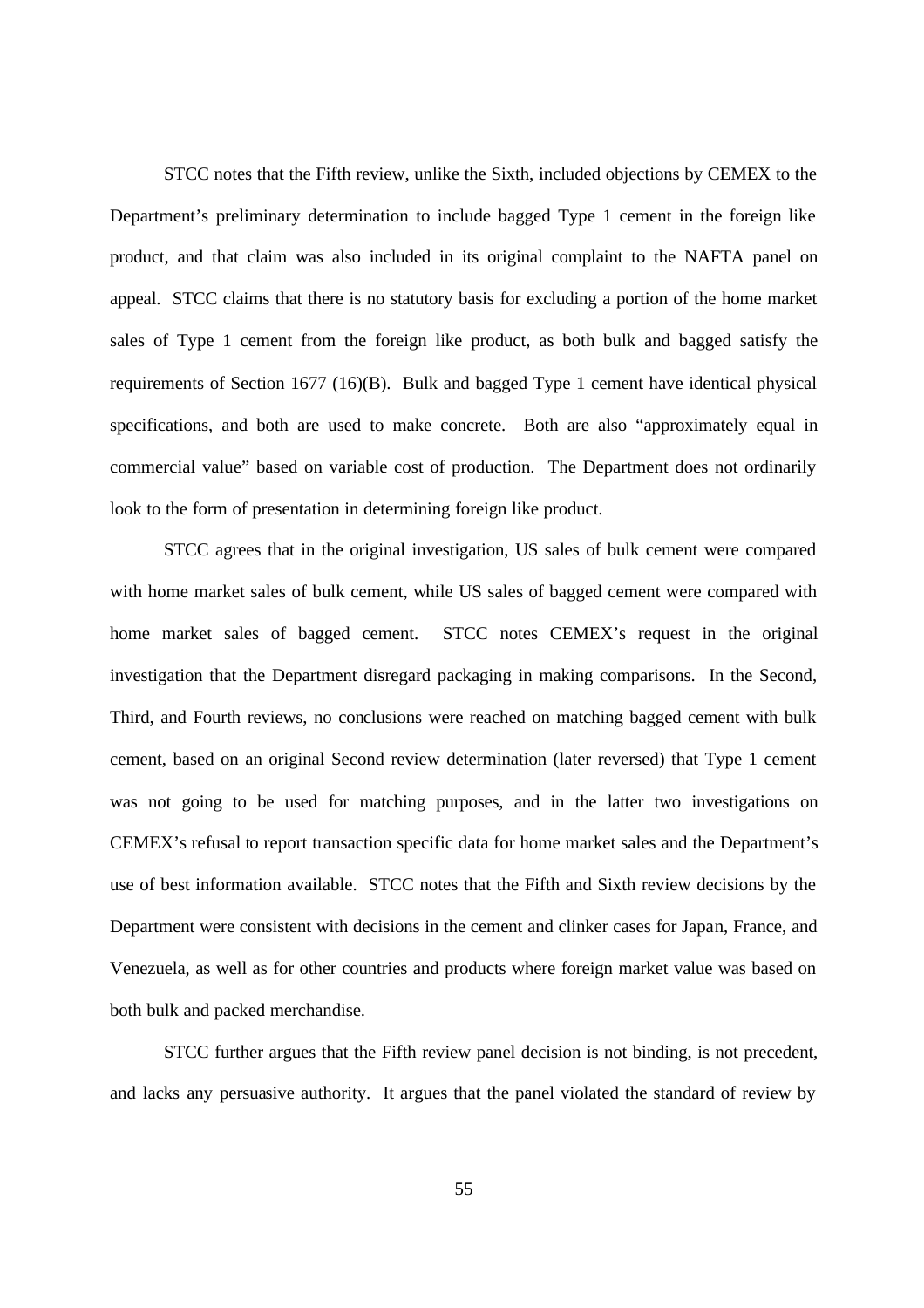STCC notes that the Fifth review, unlike the Sixth, included objections by CEMEX to the Department's preliminary determination to include bagged Type 1 cement in the foreign like product, and that claim was also included in its original complaint to the NAFTA panel on appeal. STCC claims that there is no statutory basis for excluding a portion of the home market sales of Type 1 cement from the foreign like product, as both bulk and bagged satisfy the requirements of Section 1677 (16)(B). Bulk and bagged Type 1 cement have identical physical specifications, and both are used to make concrete. Both are also "approximately equal in commercial value" based on variable cost of production. The Department does not ordinarily look to the form of presentation in determining foreign like product.

STCC agrees that in the original investigation, US sales of bulk cement were compared with home market sales of bulk cement, while US sales of bagged cement were compared with home market sales of bagged cement. STCC notes CEMEX's request in the original investigation that the Department disregard packaging in making comparisons. In the Second, Third, and Fourth reviews, no conclusions were reached on matching bagged cement with bulk cement, based on an original Second review determination (later reversed) that Type 1 cement was not going to be used for matching purposes, and in the latter two investigations on CEMEX's refusal to report transaction specific data for home market sales and the Department's use of best information available. STCC notes that the Fifth and Sixth review decisions by the Department were consistent with decisions in the cement and clinker cases for Japan, France, and Venezuela, as well as for other countries and products where foreign market value was based on both bulk and packed merchandise.

STCC further argues that the Fifth review panel decision is not binding, is not precedent, and lacks any persuasive authority. It argues that the panel violated the standard of review by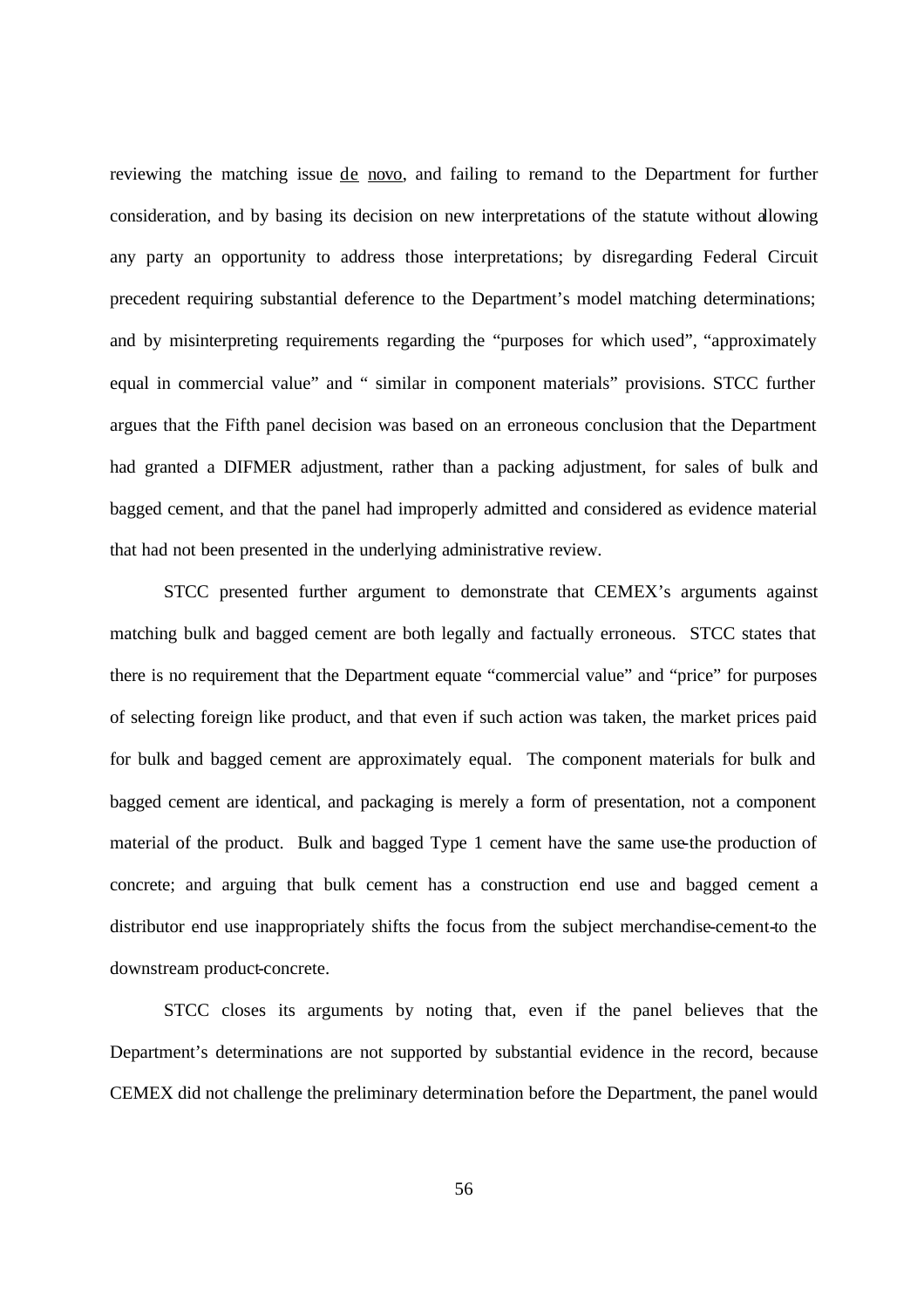reviewing the matching issue de novo, and failing to remand to the Department for further consideration, and by basing its decision on new interpretations of the statute without allowing any party an opportunity to address those interpretations; by disregarding Federal Circuit precedent requiring substantial deference to the Department's model matching determinations; and by misinterpreting requirements regarding the "purposes for which used", "approximately equal in commercial value" and " similar in component materials" provisions. STCC further argues that the Fifth panel decision was based on an erroneous conclusion that the Department had granted a DIFMER adjustment, rather than a packing adjustment, for sales of bulk and bagged cement, and that the panel had improperly admitted and considered as evidence material that had not been presented in the underlying administrative review.

STCC presented further argument to demonstrate that CEMEX's arguments against matching bulk and bagged cement are both legally and factually erroneous. STCC states that there is no requirement that the Department equate "commercial value" and "price" for purposes of selecting foreign like product, and that even if such action was taken, the market prices paid for bulk and bagged cement are approximately equal. The component materials for bulk and bagged cement are identical, and packaging is merely a form of presentation, not a component material of the product. Bulk and bagged Type 1 cement have the same use-the production of concrete; and arguing that bulk cement has a construction end use and bagged cement a distributor end use inappropriately shifts the focus from the subject merchandise-cement-to the downstream product-concrete.

STCC closes its arguments by noting that, even if the panel believes that the Department's determinations are not supported by substantial evidence in the record, because CEMEX did not challenge the preliminary determination before the Department, the panel would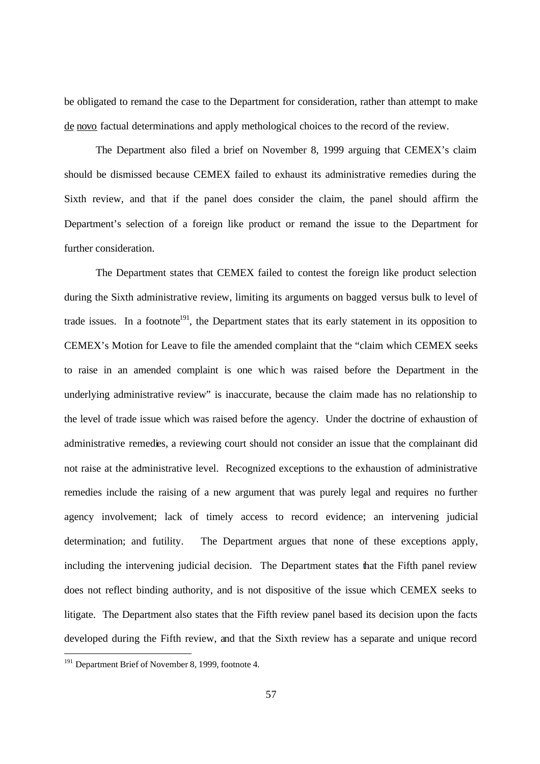be obligated to remand the case to the Department for consideration, rather than attempt to make de novo factual determinations and apply methological choices to the record of the review.

The Department also filed a brief on November 8, 1999 arguing that CEMEX's claim should be dismissed because CEMEX failed to exhaust its administrative remedies during the Sixth review, and that if the panel does consider the claim, the panel should affirm the Department's selection of a foreign like product or remand the issue to the Department for further consideration.

The Department states that CEMEX failed to contest the foreign like product selection during the Sixth administrative review, limiting its arguments on bagged versus bulk to level of trade issues. In a footnote[191], the Department states that its early statement in its opposition to CEMEX's Motion for Leave to file the amended complaint that the "claim which CEMEX seeks to raise in an amended complaint is one which was raised before the Department in the underlying administrative review" is inaccurate, because the claim made has no relationship to the level of trade issue which was raised before the agency. Under the doctrine of exhaustion of administrative remedies, a reviewing court should not consider an issue that the complainant did not raise at the administrative level. Recognized exceptions to the exhaustion of administrative remedies include the raising of a new argument that was purely legal and requires no further agency involvement; lack of timely access to record evidence; an intervening judicial determination; and futility. The Department argues that none of these exceptions apply, including the intervening judicial decision. The Department states that the Fifth panel review does not reflect binding authority, and is not dispositive of the issue which CEMEX seeks to litigate. The Department also states that the Fifth review panel based its decision upon the facts developed during the Fifth review, and that the Sixth review has a separate and unique record

[191] Department Brief of November 8, 1999, footnote 4.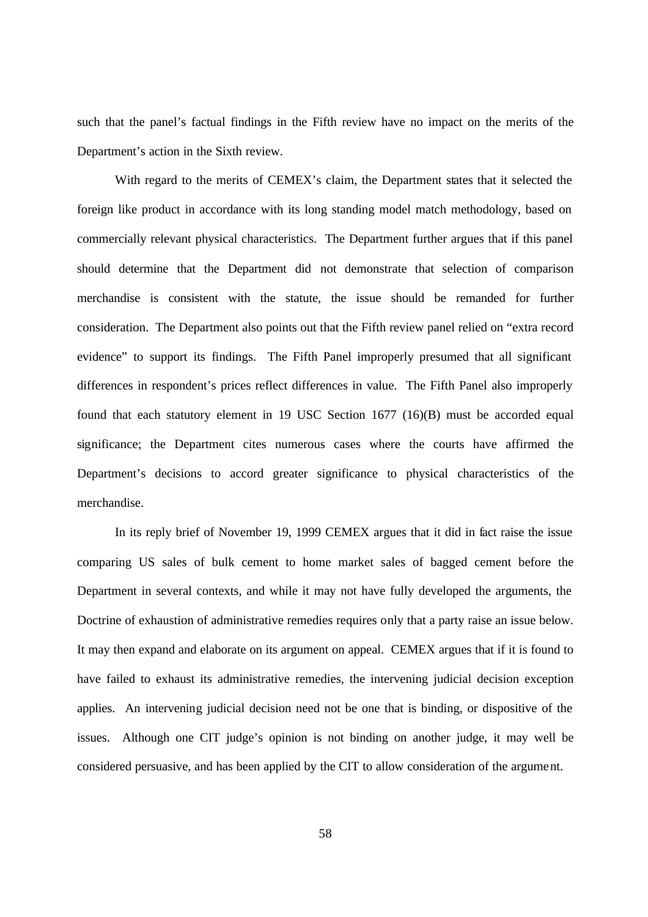such that the panel's factual findings in the Fifth review have no impact on the merits of the Department's action in the Sixth review.

With regard to the merits of CEMEX's claim, the Department states that it selected the foreign like product in accordance with its long standing model match methodology, based on commercially relevant physical characteristics. The Department further argues that if this panel should determine that the Department did not demonstrate that selection of comparison merchandise is consistent with the statute, the issue should be remanded for further consideration. The Department also points out that the Fifth review panel relied on "extra record evidence" to support its findings. The Fifth Panel improperly presumed that all significant differences in respondent's prices reflect differences in value. The Fifth Panel also improperly found that each statutory element in 19 USC Section 1677 (16)(B) must be accorded equal significance; the Department cites numerous cases where the courts have affirmed the Department's decisions to accord greater significance to physical characteristics of the merchandise.

In its reply brief of November 19, 1999 CEMEX argues that it did in fact raise the issue comparing US sales of bulk cement to home market sales of bagged cement before the Department in several contexts, and while it may not have fully developed the arguments, the Doctrine of exhaustion of administrative remedies requires only that a party raise an issue below. It may then expand and elaborate on its argument on appeal. CEMEX argues that if it is found to have failed to exhaust its administrative remedies, the intervening judicial decision exception applies. An intervening judicial decision need not be one that is binding, or dispositive of the issues. Although one CIT judge's opinion is not binding on another judge, it may well be considered persuasive, and has been applied by the CIT to allow consideration of the argument.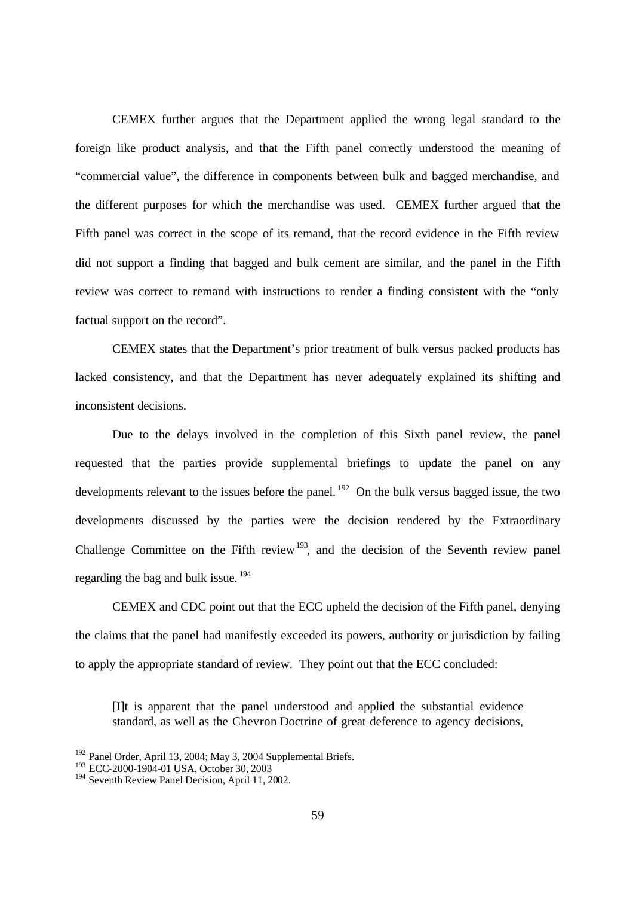CEMEX further argues that the Department applied the wrong legal standard to the foreign like product analysis, and that the Fifth panel correctly understood the meaning of "commercial value", the difference in components between bulk and bagged merchandise, and the different purposes for which the merchandise was used. CEMEX further argued that the Fifth panel was correct in the scope of its remand, that the record evidence in the Fifth review did not support a finding that bagged and bulk cement are similar, and the panel in the Fifth review was correct to remand with instructions to render a finding consistent with the "only factual support on the record".

CEMEX states that the Department's prior treatment of bulk versus packed products has lacked consistency, and that the Department has never adequately explained its shifting and inconsistent decisions.

Due to the delays involved in the completion of this Sixth panel review, the panel requested that the parties provide supplemental briefings to update the panel on any developments relevant to the issues before the panel.[192] On the bulk versus bagged issue, the two developments discussed by the parties were the decision rendered by the Extraordinary Challenge Committee on the Fifth review[193], and the decision of the Seventh review panel regarding the bag and bulk issue.[194]

CEMEX and CDC point out that the ECC upheld the decision of the Fifth panel, denying the claims that the panel had manifestly exceeded its powers, authority or jurisdiction by failing to apply the appropriate standard of review. They point out that the ECC concluded:

> [I]t is apparent that the panel understood and applied the substantial evidence standard, as well as the <u>Chevron</u> Doctrine of great deference to agency decisions,

[192] Panel Order, April 13, 2004; May 3, 2004 Supplemental Briefs.
[193] ECC-2000-1904-01 USA, October 30, 2003
[194] Seventh Review Panel Decision, April 11, 2002.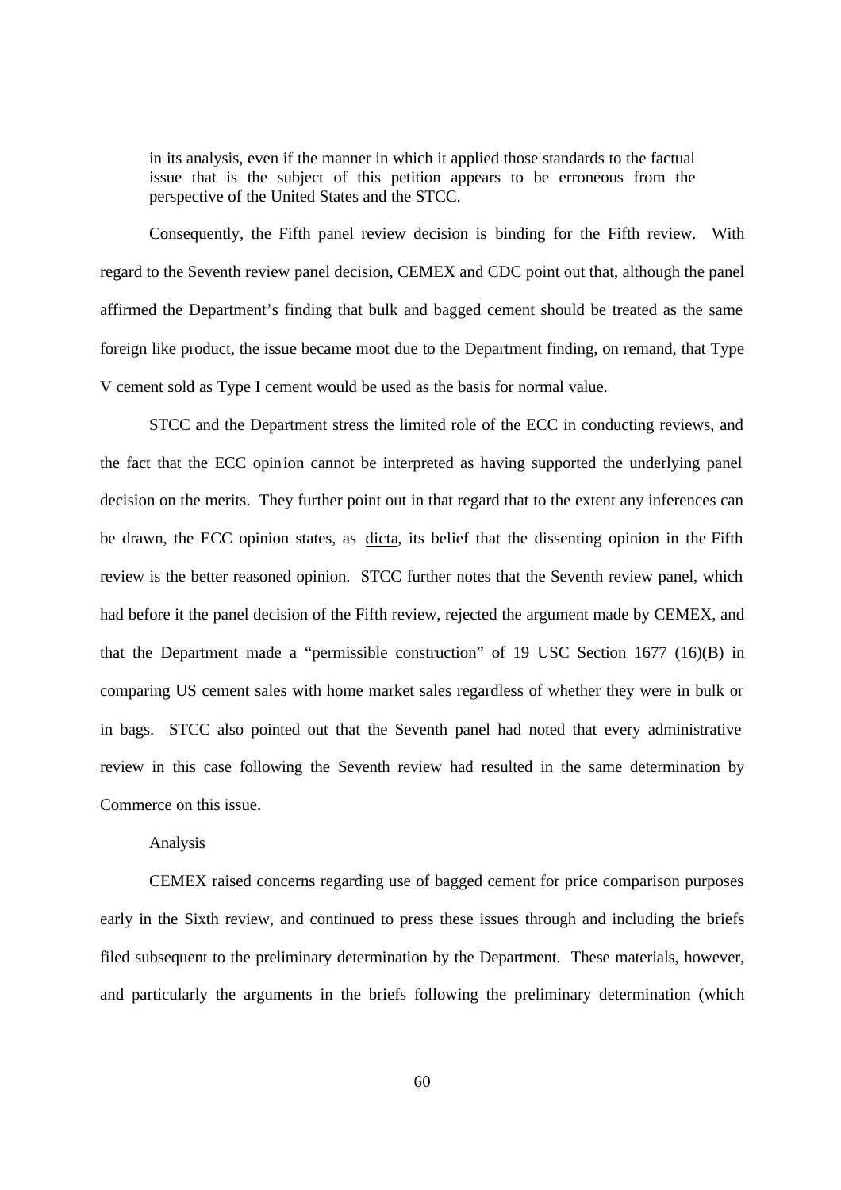> in its analysis, even if the manner in which it applied those standards to the factual issue that is the subject of this petition appears to be erroneous from the perspective of the United States and the STCC.

Consequently, the Fifth panel review decision is binding for the Fifth review. With regard to the Seventh review panel decision, CEMEX and CDC point out that, although the panel affirmed the Department's finding that bulk and bagged cement should be treated as the same foreign like product, the issue became moot due to the Department finding, on remand, that Type V cement sold as Type I cement would be used as the basis for normal value.

STCC and the Department stress the limited role of the ECC in conducting reviews, and the fact that the ECC opinion cannot be interpreted as having supported the underlying panel decision on the merits. They further point out in that regard that to the extent any inferences can be drawn, the ECC opinion states, as <u>dicta</u>, its belief that the dissenting opinion in the Fifth review is the better reasoned opinion. STCC further notes that the Seventh review panel, which had before it the panel decision of the Fifth review, rejected the argument made by CEMEX, and that the Department made a "permissible construction" of 19 USC Section 1677 (16)(B) in comparing US cement sales with home market sales regardless of whether they were in bulk or in bags. STCC also pointed out that the Seventh panel had noted that every administrative review in this case following the Seventh review had resulted in the same determination by Commerce on this issue.

Analysis

CEMEX raised concerns regarding use of bagged cement for price comparison purposes early in the Sixth review, and continued to press these issues through and including the briefs filed subsequent to the preliminary determination by the Department. These materials, however, and particularly the arguments in the briefs following the preliminary determination (which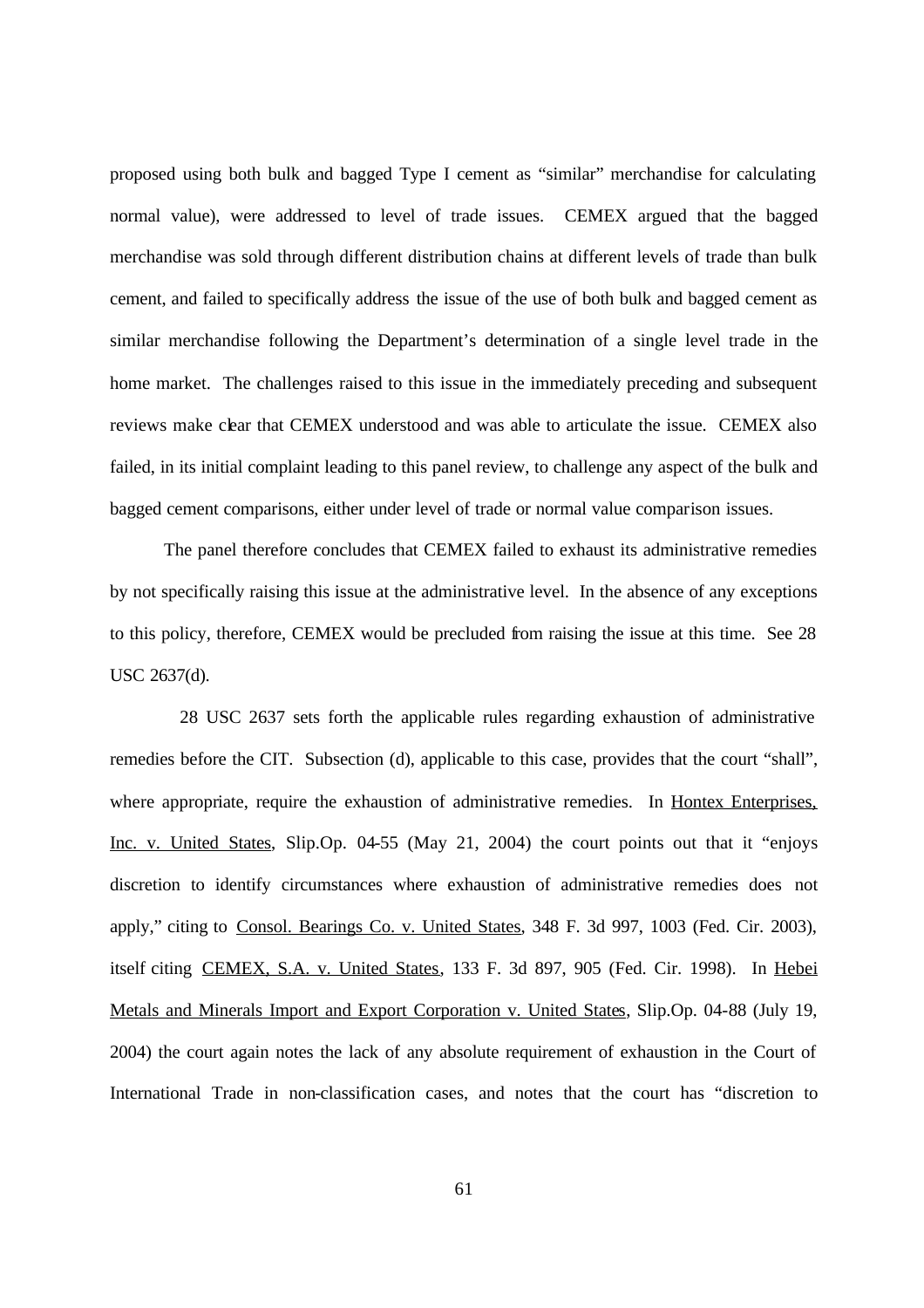proposed using both bulk and bagged Type I cement as "similar" merchandise for calculating normal value), were addressed to level of trade issues. CEMEX argued that the bagged merchandise was sold through different distribution chains at different levels of trade than bulk cement, and failed to specifically address the issue of the use of both bulk and bagged cement as similar merchandise following the Department's determination of a single level trade in the home market. The challenges raised to this issue in the immediately preceding and subsequent reviews make clear that CEMEX understood and was able to articulate the issue. CEMEX also failed, in its initial complaint leading to this panel review, to challenge any aspect of the bulk and bagged cement comparisons, either under level of trade or normal value comparison issues.

The panel therefore concludes that CEMEX failed to exhaust its administrative remedies by not specifically raising this issue at the administrative level. In the absence of any exceptions to this policy, therefore, CEMEX would be precluded from raising the issue at this time. See 28 USC 2637(d).

28 USC 2637 sets forth the applicable rules regarding exhaustion of administrative remedies before the CIT. Subsection (d), applicable to this case, provides that the court "shall", where appropriate, require the exhaustion of administrative remedies. In Hontex Enterprises, Inc. v. United States, Slip.Op. 04-55 (May 21, 2004) the court points out that it "enjoys discretion to identify circumstances where exhaustion of administrative remedies does not apply," citing to Consol. Bearings Co. v. United States, 348 F. 3d 997, 1003 (Fed. Cir. 2003), itself citing CEMEX, S.A. v. United States, 133 F. 3d 897, 905 (Fed. Cir. 1998). In Hebei Metals and Minerals Import and Export Corporation v. United States, Slip.Op. 04-88 (July 19, 2004) the court again notes the lack of any absolute requirement of exhaustion in the Court of International Trade in non-classification cases, and notes that the court has "discretion to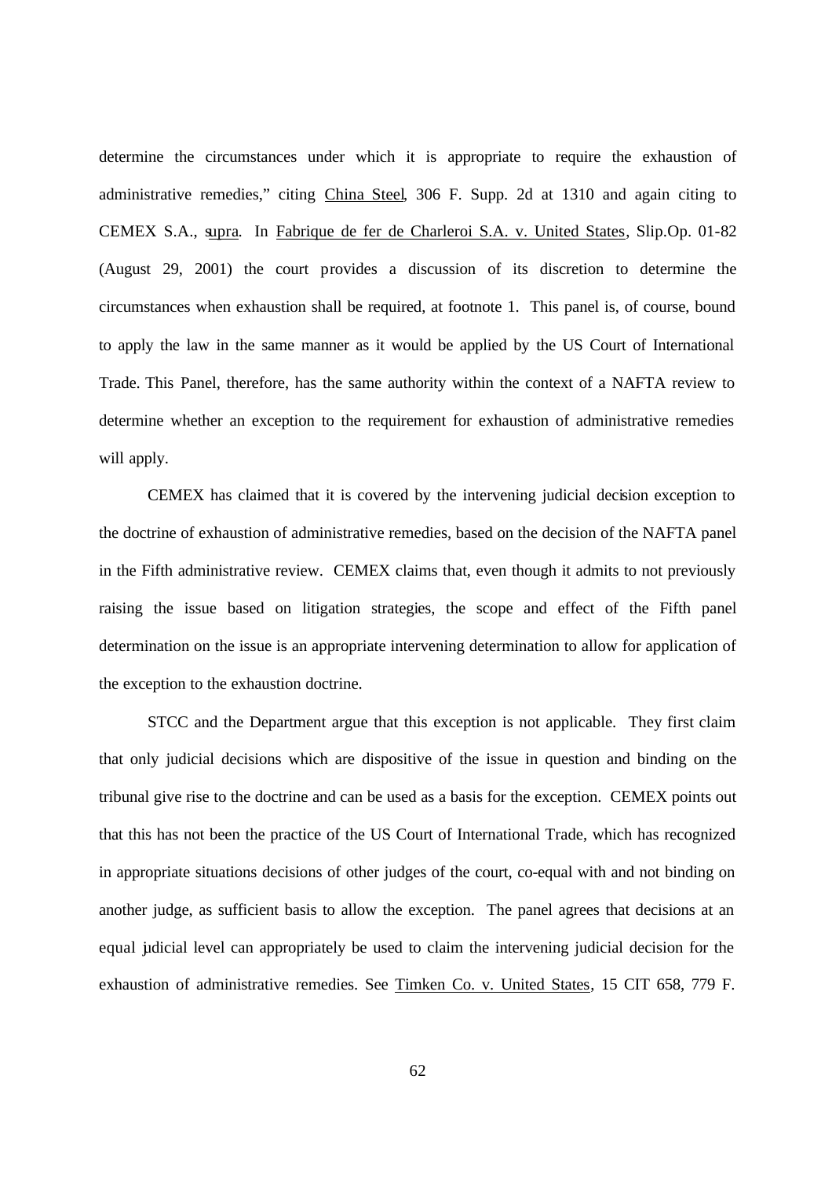determine the circumstances under which it is appropriate to require the exhaustion of administrative remedies," citing China Steel, 306 F. Supp. 2d at 1310 and again citing to CEMEX S.A., supra. In Fabrique de fer de Charleroi S.A. v. United States, Slip.Op. 01-82 (August 29, 2001) the court provides a discussion of its discretion to determine the circumstances when exhaustion shall be required, at footnote 1. This panel is, of course, bound to apply the law in the same manner as it would be applied by the US Court of International Trade. This Panel, therefore, has the same authority within the context of a NAFTA review to determine whether an exception to the requirement for exhaustion of administrative remedies will apply.

CEMEX has claimed that it is covered by the intervening judicial decision exception to the doctrine of exhaustion of administrative remedies, based on the decision of the NAFTA panel in the Fifth administrative review. CEMEX claims that, even though it admits to not previously raising the issue based on litigation strategies, the scope and effect of the Fifth panel determination on the issue is an appropriate intervening determination to allow for application of the exception to the exhaustion doctrine.

STCC and the Department argue that this exception is not applicable. They first claim that only judicial decisions which are dispositive of the issue in question and binding on the tribunal give rise to the doctrine and can be used as a basis for the exception. CEMEX points out that this has not been the practice of the US Court of International Trade, which has recognized in appropriate situations decisions of other judges of the court, co-equal with and not binding on another judge, as sufficient basis to allow the exception. The panel agrees that decisions at an equal judicial level can appropriately be used to claim the intervening judicial decision for the exhaustion of administrative remedies. See Timken Co. v. United States, 15 CIT 658, 779 F.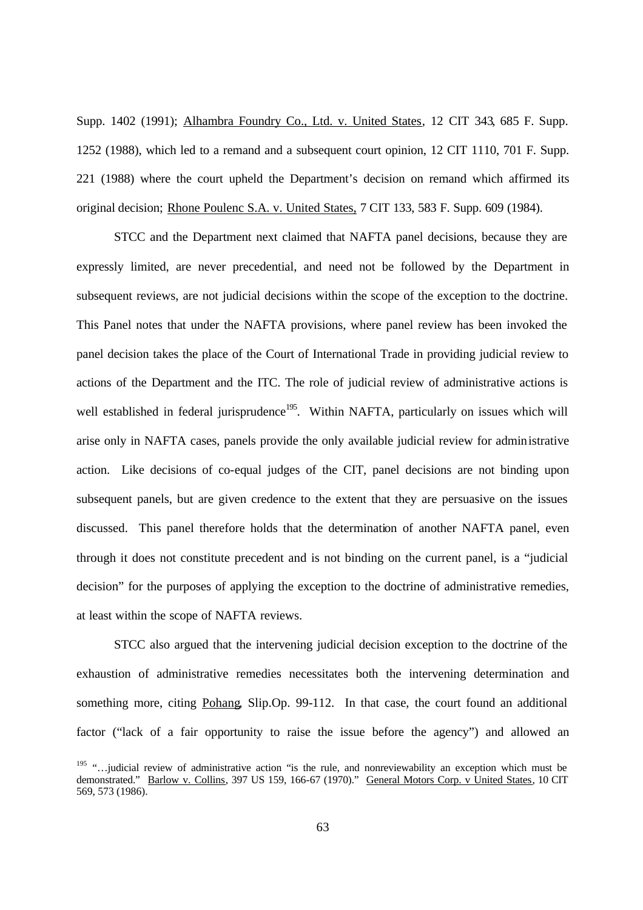Supp. 1402 (1991); Alhambra Foundry Co., Ltd. v. United States, 12 CIT 343, 685 F. Supp. 1252 (1988), which led to a remand and a subsequent court opinion, 12 CIT 1110, 701 F. Supp. 221 (1988) where the court upheld the Department's decision on remand which affirmed its original decision; Rhone Poulenc S.A. v. United States, 7 CIT 133, 583 F. Supp. 609 (1984).

STCC and the Department next claimed that NAFTA panel decisions, because they are expressly limited, are never precedential, and need not be followed by the Department in subsequent reviews, are not judicial decisions within the scope of the exception to the doctrine. This Panel notes that under the NAFTA provisions, where panel review has been invoked the panel decision takes the place of the Court of International Trade in providing judicial review to actions of the Department and the ITC. The role of judicial review of administrative actions is well established in federal jurisprudence[195]. Within NAFTA, particularly on issues which will arise only in NAFTA cases, panels provide the only available judicial review for administrative action. Like decisions of co-equal judges of the CIT, panel decisions are not binding upon subsequent panels, but are given credence to the extent that they are persuasive on the issues discussed. This panel therefore holds that the determination of another NAFTA panel, even through it does not constitute precedent and is not binding on the current panel, is a "judicial decision" for the purposes of applying the exception to the doctrine of administrative remedies, at least within the scope of NAFTA reviews.

STCC also argued that the intervening judicial decision exception to the doctrine of the exhaustion of administrative remedies necessitates both the intervening determination and something more, citing Pohang, Slip.Op. 99-112. In that case, the court found an additional factor ("lack of a fair opportunity to raise the issue before the agency") and allowed an

[195] "…judicial review of administrative action "is the rule, and nonreviewability an exception which must be demonstrated." Barlow v. Collins, 397 US 159, 166-67 (1970)." General Motors Corp. v United States, 10 CIT 569, 573 (1986).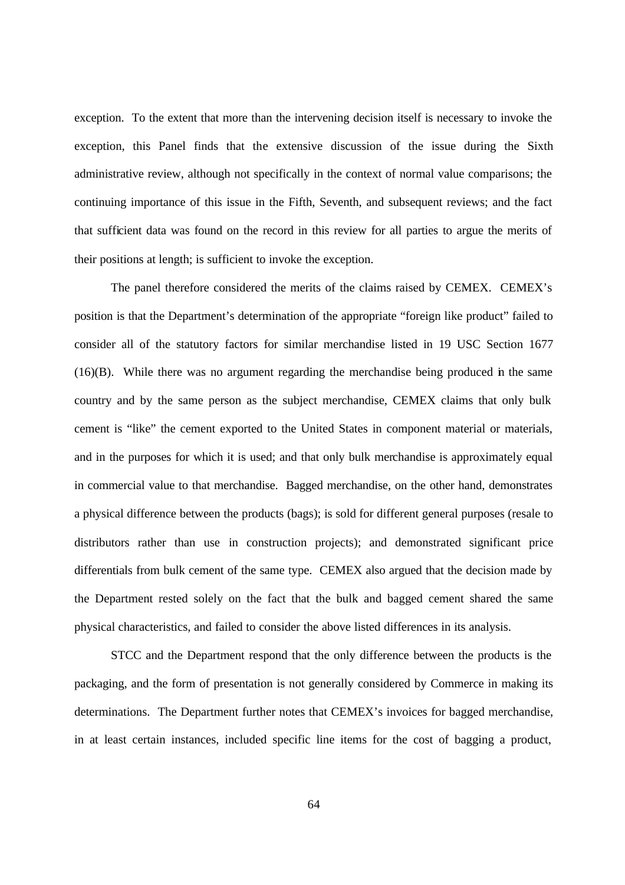exception. To the extent that more than the intervening decision itself is necessary to invoke the exception, this Panel finds that the extensive discussion of the issue during the Sixth administrative review, although not specifically in the context of normal value comparisons; the continuing importance of this issue in the Fifth, Seventh, and subsequent reviews; and the fact that sufficient data was found on the record in this review for all parties to argue the merits of their positions at length; is sufficient to invoke the exception.

The panel therefore considered the merits of the claims raised by CEMEX. CEMEX's position is that the Department's determination of the appropriate "foreign like product" failed to consider all of the statutory factors for similar merchandise listed in 19 USC Section 1677 (16)(B). While there was no argument regarding the merchandise being produced in the same country and by the same person as the subject merchandise, CEMEX claims that only bulk cement is "like" the cement exported to the United States in component material or materials, and in the purposes for which it is used; and that only bulk merchandise is approximately equal in commercial value to that merchandise. Bagged merchandise, on the other hand, demonstrates a physical difference between the products (bags); is sold for different general purposes (resale to distributors rather than use in construction projects); and demonstrated significant price differentials from bulk cement of the same type. CEMEX also argued that the decision made by the Department rested solely on the fact that the bulk and bagged cement shared the same physical characteristics, and failed to consider the above listed differences in its analysis.

STCC and the Department respond that the only difference between the products is the packaging, and the form of presentation is not generally considered by Commerce in making its determinations. The Department further notes that CEMEX's invoices for bagged merchandise, in at least certain instances, included specific line items for the cost of bagging a product,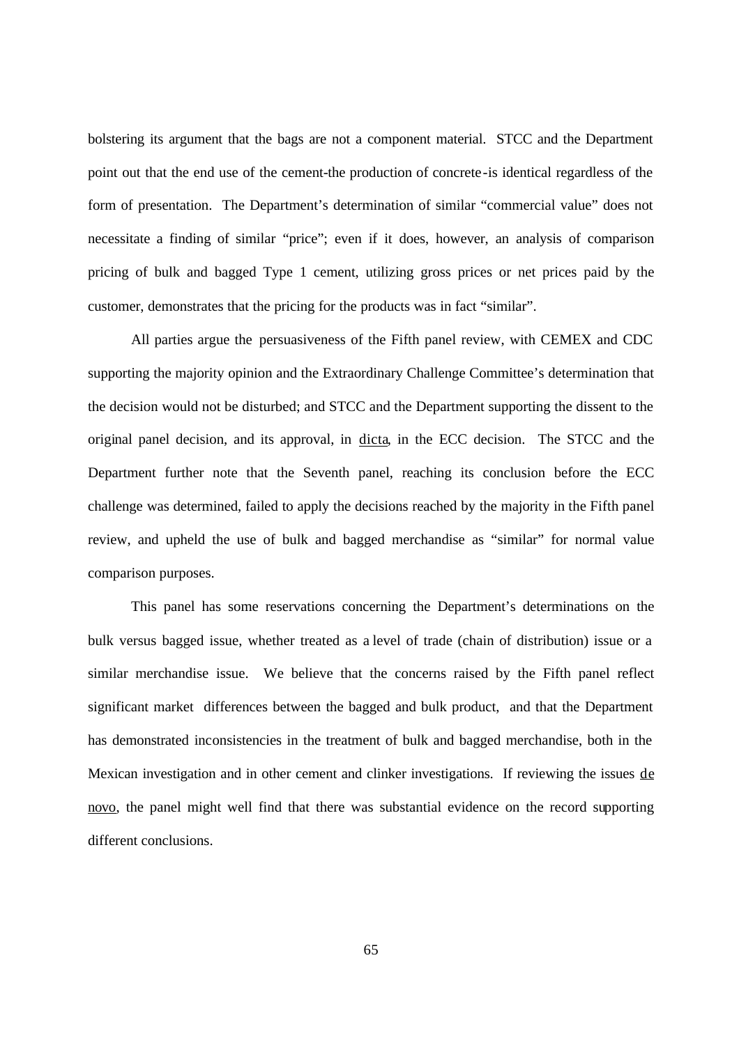bolstering its argument that the bags are not a component material. STCC and the Department point out that the end use of the cement-the production of concrete-is identical regardless of the form of presentation. The Department's determination of similar "commercial value" does not necessitate a finding of similar "price"; even if it does, however, an analysis of comparison pricing of bulk and bagged Type 1 cement, utilizing gross prices or net prices paid by the customer, demonstrates that the pricing for the products was in fact "similar".

All parties argue the persuasiveness of the Fifth panel review, with CEMEX and CDC supporting the majority opinion and the Extraordinary Challenge Committee's determination that the decision would not be disturbed; and STCC and the Department supporting the dissent to the original panel decision, and its approval, in dicta, in the ECC decision. The STCC and the Department further note that the Seventh panel, reaching its conclusion before the ECC challenge was determined, failed to apply the decisions reached by the majority in the Fifth panel review, and upheld the use of bulk and bagged merchandise as "similar" for normal value comparison purposes.

This panel has some reservations concerning the Department's determinations on the bulk versus bagged issue, whether treated as a level of trade (chain of distribution) issue or a similar merchandise issue. We believe that the concerns raised by the Fifth panel reflect significant market differences between the bagged and bulk product, and that the Department has demonstrated inconsistencies in the treatment of bulk and bagged merchandise, both in the Mexican investigation and in other cement and clinker investigations. If reviewing the issues de novo, the panel might well find that there was substantial evidence on the record supporting different conclusions.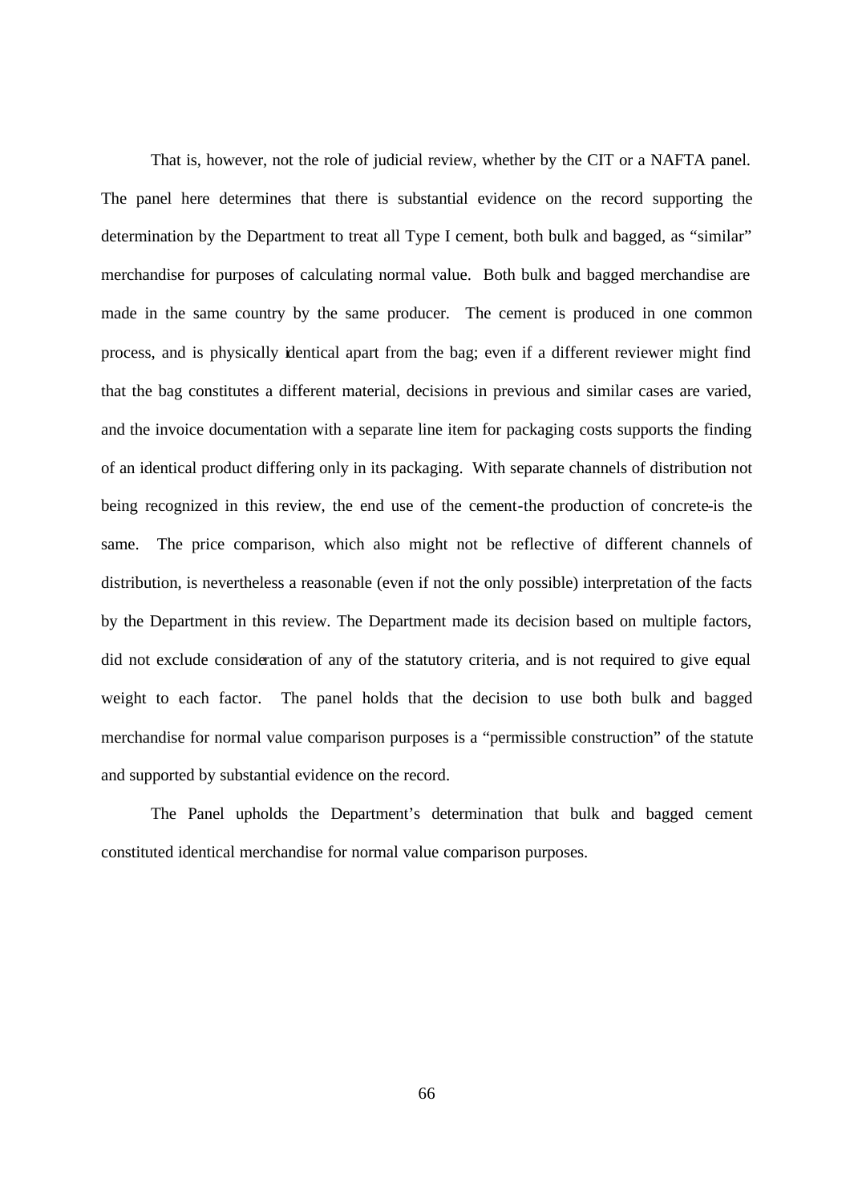That is, however, not the role of judicial review, whether by the CIT or a NAFTA panel. The panel here determines that there is substantial evidence on the record supporting the determination by the Department to treat all Type I cement, both bulk and bagged, as "similar" merchandise for purposes of calculating normal value. Both bulk and bagged merchandise are made in the same country by the same producer. The cement is produced in one common process, and is physically identical apart from the bag; even if a different reviewer might find that the bag constitutes a different material, decisions in previous and similar cases are varied, and the invoice documentation with a separate line item for packaging costs supports the finding of an identical product differing only in its packaging. With separate channels of distribution not being recognized in this review, the end use of the cement-the production of concrete-is the same. The price comparison, which also might not be reflective of different channels of distribution, is nevertheless a reasonable (even if not the only possible) interpretation of the facts by the Department in this review. The Department made its decision based on multiple factors, did not exclude consideration of any of the statutory criteria, and is not required to give equal weight to each factor. The panel holds that the decision to use both bulk and bagged merchandise for normal value comparison purposes is a "permissible construction" of the statute and supported by substantial evidence on the record.

The Panel upholds the Department's determination that bulk and bagged cement constituted identical merchandise for normal value comparison purposes.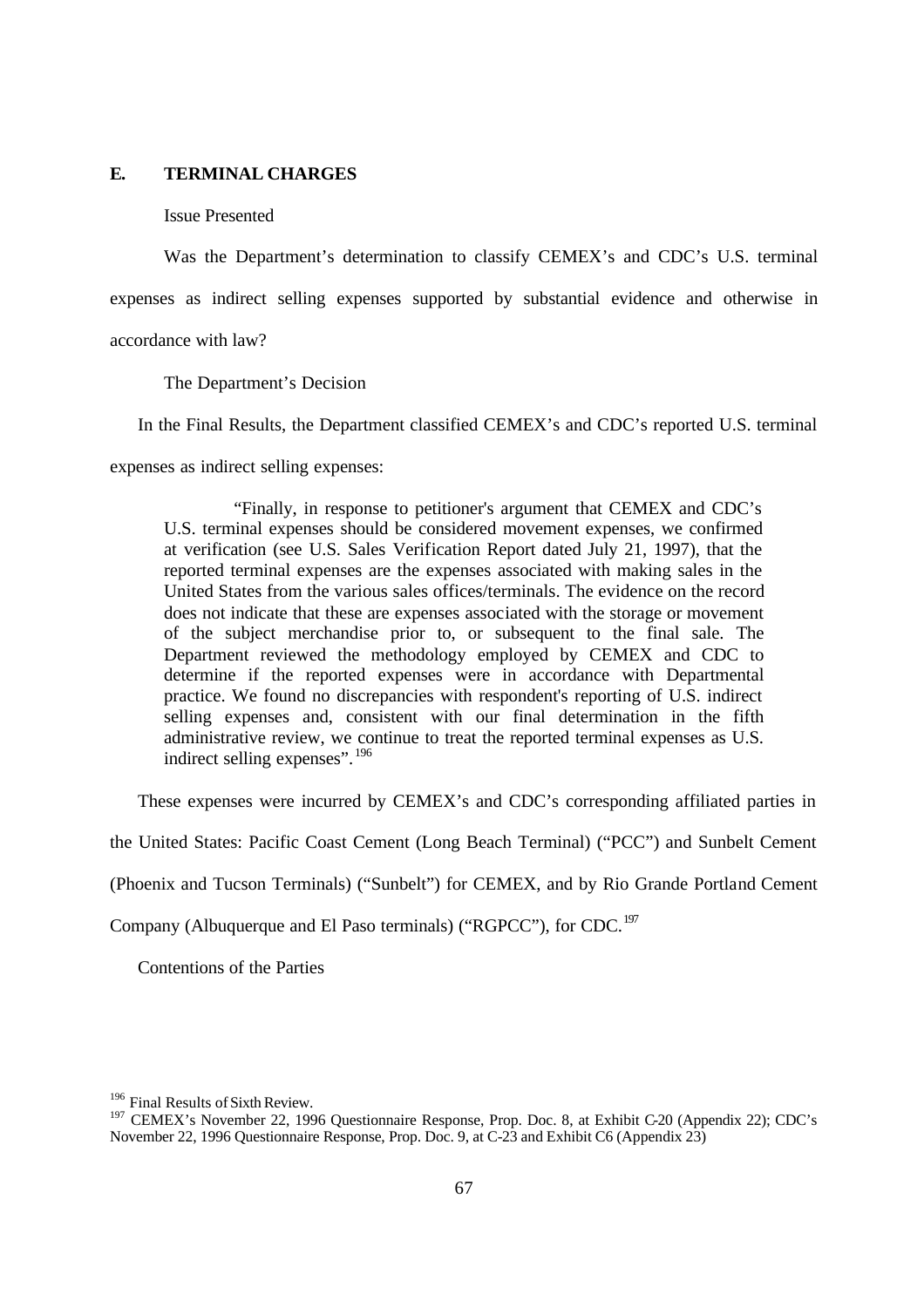## E. TERMINAL CHARGES

Issue Presented

Was the Department's determination to classify CEMEX's and CDC's U.S. terminal expenses as indirect selling expenses supported by substantial evidence and otherwise in accordance with law?

The Department's Decision

In the Final Results, the Department classified CEMEX's and CDC's reported U.S. terminal expenses as indirect selling expenses:

> "Finally, in response to petitioner's argument that CEMEX and CDC's U.S. terminal expenses should be considered movement expenses, we confirmed at verification (see U.S. Sales Verification Report dated July 21, 1997), that the reported terminal expenses are the expenses associated with making sales in the United States from the various sales offices/terminals. The evidence on the record does not indicate that these are expenses associated with the storage or movement of the subject merchandise prior to, or subsequent to the final sale. The Department reviewed the methodology employed by CEMEX and CDC to determine if the reported expenses were in accordance with Departmental practice. We found no discrepancies with respondent's reporting of U.S. indirect selling expenses and, consistent with our final determination in the fifth administrative review, we continue to treat the reported terminal expenses as U.S. indirect selling expenses".[196]

These expenses were incurred by CEMEX's and CDC's corresponding affiliated parties in the United States: Pacific Coast Cement (Long Beach Terminal) ("PCC") and Sunbelt Cement (Phoenix and Tucson Terminals) ("Sunbelt") for CEMEX, and by Rio Grande Portland Cement Company (Albuquerque and El Paso terminals) ("RGPCC"), for CDC.[197]

Contentions of the Parties

---

[196] Final Results of Sixth Review.

[197] CEMEX's November 22, 1996 Questionnaire Response, Prop. Doc. 8, at Exhibit C-20 (Appendix 22); CDC's November 22, 1996 Questionnaire Response, Prop. Doc. 9, at C-23 and Exhibit C6 (Appendix 23)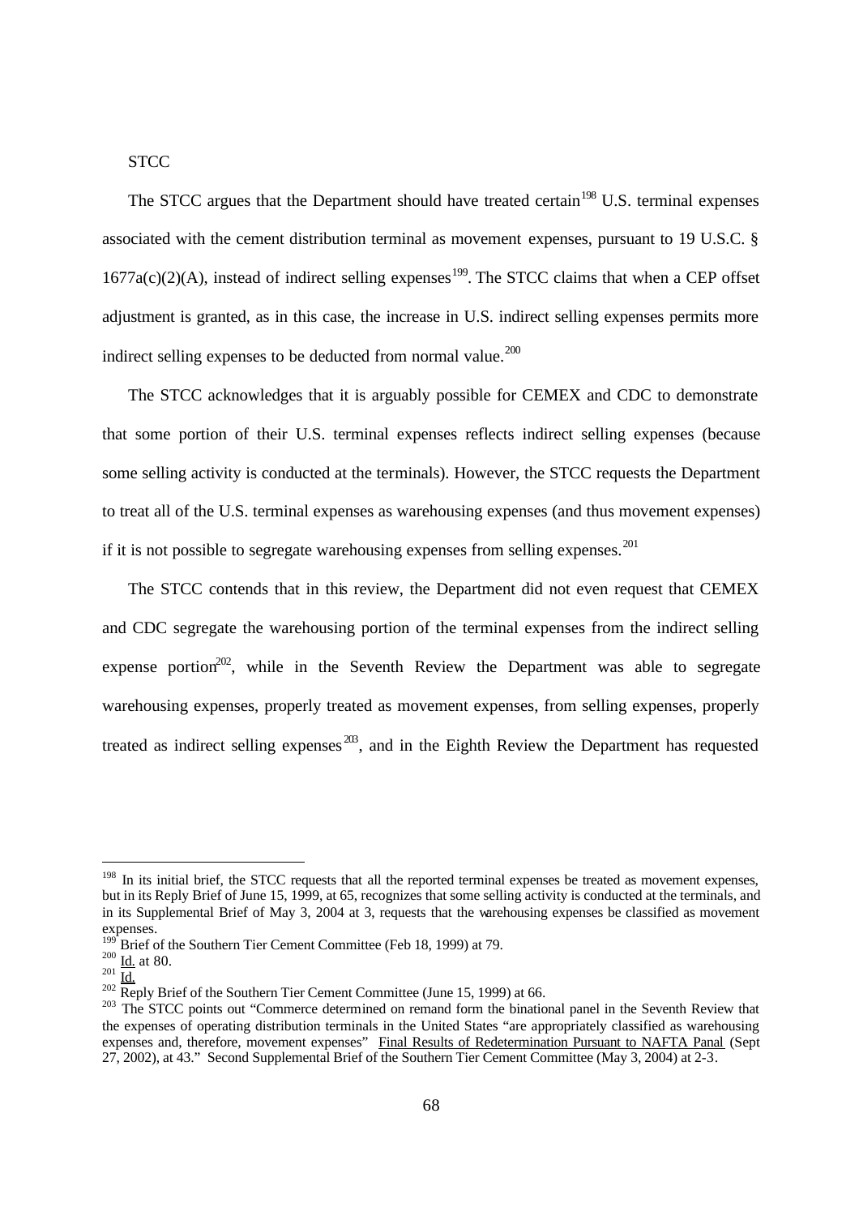STCC

The STCC argues that the Department should have treated certain[198] U.S. terminal expenses associated with the cement distribution terminal as movement expenses, pursuant to 19 U.S.C. § 1677a(c)(2)(A), instead of indirect selling expenses[199]. The STCC claims that when a CEP offset adjustment is granted, as in this case, the increase in U.S. indirect selling expenses permits more indirect selling expenses to be deducted from normal value.[200]

The STCC acknowledges that it is arguably possible for CEMEX and CDC to demonstrate that some portion of their U.S. terminal expenses reflects indirect selling expenses (because some selling activity is conducted at the terminals). However, the STCC requests the Department to treat all of the U.S. terminal expenses as warehousing expenses (and thus movement expenses) if it is not possible to segregate warehousing expenses from selling expenses.[201]

The STCC contends that in this review, the Department did not even request that CEMEX and CDC segregate the warehousing portion of the terminal expenses from the indirect selling expense portion[202], while in the Seventh Review the Department was able to segregate warehousing expenses, properly treated as movement expenses, from selling expenses, properly treated as indirect selling expenses[203], and in the Eighth Review the Department has requested

---

[198] In its initial brief, the STCC requests that all the reported terminal expenses be treated as movement expenses, but in its Reply Brief of June 15, 1999, at 65, recognizes that some selling activity is conducted at the terminals, and in its Supplemental Brief of May 3, 2004 at 3, requests that the warehousing expenses be classified as movement expenses.

[199] Brief of the Southern Tier Cement Committee (Feb 18, 1999) at 79.

[200] Id. at 80.

[201] Id.

[202] Reply Brief of the Southern Tier Cement Committee (June 15, 1999) at 66.

[203] The STCC points out "Commerce determined on remand form the binational panel in the Seventh Review that the expenses of operating distribution terminals in the United States "are appropriately classified as warehousing expenses and, therefore, movement expenses" Final Results of Redetermination Pursuant to NAFTA Panal (Sept 27, 2002), at 43." Second Supplemental Brief of the Southern Tier Cement Committee (May 3, 2004) at 2-3.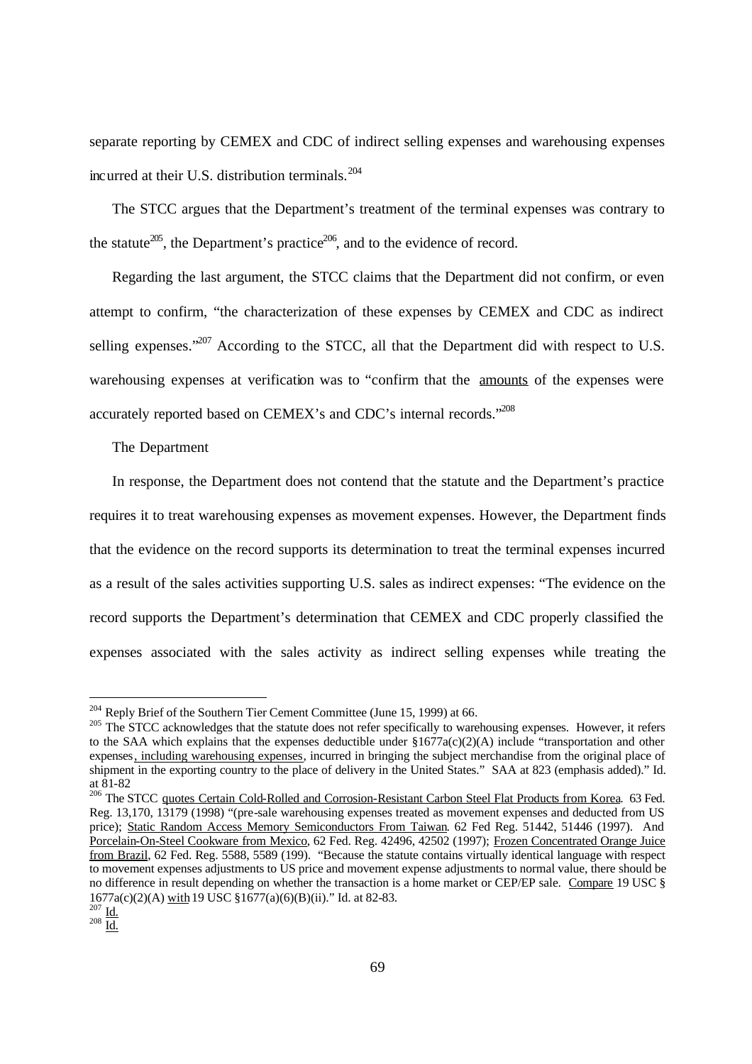separate reporting by CEMEX and CDC of indirect selling expenses and warehousing expenses incurred at their U.S. distribution terminals.[204]

The STCC argues that the Department's treatment of the terminal expenses was contrary to the statute[205], the Department's practice[206], and to the evidence of record.

Regarding the last argument, the STCC claims that the Department did not confirm, or even attempt to confirm, "the characterization of these expenses by CEMEX and CDC as indirect selling expenses."[207] According to the STCC, all that the Department did with respect to U.S. warehousing expenses at verification was to "confirm that the <u>amounts</u> of the expenses were accurately reported based on CEMEX's and CDC's internal records."[208]

The Department

In response, the Department does not contend that the statute and the Department's practice requires it to treat warehousing expenses as movement expenses. However, the Department finds that the evidence on the record supports its determination to treat the terminal expenses incurred as a result of the sales activities supporting U.S. sales as indirect expenses: "The evidence on the record supports the Department's determination that CEMEX and CDC properly classified the expenses associated with the sales activity as indirect selling expenses while treating the

---

[204] Reply Brief of the Southern Tier Cement Committee (June 15, 1999) at 66.

[205] The STCC acknowledges that the statute does not refer specifically to warehousing expenses. However, it refers to the SAA which explains that the expenses deductible under §1677a(c)(2)(A) include "transportation and other expenses<u>, including warehousing expenses</u>, incurred in bringing the subject merchandise from the original place of shipment in the exporting country to the place of delivery in the United States." SAA at 823 (emphasis added)." Id. at 81-82

[206] The STCC <u>quotes Certain Cold-Rolled and Corrosion-Resistant Carbon Steel Flat Products from Korea</u>. 63 Fed. Reg. 13,170, 13179 (1998) "(pre-sale warehousing expenses treated as movement expenses and deducted from US price); <u>Static Random Access Memory Semiconductors From Taiwan</u>. 62 Fed Reg. 51442, 51446 (1997). And <u>Porcelain-On-Steel Cookware from Mexico</u>, 62 Fed. Reg. 42496, 42502 (1997); <u>Frozen Concentrated Orange Juice from Brazil</u>, 62 Fed. Reg. 5588, 5589 (199). "Because the statute contains virtually identical language with respect to movement expenses adjustments to US price and movement expense adjustments to normal value, there should be no difference in result depending on whether the transaction is a home market or CEP/EP sale. <u>Compare</u> 19 USC § 1677a(c)(2)(A) <u>with</u> 19 USC §1677(a)(6)(B)(ii)." Id. at 82-83.

[207] <u>Id.</u>

[208] <u>Id.</u>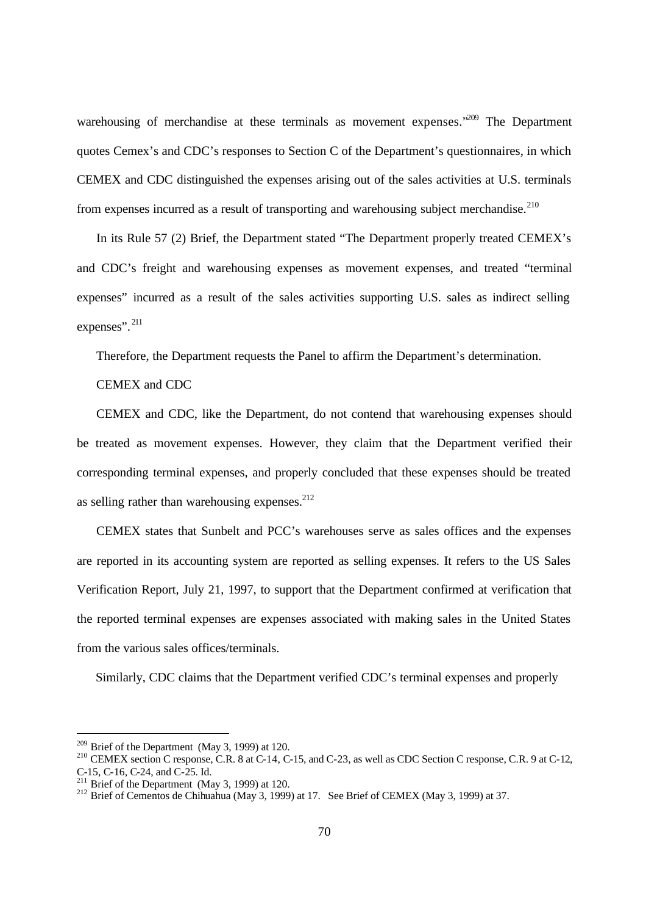warehousing of merchandise at these terminals as movement expenses."[209] The Department quotes Cemex's and CDC's responses to Section C of the Department's questionnaires, in which CEMEX and CDC distinguished the expenses arising out of the sales activities at U.S. terminals from expenses incurred as a result of transporting and warehousing subject merchandise.[210]

In its Rule 57 (2) Brief, the Department stated "The Department properly treated CEMEX's and CDC's freight and warehousing expenses as movement expenses, and treated "terminal expenses" incurred as a result of the sales activities supporting U.S. sales as indirect selling expenses".[211]

Therefore, the Department requests the Panel to affirm the Department's determination.

CEMEX and CDC

CEMEX and CDC, like the Department, do not contend that warehousing expenses should be treated as movement expenses. However, they claim that the Department verified their corresponding terminal expenses, and properly concluded that these expenses should be treated as selling rather than warehousing expenses.[212]

CEMEX states that Sunbelt and PCC's warehouses serve as sales offices and the expenses are reported in its accounting system are reported as selling expenses. It refers to the US Sales Verification Report, July 21, 1997, to support that the Department confirmed at verification that the reported terminal expenses are expenses associated with making sales in the United States from the various sales offices/terminals.

Similarly, CDC claims that the Department verified CDC's terminal expenses and properly

---

[209] Brief of the Department (May 3, 1999) at 120.

[210] CEMEX section C response, C.R. 8 at C-14, C-15, and C-23, as well as CDC Section C response, C.R. 9 at C-12, C-15, C-16, C-24, and C-25. Id.

[211] Brief of the Department (May 3, 1999) at 120.

[212] Brief of Cementos de Chihuahua (May 3, 1999) at 17. See Brief of CEMEX (May 3, 1999) at 37.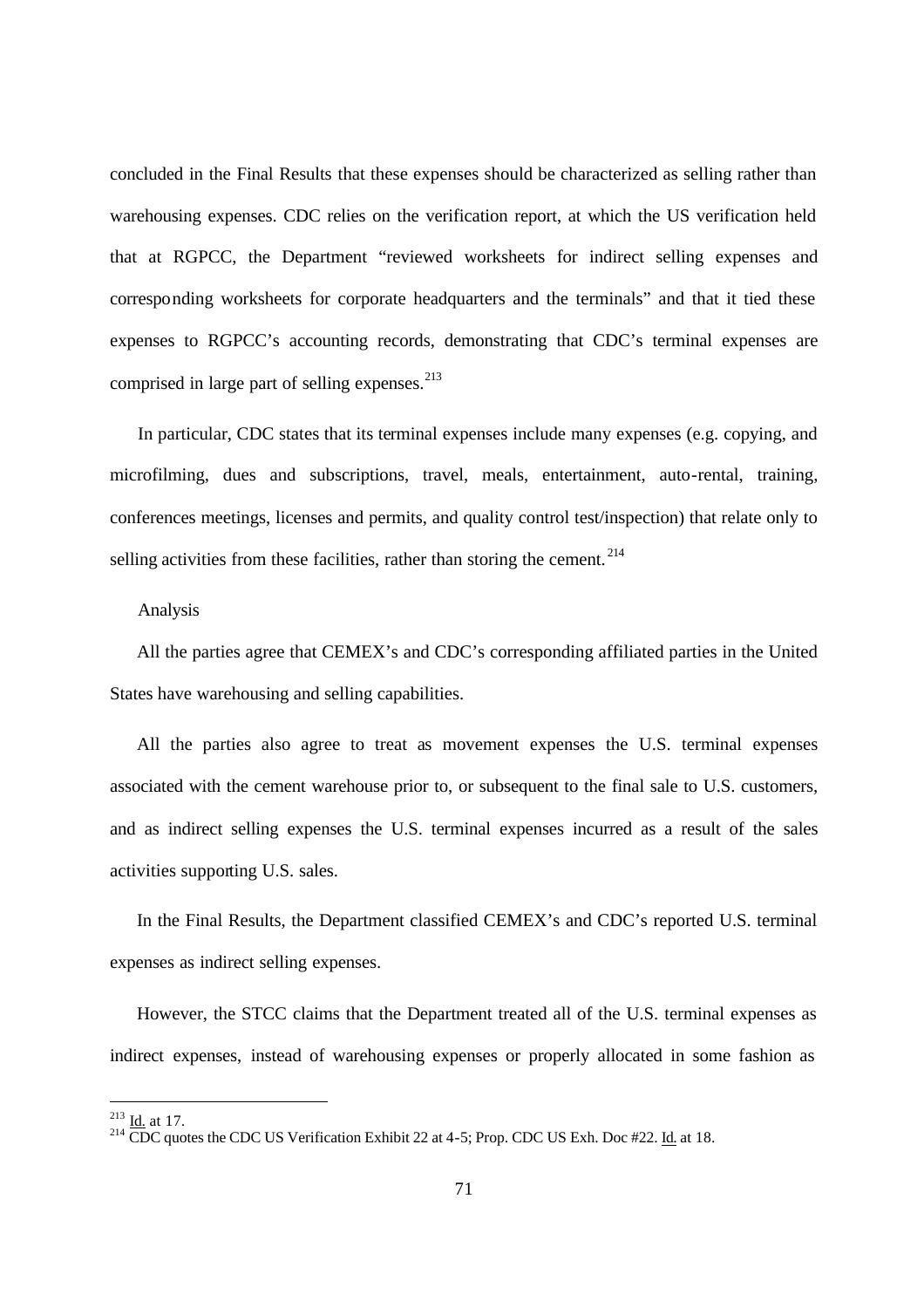concluded in the Final Results that these expenses should be characterized as selling rather than warehousing expenses. CDC relies on the verification report, at which the US verification held that at RGPCC, the Department "reviewed worksheets for indirect selling expenses and corresponding worksheets for corporate headquarters and the terminals" and that it tied these expenses to RGPCC's accounting records, demonstrating that CDC's terminal expenses are comprised in large part of selling expenses.[213]

In particular, CDC states that its terminal expenses include many expenses (e.g. copying, and microfilming, dues and subscriptions, travel, meals, entertainment, auto-rental, training, conferences meetings, licenses and permits, and quality control test/inspection) that relate only to selling activities from these facilities, rather than storing the cement.[214]

Analysis

All the parties agree that CEMEX's and CDC's corresponding affiliated parties in the United States have warehousing and selling capabilities.

All the parties also agree to treat as movement expenses the U.S. terminal expenses associated with the cement warehouse prior to, or subsequent to the final sale to U.S. customers, and as indirect selling expenses the U.S. terminal expenses incurred as a result of the sales activities supporting U.S. sales.

In the Final Results, the Department classified CEMEX's and CDC's reported U.S. terminal expenses as indirect selling expenses.

However, the STCC claims that the Department treated all of the U.S. terminal expenses as indirect expenses, instead of warehousing expenses or properly allocated in some fashion as

---

[213] Id. at 17.

[214] CDC quotes the CDC US Verification Exhibit 22 at 4-5; Prop. CDC US Exh. Doc #22. Id. at 18.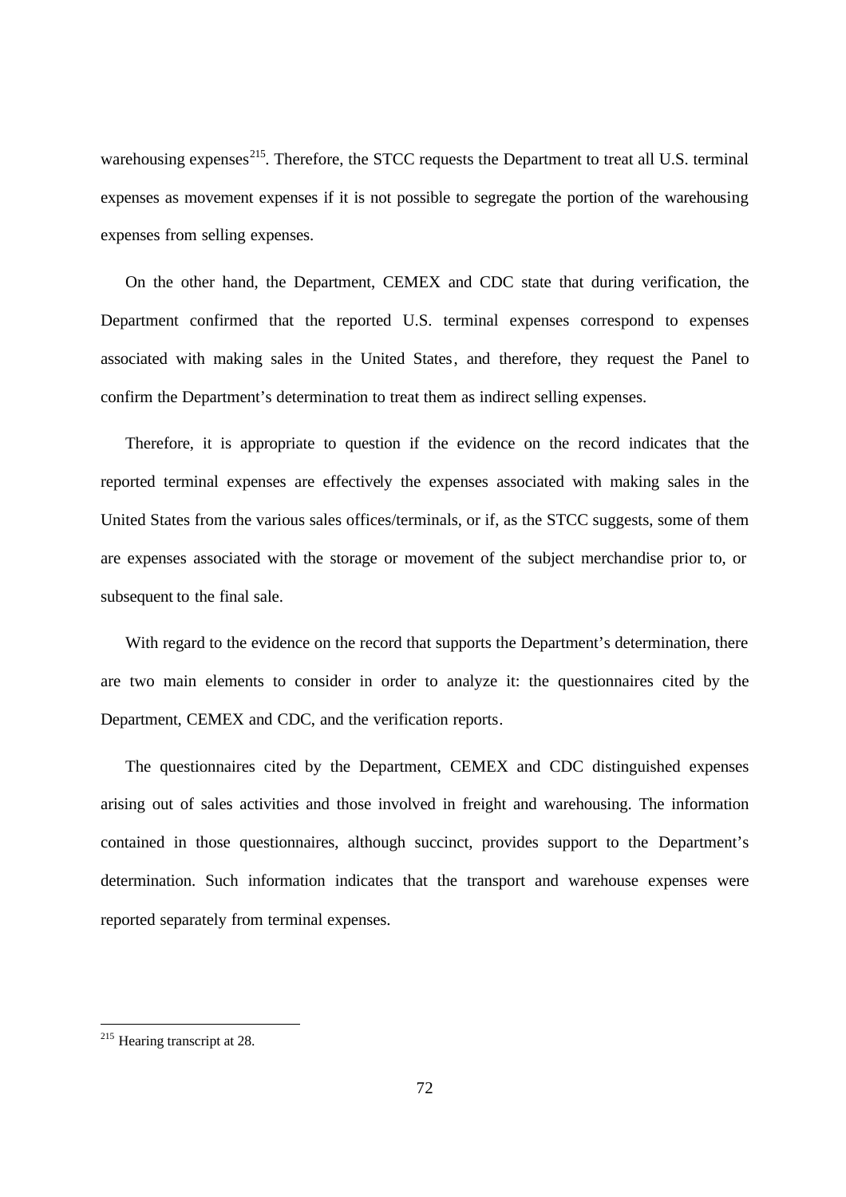warehousing expenses[215]. Therefore, the STCC requests the Department to treat all U.S. terminal expenses as movement expenses if it is not possible to segregate the portion of the warehousing expenses from selling expenses.

On the other hand, the Department, CEMEX and CDC state that during verification, the Department confirmed that the reported U.S. terminal expenses correspond to expenses associated with making sales in the United States, and therefore, they request the Panel to confirm the Department's determination to treat them as indirect selling expenses.

Therefore, it is appropriate to question if the evidence on the record indicates that the reported terminal expenses are effectively the expenses associated with making sales in the United States from the various sales offices/terminals, or if, as the STCC suggests, some of them are expenses associated with the storage or movement of the subject merchandise prior to, or subsequent to the final sale.

With regard to the evidence on the record that supports the Department's determination, there are two main elements to consider in order to analyze it: the questionnaires cited by the Department, CEMEX and CDC, and the verification reports.

The questionnaires cited by the Department, CEMEX and CDC distinguished expenses arising out of sales activities and those involved in freight and warehousing. The information contained in those questionnaires, although succinct, provides support to the Department's determination. Such information indicates that the transport and warehouse expenses were reported separately from terminal expenses.

---

[215] Hearing transcript at 28.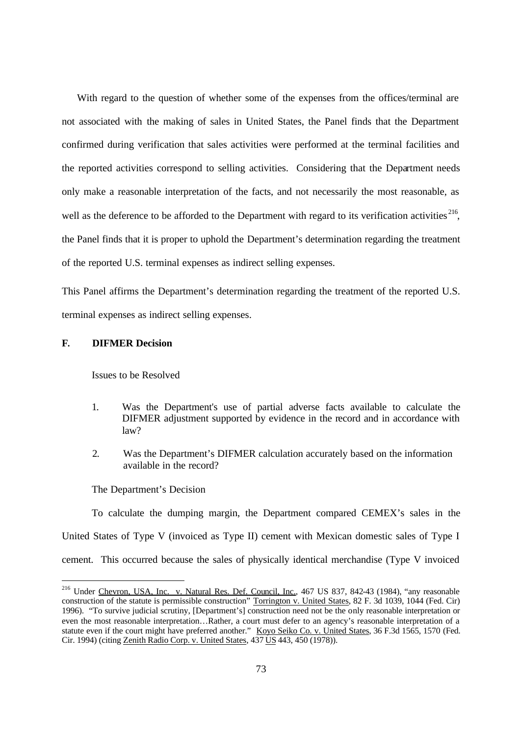With regard to the question of whether some of the expenses from the offices/terminal are not associated with the making of sales in United States, the Panel finds that the Department confirmed during verification that sales activities were performed at the terminal facilities and the reported activities correspond to selling activities. Considering that the Department needs only make a reasonable interpretation of the facts, and not necessarily the most reasonable, as well as the deference to be afforded to the Department with regard to its verification activities[216], the Panel finds that it is proper to uphold the Department's determination regarding the treatment of the reported U.S. terminal expenses as indirect selling expenses.

This Panel affirms the Department's determination regarding the treatment of the reported U.S. terminal expenses as indirect selling expenses.

### F. DIFMER Decision

Issues to be Resolved

1. Was the Department's use of partial adverse facts available to calculate the DIFMER adjustment supported by evidence in the record and in accordance with law?

2. Was the Department's DIFMER calculation accurately based on the information available in the record?

The Department's Decision

To calculate the dumping margin, the Department compared CEMEX's sales in the United States of Type V (invoiced as Type II) cement with Mexican domestic sales of Type I cement. This occurred because the sales of physically identical merchandise (Type V invoiced

---

[216] Under Chevron, USA, Inc. v. Natural Res. Def. Council, Inc., 467 US 837, 842-43 (1984), "any reasonable construction of the statute is permissible construction" Torrington v. United States, 82 F. 3d 1039, 1044 (Fed. Cir) 1996). "To survive judicial scrutiny, [Department's] construction need not be the only reasonable interpretation or even the most reasonable interpretation…Rather, a court must defer to an agency's reasonable interpretation of a statute even if the court might have preferred another." Koyo Seiko Co. v. United States, 36 F.3d 1565, 1570 (Fed. Cir. 1994) (citing Zenith Radio Corp. v. United States, 437 US 443, 450 (1978)).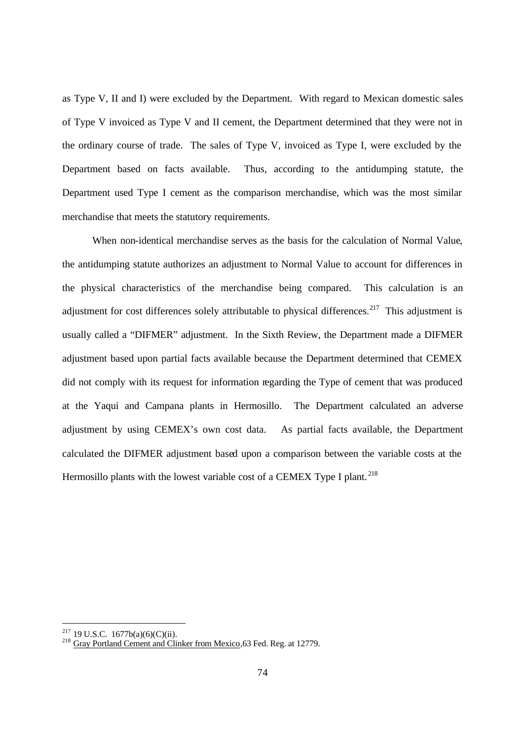as Type V, II and I) were excluded by the Department. With regard to Mexican domestic sales of Type V invoiced as Type V and II cement, the Department determined that they were not in the ordinary course of trade. The sales of Type V, invoiced as Type I, were excluded by the Department based on facts available. Thus, according to the antidumping statute, the Department used Type I cement as the comparison merchandise, which was the most similar merchandise that meets the statutory requirements.

When non-identical merchandise serves as the basis for the calculation of Normal Value, the antidumping statute authorizes an adjustment to Normal Value to account for differences in the physical characteristics of the merchandise being compared. This calculation is an adjustment for cost differences solely attributable to physical differences.[217] This adjustment is usually called a "DIFMER" adjustment. In the Sixth Review, the Department made a DIFMER adjustment based upon partial facts available because the Department determined that CEMEX did not comply with its request for information regarding the Type of cement that was produced at the Yaqui and Campana plants in Hermosillo. The Department calculated an adverse adjustment by using CEMEX's own cost data. As partial facts available, the Department calculated the DIFMER adjustment based upon a comparison between the variable costs at the Hermosillo plants with the lowest variable cost of a CEMEX Type I plant.[218]

---

[217] 19 U.S.C. 1677b(a)(6)(C)(ii).

[218] Gray Portland Cement and Clinker from Mexico, 63 Fed. Reg. at 12779.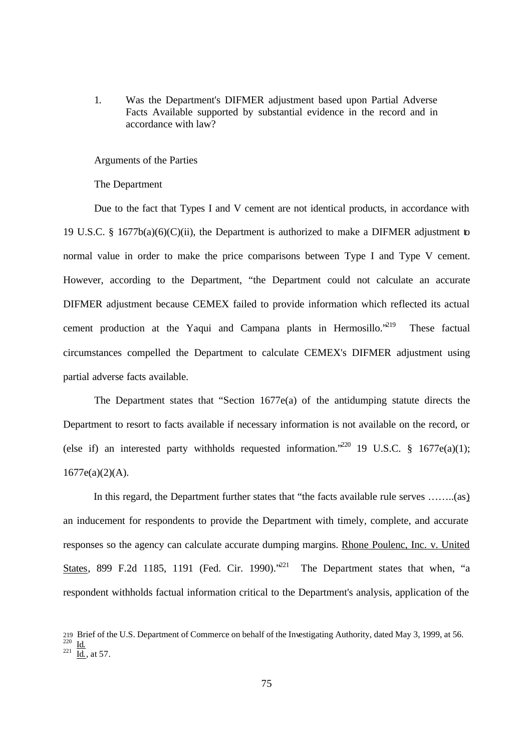1. Was the Department's DIFMER adjustment based upon Partial Adverse Facts Available supported by substantial evidence in the record and in accordance with law?

Arguments of the Parties

The Department

Due to the fact that Types I and V cement are not identical products, in accordance with 19 U.S.C. § 1677b(a)(6)(C)(ii), the Department is authorized to make a DIFMER adjustment to normal value in order to make the price comparisons between Type I and Type V cement. However, according to the Department, "the Department could not calculate an accurate DIFMER adjustment because CEMEX failed to provide information which reflected its actual cement production at the Yaqui and Campana plants in Hermosillo."[219] These factual circumstances compelled the Department to calculate CEMEX's DIFMER adjustment using partial adverse facts available.

The Department states that "Section 1677e(a) of the antidumping statute directs the Department to resort to facts available if necessary information is not available on the record, or (else if) an interested party withholds requested information."[220] 19 U.S.C. § 1677e(a)(1); 1677e(a)(2)(A).

In this regard, the Department further states that "the facts available rule serves ……..(as) an inducement for respondents to provide the Department with timely, complete, and accurate responses so the agency can calculate accurate dumping margins. Rhone Poulenc, Inc. v. United States, 899 F.2d 1185, 1191 (Fed. Cir. 1990)."[221] The Department states that when, "a respondent withholds factual information critical to the Department's analysis, application of the

[219] Brief of the U.S. Department of Commerce on behalf of the Investigating Authority, dated May 3, 1999, at 56.
[220] Id.
[221] Id., at 57.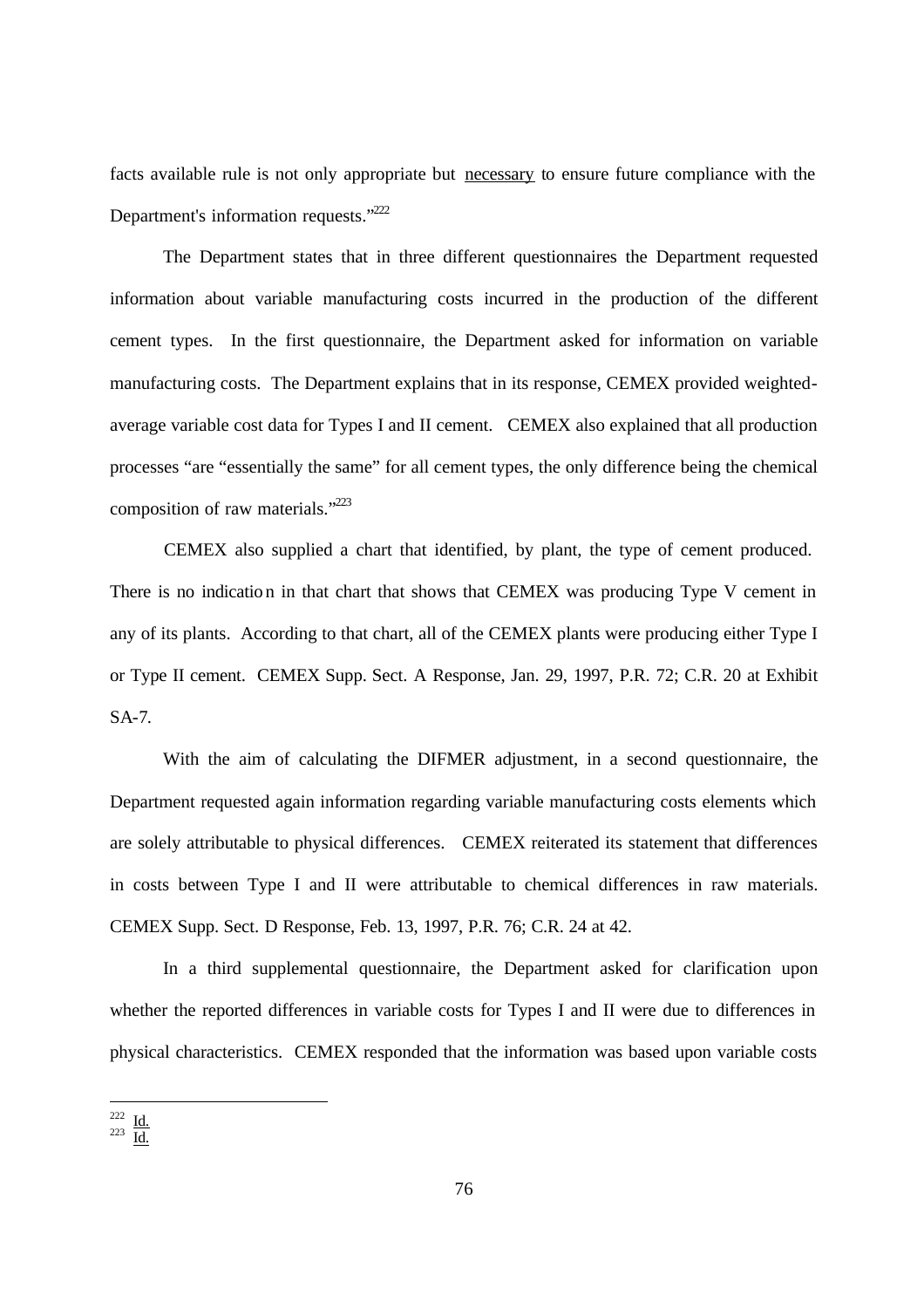facts available rule is not only appropriate but <u>necessary</u> to ensure future compliance with the Department's information requests."[222]

The Department states that in three different questionnaires the Department requested information about variable manufacturing costs incurred in the production of the different cement types. In the first questionnaire, the Department asked for information on variable manufacturing costs. The Department explains that in its response, CEMEX provided weighted-average variable cost data for Types I and II cement. CEMEX also explained that all production processes "are "essentially the same" for all cement types, the only difference being the chemical composition of raw materials."[223]

CEMEX also supplied a chart that identified, by plant, the type of cement produced. There is no indication in that chart that shows that CEMEX was producing Type V cement in any of its plants. According to that chart, all of the CEMEX plants were producing either Type I or Type II cement. CEMEX Supp. Sect. A Response, Jan. 29, 1997, P.R. 72; C.R. 20 at Exhibit SA-7.

With the aim of calculating the DIFMER adjustment, in a second questionnaire, the Department requested again information regarding variable manufacturing costs elements which are solely attributable to physical differences. CEMEX reiterated its statement that differences in costs between Type I and II were attributable to chemical differences in raw materials. CEMEX Supp. Sect. D Response, Feb. 13, 1997, P.R. 76; C.R. 24 at 42.

In a third supplemental questionnaire, the Department asked for clarification upon whether the reported differences in variable costs for Types I and II were due to differences in physical characteristics. CEMEX responded that the information was based upon variable costs

---

[222] <u>Id.</u>
[223] <u>Id.</u>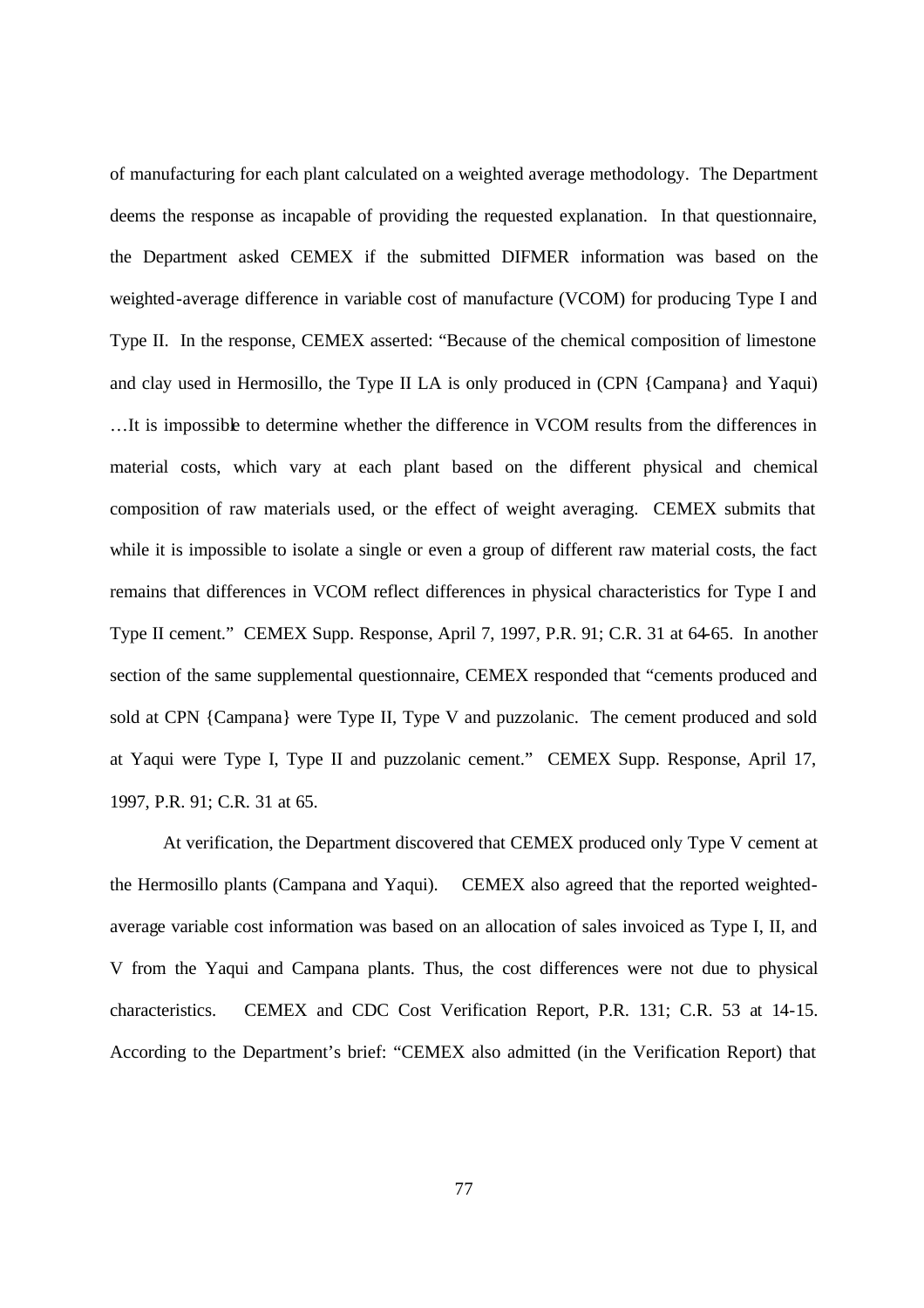of manufacturing for each plant calculated on a weighted average methodology. The Department deems the response as incapable of providing the requested explanation. In that questionnaire, the Department asked CEMEX if the submitted DIFMER information was based on the weighted-average difference in variable cost of manufacture (VCOM) for producing Type I and Type II. In the response, CEMEX asserted: "Because of the chemical composition of limestone and clay used in Hermosillo, the Type II LA is only produced in (CPN {Campana} and Yaqui) …It is impossible to determine whether the difference in VCOM results from the differences in material costs, which vary at each plant based on the different physical and chemical composition of raw materials used, or the effect of weight averaging. CEMEX submits that while it is impossible to isolate a single or even a group of different raw material costs, the fact remains that differences in VCOM reflect differences in physical characteristics for Type I and Type II cement." CEMEX Supp. Response, April 7, 1997, P.R. 91; C.R. 31 at 64-65. In another section of the same supplemental questionnaire, CEMEX responded that "cements produced and sold at CPN {Campana} were Type II, Type V and puzzolanic. The cement produced and sold at Yaqui were Type I, Type II and puzzolanic cement." CEMEX Supp. Response, April 17, 1997, P.R. 91; C.R. 31 at 65.

At verification, the Department discovered that CEMEX produced only Type V cement at the Hermosillo plants (Campana and Yaqui). CEMEX also agreed that the reported weighted-average variable cost information was based on an allocation of sales invoiced as Type I, II, and V from the Yaqui and Campana plants. Thus, the cost differences were not due to physical characteristics. CEMEX and CDC Cost Verification Report, P.R. 131; C.R. 53 at 14-15. According to the Department's brief: "CEMEX also admitted (in the Verification Report) that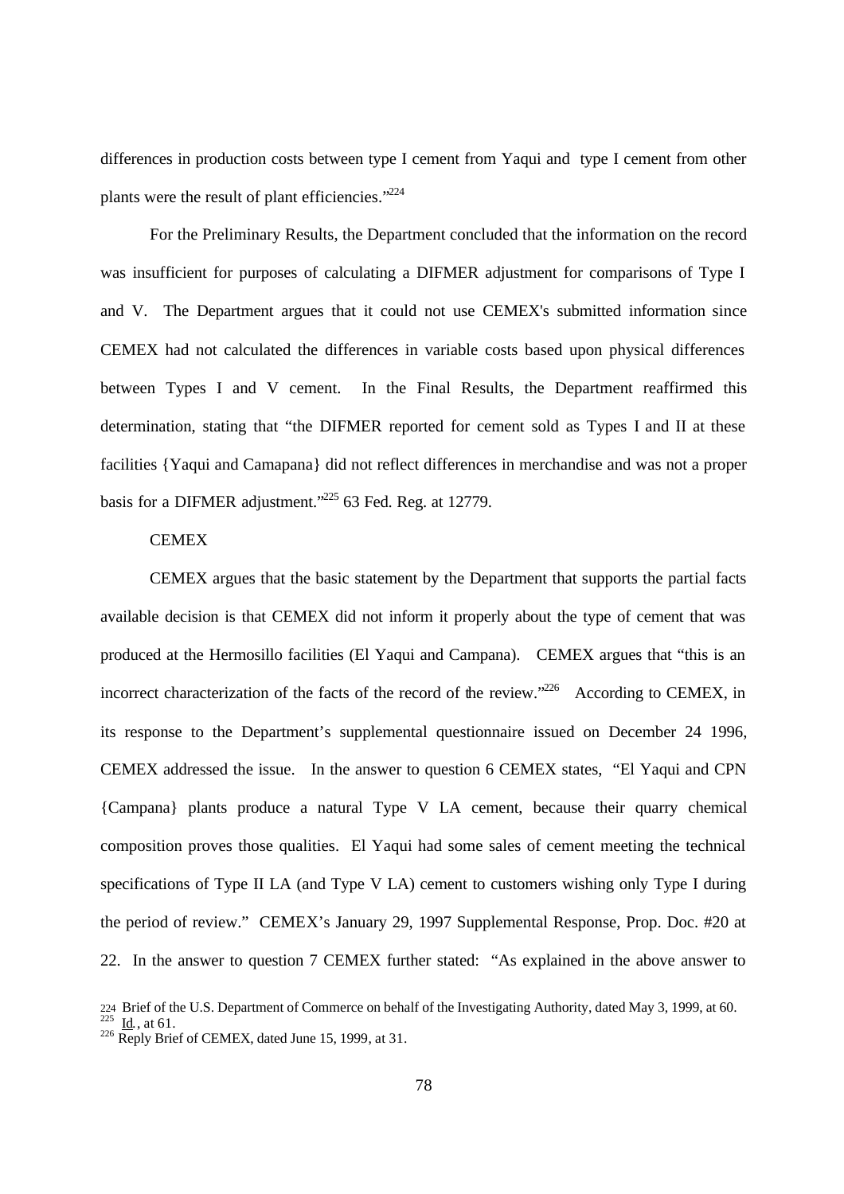differences in production costs between type I cement from Yaqui and type I cement from other plants were the result of plant efficiencies."[224]

For the Preliminary Results, the Department concluded that the information on the record was insufficient for purposes of calculating a DIFMER adjustment for comparisons of Type I and V. The Department argues that it could not use CEMEX's submitted information since CEMEX had not calculated the differences in variable costs based upon physical differences between Types I and V cement. In the Final Results, the Department reaffirmed this determination, stating that "the DIFMER reported for cement sold as Types I and II at these facilities {Yaqui and Camapana} did not reflect differences in merchandise and was not a proper basis for a DIFMER adjustment."[225] 63 Fed. Reg. at 12779.

CEMEX

CEMEX argues that the basic statement by the Department that supports the partial facts available decision is that CEMEX did not inform it properly about the type of cement that was produced at the Hermosillo facilities (El Yaqui and Campana). CEMEX argues that "this is an incorrect characterization of the facts of the record of the review."[226] According to CEMEX, in its response to the Department's supplemental questionnaire issued on December 24 1996, CEMEX addressed the issue. In the answer to question 6 CEMEX states, "El Yaqui and CPN {Campana} plants produce a natural Type V LA cement, because their quarry chemical composition proves those qualities. El Yaqui had some sales of cement meeting the technical specifications of Type II LA (and Type V LA) cement to customers wishing only Type I during the period of review." CEMEX's January 29, 1997 Supplemental Response, Prop. Doc. #20 at 22. In the answer to question 7 CEMEX further stated: "As explained in the above answer to

---

[224] Brief of the U.S. Department of Commerce on behalf of the Investigating Authority, dated May 3, 1999, at 60.

[225] Id., at 61.

[226] Reply Brief of CEMEX, dated June 15, 1999, at 31.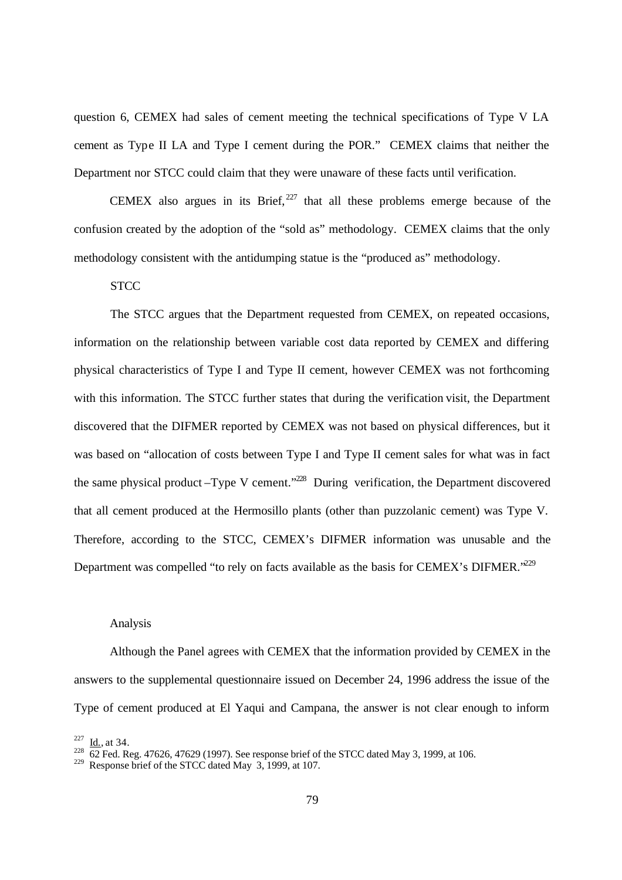question 6, CEMEX had sales of cement meeting the technical specifications of Type V LA cement as Type II LA and Type I cement during the POR." CEMEX claims that neither the Department nor STCC could claim that they were unaware of these facts until verification.

CEMEX also argues in its Brief,[227] that all these problems emerge because of the confusion created by the adoption of the "sold as" methodology. CEMEX claims that the only methodology consistent with the antidumping statue is the "produced as" methodology.

STCC

The STCC argues that the Department requested from CEMEX, on repeated occasions, information on the relationship between variable cost data reported by CEMEX and differing physical characteristics of Type I and Type II cement, however CEMEX was not forthcoming with this information. The STCC further states that during the verification visit, the Department discovered that the DIFMER reported by CEMEX was not based on physical differences, but it was based on "allocation of costs between Type I and Type II cement sales for what was in fact the same physical product –Type V cement."[228] During verification, the Department discovered that all cement produced at the Hermosillo plants (other than puzzolanic cement) was Type V. Therefore, according to the STCC, CEMEX's DIFMER information was unusable and the Department was compelled "to rely on facts available as the basis for CEMEX's DIFMER."[229]

Analysis

Although the Panel agrees with CEMEX that the information provided by CEMEX in the answers to the supplemental questionnaire issued on December 24, 1996 address the issue of the Type of cement produced at El Yaqui and Campana, the answer is not clear enough to inform

[227] Id., at 34.

[228] 62 Fed. Reg. 47626, 47629 (1997). See response brief of the STCC dated May 3, 1999, at 106.

[229] Response brief of the STCC dated May 3, 1999, at 107.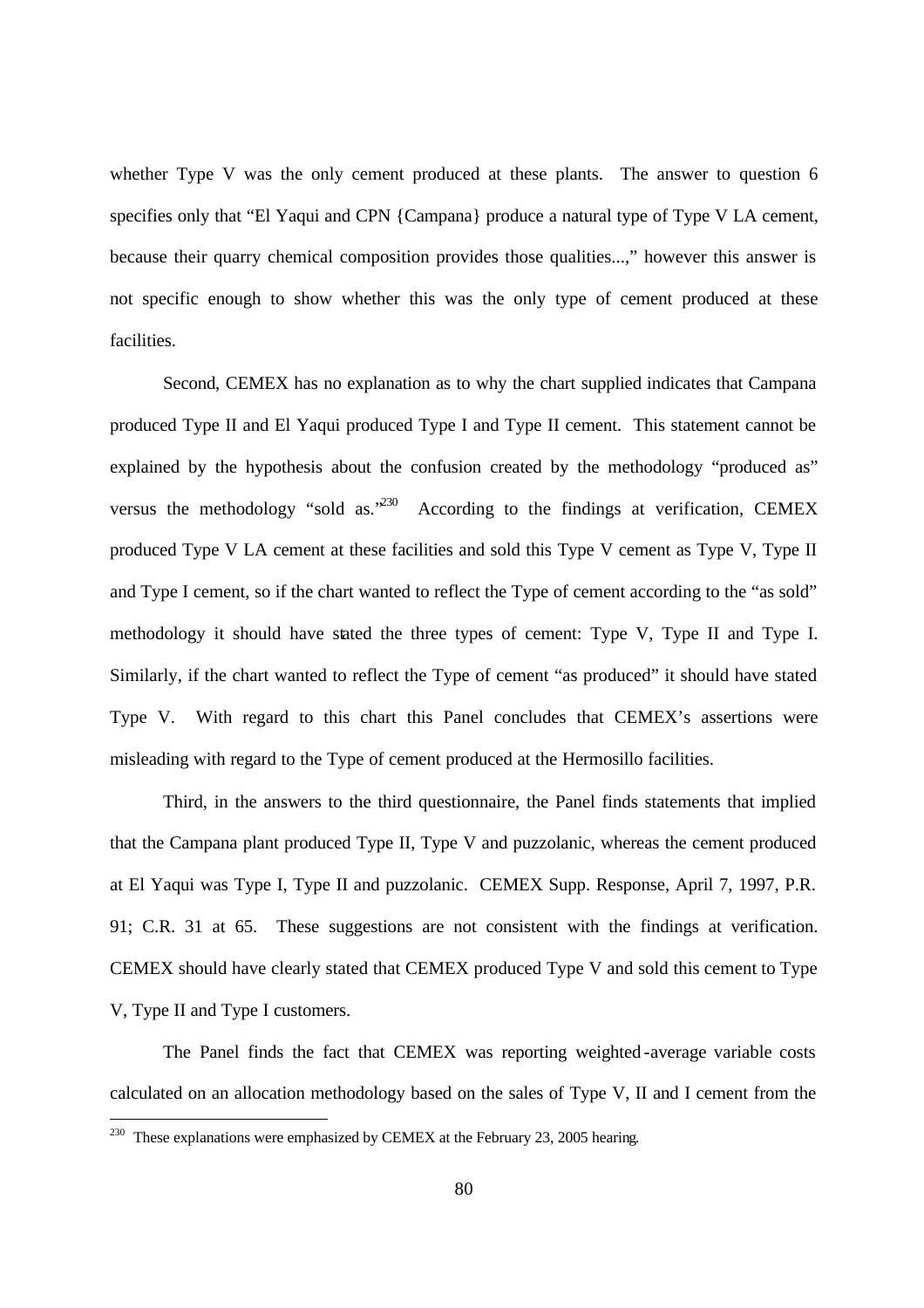whether Type V was the only cement produced at these plants. The answer to question 6 specifies only that "El Yaqui and CPN {Campana} produce a natural type of Type V LA cement, because their quarry chemical composition provides those qualities...," however this answer is not specific enough to show whether this was the only type of cement produced at these facilities.

Second, CEMEX has no explanation as to why the chart supplied indicates that Campana produced Type II and El Yaqui produced Type I and Type II cement. This statement cannot be explained by the hypothesis about the confusion created by the methodology "produced as" versus the methodology "sold as."[230] According to the findings at verification, CEMEX produced Type V LA cement at these facilities and sold this Type V cement as Type V, Type II and Type I cement, so if the chart wanted to reflect the Type of cement according to the "as sold" methodology it should have stated the three types of cement: Type V, Type II and Type I. Similarly, if the chart wanted to reflect the Type of cement "as produced" it should have stated Type V. With regard to this chart this Panel concludes that CEMEX's assertions were misleading with regard to the Type of cement produced at the Hermosillo facilities.

Third, in the answers to the third questionnaire, the Panel finds statements that implied that the Campana plant produced Type II, Type V and puzzolanic, whereas the cement produced at El Yaqui was Type I, Type II and puzzolanic. CEMEX Supp. Response, April 7, 1997, P.R. 91; C.R. 31 at 65. These suggestions are not consistent with the findings at verification. CEMEX should have clearly stated that CEMEX produced Type V and sold this cement to Type V, Type II and Type I customers.

The Panel finds the fact that CEMEX was reporting weighted-average variable costs calculated on an allocation methodology based on the sales of Type V, II and I cement from the

[230] These explanations were emphasized by CEMEX at the February 23, 2005 hearing.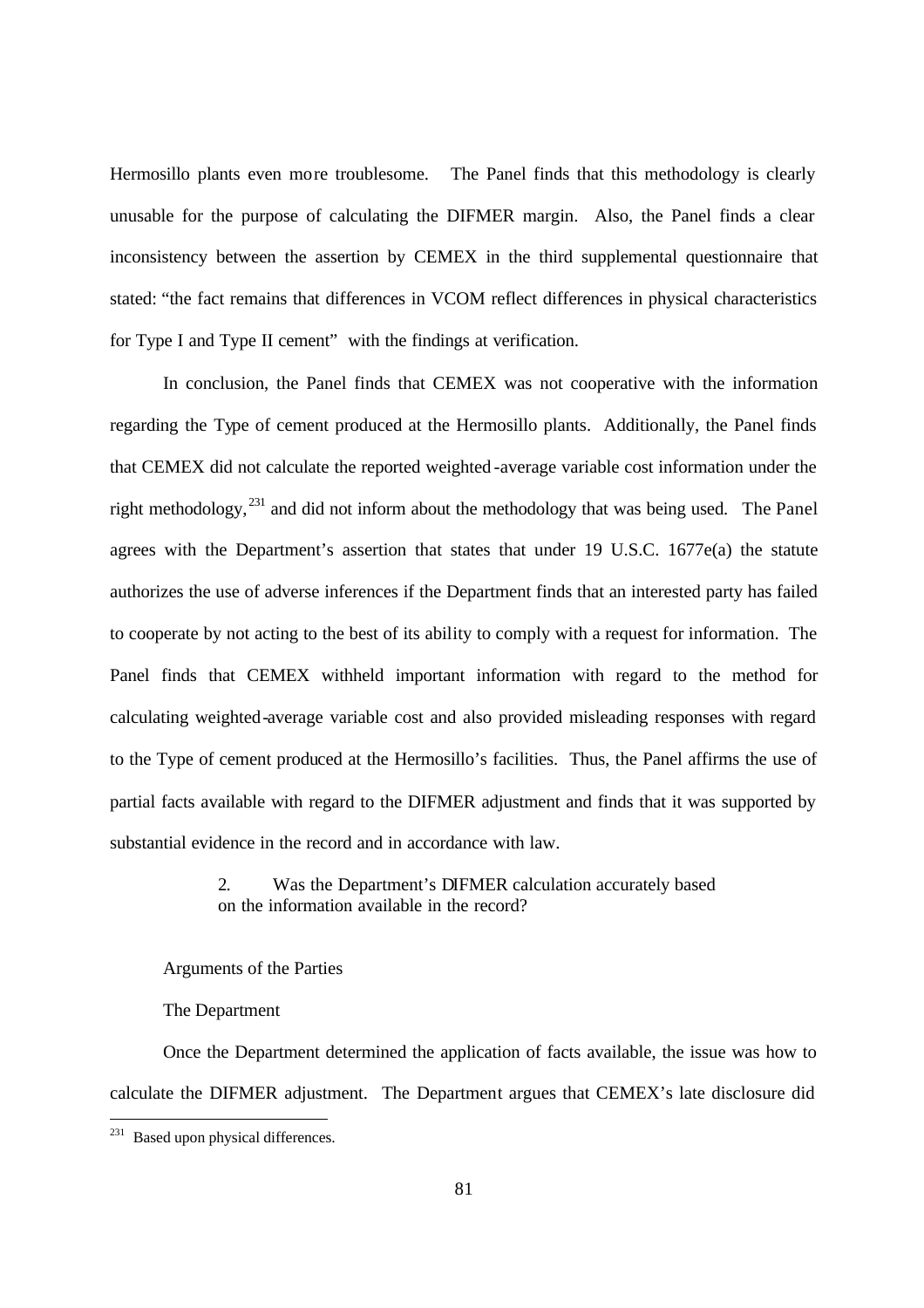Hermosillo plants even more troublesome. The Panel finds that this methodology is clearly unusable for the purpose of calculating the DIFMER margin. Also, the Panel finds a clear inconsistency between the assertion by CEMEX in the third supplemental questionnaire that stated: "the fact remains that differences in VCOM reflect differences in physical characteristics for Type I and Type II cement" with the findings at verification.

In conclusion, the Panel finds that CEMEX was not cooperative with the information regarding the Type of cement produced at the Hermosillo plants. Additionally, the Panel finds that CEMEX did not calculate the reported weighted-average variable cost information under the right methodology,[231] and did not inform about the methodology that was being used. The Panel agrees with the Department's assertion that states that under 19 U.S.C. 1677e(a) the statute authorizes the use of adverse inferences if the Department finds that an interested party has failed to cooperate by not acting to the best of its ability to comply with a request for information. The Panel finds that CEMEX withheld important information with regard to the method for calculating weighted-average variable cost and also provided misleading responses with regard to the Type of cement produced at the Hermosillo's facilities. Thus, the Panel affirms the use of partial facts available with regard to the DIFMER adjustment and finds that it was supported by substantial evidence in the record and in accordance with law.

2. Was the Department's DIFMER calculation accurately based on the information available in the record?

Arguments of the Parties

The Department

Once the Department determined the application of facts available, the issue was how to calculate the DIFMER adjustment. The Department argues that CEMEX's late disclosure did

[231] Based upon physical differences.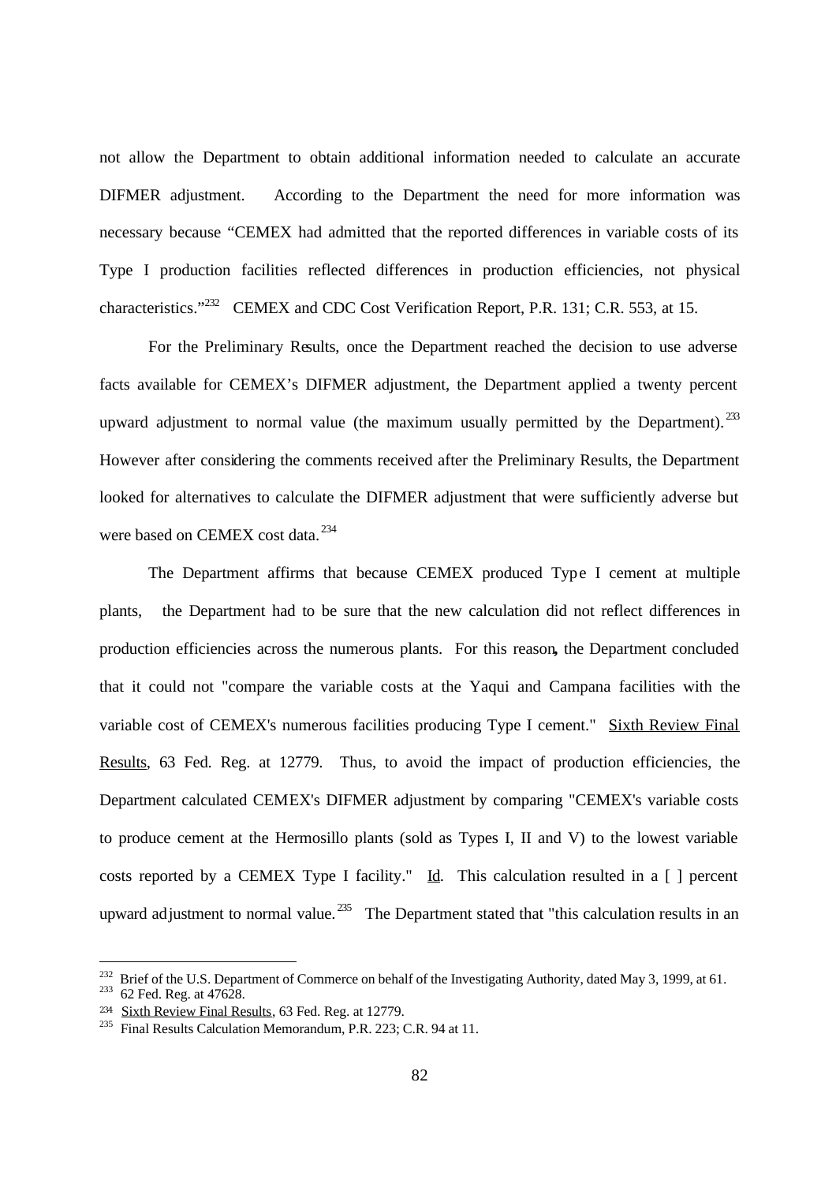not allow the Department to obtain additional information needed to calculate an accurate DIFMER adjustment. According to the Department the need for more information was necessary because "CEMEX had admitted that the reported differences in variable costs of its Type I production facilities reflected differences in production efficiencies, not physical characteristics."[232] CEMEX and CDC Cost Verification Report, P.R. 131; C.R. 553, at 15.

For the Preliminary Results, once the Department reached the decision to use adverse facts available for CEMEX's DIFMER adjustment, the Department applied a twenty percent upward adjustment to normal value (the maximum usually permitted by the Department).[233] However after considering the comments received after the Preliminary Results, the Department looked for alternatives to calculate the DIFMER adjustment that were sufficiently adverse but were based on CEMEX cost data.[234]

The Department affirms that because CEMEX produced Type I cement at multiple plants, the Department had to be sure that the new calculation did not reflect differences in production efficiencies across the numerous plants. For this reason**,** the Department concluded that it could not "compare the variable costs at the Yaqui and Campana facilities with the variable cost of CEMEX's numerous facilities producing Type I cement." Sixth Review Final Results, 63 Fed. Reg. at 12779. Thus, to avoid the impact of production efficiencies, the Department calculated CEMEX's DIFMER adjustment by comparing "CEMEX's variable costs to produce cement at the Hermosillo plants (sold as Types I, II and V) to the lowest variable costs reported by a CEMEX Type I facility." Id. This calculation resulted in a [ ] percent upward adjustment to normal value.[235] The Department stated that "this calculation results in an

---

[232] Brief of the U.S. Department of Commerce on behalf of the Investigating Authority, dated May 3, 1999, at 61.

[233] 62 Fed. Reg. at 47628.

[234] Sixth Review Final Results, 63 Fed. Reg. at 12779.

[235] Final Results Calculation Memorandum, P.R. 223; C.R. 94 at 11.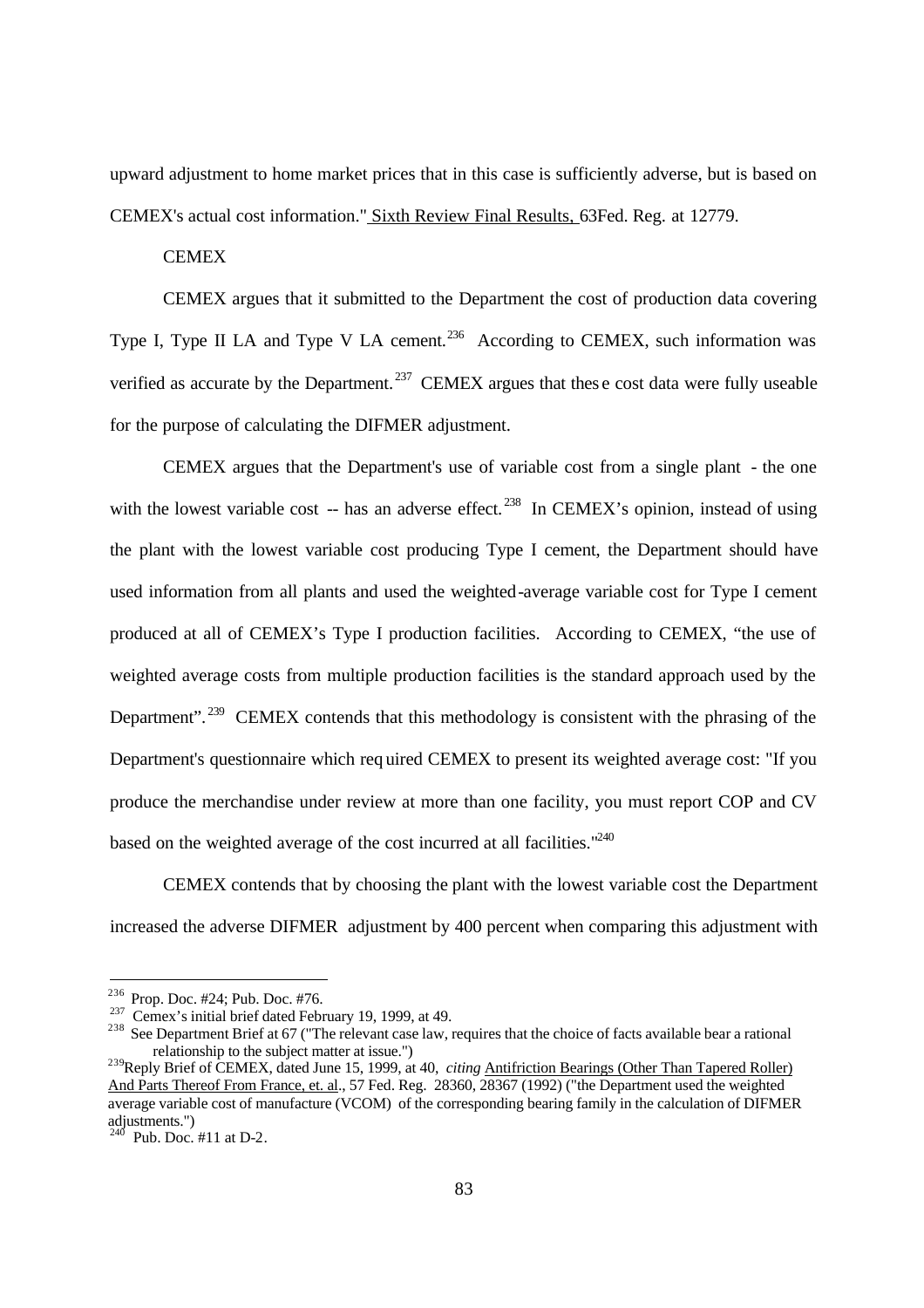upward adjustment to home market prices that in this case is sufficiently adverse, but is based on CEMEX's actual cost information." Sixth Review Final Results, 63Fed. Reg. at 12779.

CEMEX

CEMEX argues that it submitted to the Department the cost of production data covering Type I, Type II LA and Type V LA cement.[236] According to CEMEX, such information was verified as accurate by the Department.[237] CEMEX argues that these cost data were fully useable for the purpose of calculating the DIFMER adjustment.

CEMEX argues that the Department's use of variable cost from a single plant - the one with the lowest variable cost -- has an adverse effect.[238] In CEMEX's opinion, instead of using the plant with the lowest variable cost producing Type I cement, the Department should have used information from all plants and used the weighted-average variable cost for Type I cement produced at all of CEMEX's Type I production facilities. According to CEMEX, "the use of weighted average costs from multiple production facilities is the standard approach used by the Department".[239] CEMEX contends that this methodology is consistent with the phrasing of the Department's questionnaire which required CEMEX to present its weighted average cost: "If you produce the merchandise under review at more than one facility, you must report COP and CV based on the weighted average of the cost incurred at all facilities."[240]

CEMEX contends that by choosing the plant with the lowest variable cost the Department increased the adverse DIFMER adjustment by 400 percent when comparing this adjustment with

---

[236] Prop. Doc. #24; Pub. Doc. #76.

[237] Cemex's initial brief dated February 19, 1999, at 49.

[238] See Department Brief at 67 ("The relevant case law, requires that the choice of facts available bear a rational relationship to the subject matter at issue.")

[239] Reply Brief of CEMEX, dated June 15, 1999, at 40, *citing* Antifriction Bearings (Other Than Tapered Roller) And Parts Thereof From France, et. al., 57 Fed. Reg. 28360, 28367 (1992) ("the Department used the weighted average variable cost of manufacture (VCOM) of the corresponding bearing family in the calculation of DIFMER adjustments.")

[240] Pub. Doc. #11 at D-2.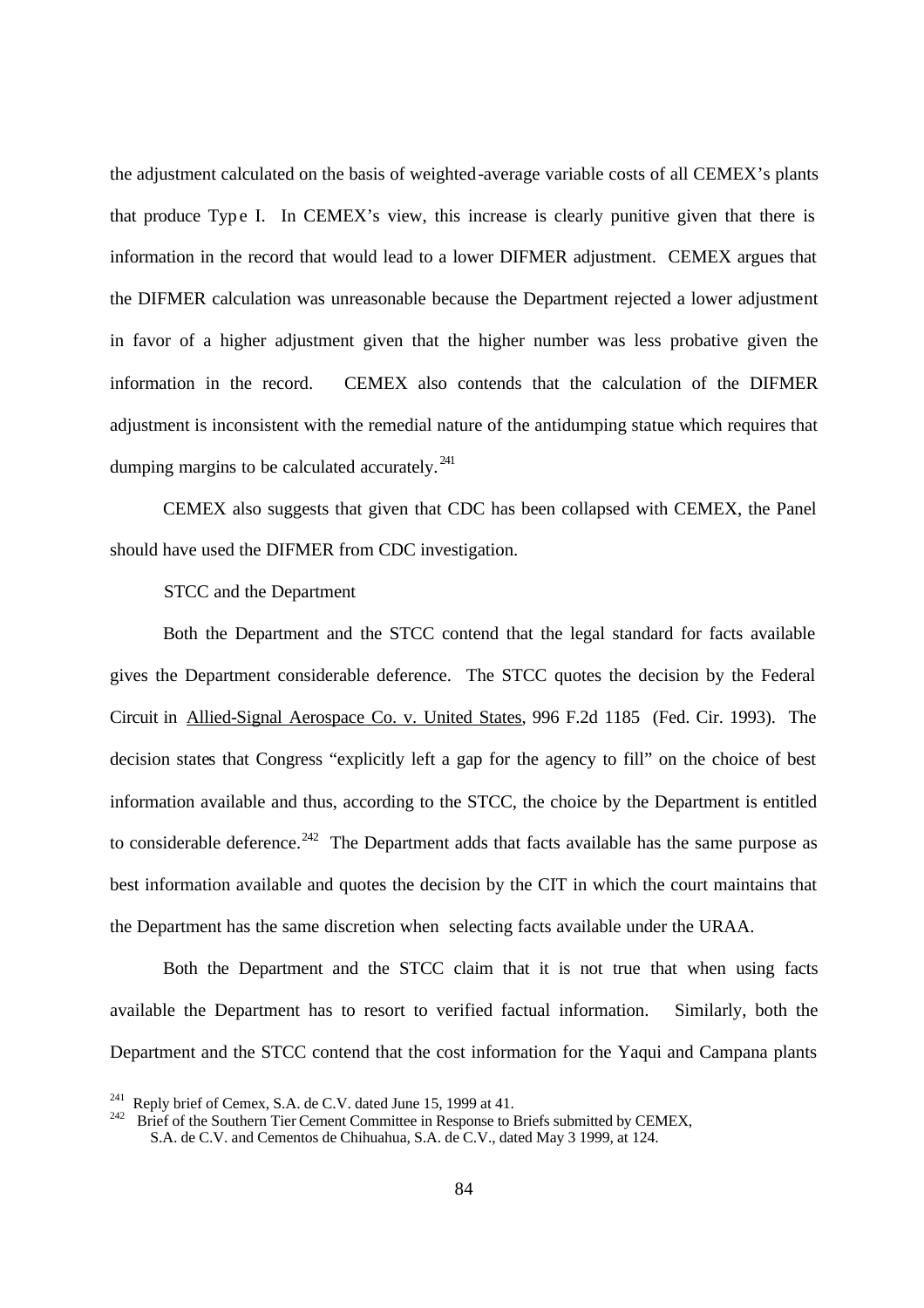the adjustment calculated on the basis of weighted-average variable costs of all CEMEX's plants that produce Type I. In CEMEX's view, this increase is clearly punitive given that there is information in the record that would lead to a lower DIFMER adjustment. CEMEX argues that the DIFMER calculation was unreasonable because the Department rejected a lower adjustment in favor of a higher adjustment given that the higher number was less probative given the information in the record. CEMEX also contends that the calculation of the DIFMER adjustment is inconsistent with the remedial nature of the antidumping statue which requires that dumping margins to be calculated accurately.[241]

CEMEX also suggests that given that CDC has been collapsed with CEMEX, the Panel should have used the DIFMER from CDC investigation.

STCC and the Department

Both the Department and the STCC contend that the legal standard for facts available gives the Department considerable deference. The STCC quotes the decision by the Federal Circuit in Allied-Signal Aerospace Co. v. United States, 996 F.2d 1185 (Fed. Cir. 1993). The decision states that Congress "explicitly left a gap for the agency to fill" on the choice of best information available and thus, according to the STCC, the choice by the Department is entitled to considerable deference.[242] The Department adds that facts available has the same purpose as best information available and quotes the decision by the CIT in which the court maintains that the Department has the same discretion when selecting facts available under the URAA.

Both the Department and the STCC claim that it is not true that when using facts available the Department has to resort to verified factual information. Similarly, both the Department and the STCC contend that the cost information for the Yaqui and Campana plants

[241] Reply brief of Cemex, S.A. de C.V. dated June 15, 1999 at 41.

[242] Brief of the Southern Tier Cement Committee in Response to Briefs submitted by CEMEX, S.A. de C.V. and Cementos de Chihuahua, S.A. de C.V., dated May 3 1999, at 124.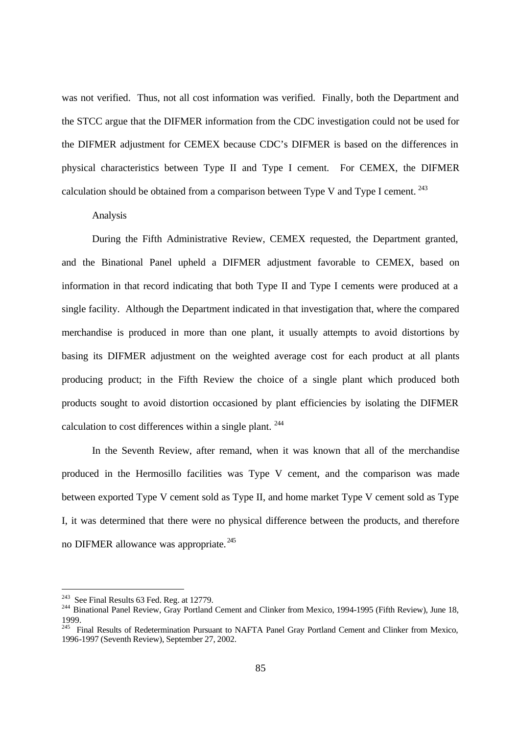was not verified. Thus, not all cost information was verified. Finally, both the Department and the STCC argue that the DIFMER information from the CDC investigation could not be used for the DIFMER adjustment for CEMEX because CDC's DIFMER is based on the differences in physical characteristics between Type II and Type I cement. For CEMEX, the DIFMER calculation should be obtained from a comparison between Type V and Type I cement.[243]

Analysis

During the Fifth Administrative Review, CEMEX requested, the Department granted, and the Binational Panel upheld a DIFMER adjustment favorable to CEMEX, based on information in that record indicating that both Type II and Type I cements were produced at a single facility. Although the Department indicated in that investigation that, where the compared merchandise is produced in more than one plant, it usually attempts to avoid distortions by basing its DIFMER adjustment on the weighted average cost for each product at all plants producing product; in the Fifth Review the choice of a single plant which produced both products sought to avoid distortion occasioned by plant efficiencies by isolating the DIFMER calculation to cost differences within a single plant.[244]

In the Seventh Review, after remand, when it was known that all of the merchandise produced in the Hermosillo facilities was Type V cement, and the comparison was made between exported Type V cement sold as Type II, and home market Type V cement sold as Type I, it was determined that there were no physical difference between the products, and therefore no DIFMER allowance was appropriate.[245]

---

[243] See Final Results 63 Fed. Reg. at 12779.

[244] Binational Panel Review, Gray Portland Cement and Clinker from Mexico, 1994-1995 (Fifth Review), June 18, 1999.

[245] Final Results of Redetermination Pursuant to NAFTA Panel Gray Portland Cement and Clinker from Mexico, 1996-1997 (Seventh Review), September 27, 2002.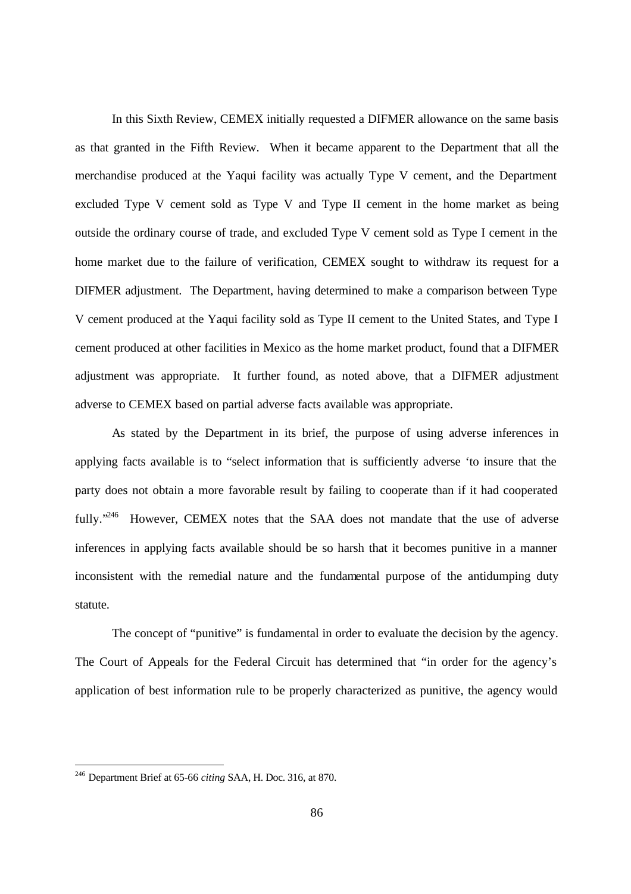In this Sixth Review, CEMEX initially requested a DIFMER allowance on the same basis as that granted in the Fifth Review. When it became apparent to the Department that all the merchandise produced at the Yaqui facility was actually Type V cement, and the Department excluded Type V cement sold as Type V and Type II cement in the home market as being outside the ordinary course of trade, and excluded Type V cement sold as Type I cement in the home market due to the failure of verification, CEMEX sought to withdraw its request for a DIFMER adjustment. The Department, having determined to make a comparison between Type V cement produced at the Yaqui facility sold as Type II cement to the United States, and Type I cement produced at other facilities in Mexico as the home market product, found that a DIFMER adjustment was appropriate. It further found, as noted above, that a DIFMER adjustment adverse to CEMEX based on partial adverse facts available was appropriate.

As stated by the Department in its brief, the purpose of using adverse inferences in applying facts available is to "select information that is sufficiently adverse 'to insure that the party does not obtain a more favorable result by failing to cooperate than if it had cooperated fully."[246] However, CEMEX notes that the SAA does not mandate that the use of adverse inferences in applying facts available should be so harsh that it becomes punitive in a manner inconsistent with the remedial nature and the fundamental purpose of the antidumping duty statute.

The concept of "punitive" is fundamental in order to evaluate the decision by the agency. The Court of Appeals for the Federal Circuit has determined that "in order for the agency's application of best information rule to be properly characterized as punitive, the agency would

---

[246] Department Brief at 65-66 *citing* SAA, H. Doc. 316, at 870.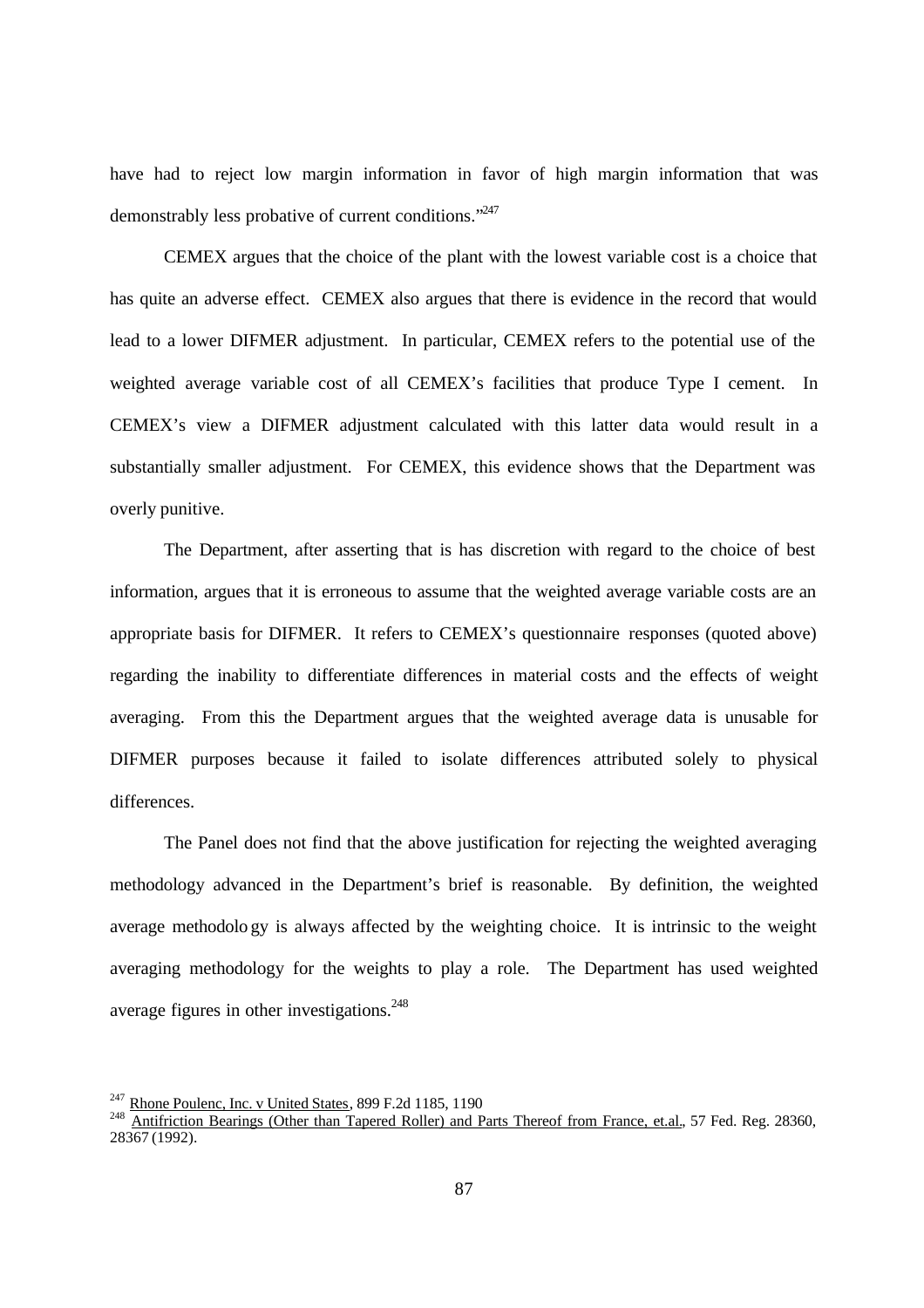have had to reject low margin information in favor of high margin information that was demonstrably less probative of current conditions."[247]

CEMEX argues that the choice of the plant with the lowest variable cost is a choice that has quite an adverse effect. CEMEX also argues that there is evidence in the record that would lead to a lower DIFMER adjustment. In particular, CEMEX refers to the potential use of the weighted average variable cost of all CEMEX's facilities that produce Type I cement. In CEMEX's view a DIFMER adjustment calculated with this latter data would result in a substantially smaller adjustment. For CEMEX, this evidence shows that the Department was overly punitive.

The Department, after asserting that is has discretion with regard to the choice of best information, argues that it is erroneous to assume that the weighted average variable costs are an appropriate basis for DIFMER. It refers to CEMEX's questionnaire responses (quoted above) regarding the inability to differentiate differences in material costs and the effects of weight averaging. From this the Department argues that the weighted average data is unusable for DIFMER purposes because it failed to isolate differences attributed solely to physical differences.

The Panel does not find that the above justification for rejecting the weighted averaging methodology advanced in the Department's brief is reasonable. By definition, the weighted average methodology is always affected by the weighting choice. It is intrinsic to the weight averaging methodology for the weights to play a role. The Department has used weighted average figures in other investigations.[248]

---

[247] Rhone Poulenc, Inc. v United States, 899 F.2d 1185, 1190

[248] Antifriction Bearings (Other than Tapered Roller) and Parts Thereof from France, et.al., 57 Fed. Reg. 28360, 28367 (1992).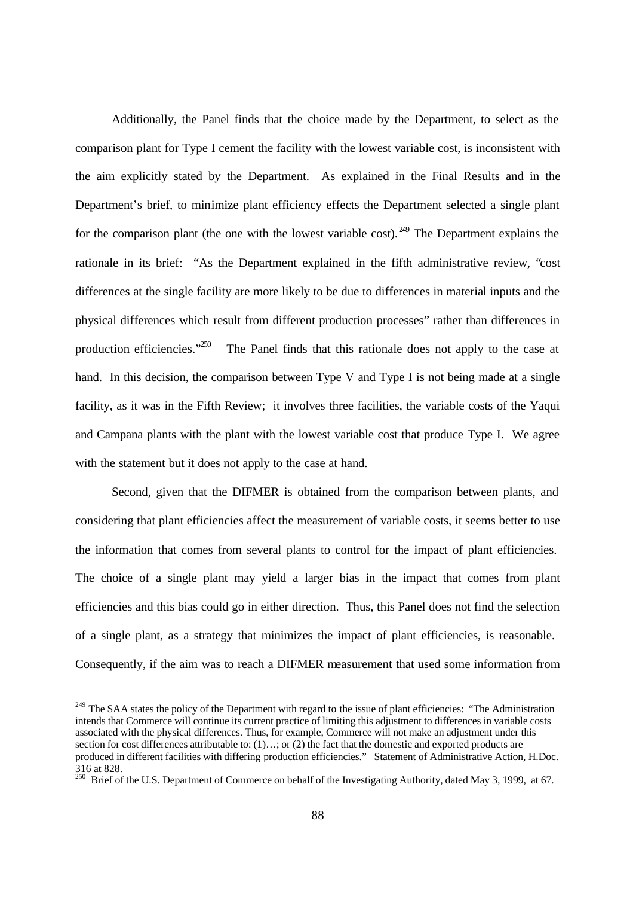Additionally, the Panel finds that the choice made by the Department, to select as the comparison plant for Type I cement the facility with the lowest variable cost, is inconsistent with the aim explicitly stated by the Department. As explained in the Final Results and in the Department's brief, to minimize plant efficiency effects the Department selected a single plant for the comparison plant (the one with the lowest variable cost).[249] The Department explains the rationale in its brief: "As the Department explained in the fifth administrative review, "cost differences at the single facility are more likely to be due to differences in material inputs and the physical differences which result from different production processes" rather than differences in production efficiencies."[250] The Panel finds that this rationale does not apply to the case at hand. In this decision, the comparison between Type V and Type I is not being made at a single facility, as it was in the Fifth Review; it involves three facilities, the variable costs of the Yaqui and Campana plants with the plant with the lowest variable cost that produce Type I. We agree with the statement but it does not apply to the case at hand.

Second, given that the DIFMER is obtained from the comparison between plants, and considering that plant efficiencies affect the measurement of variable costs, it seems better to use the information that comes from several plants to control for the impact of plant efficiencies. The choice of a single plant may yield a larger bias in the impact that comes from plant efficiencies and this bias could go in either direction. Thus, this Panel does not find the selection of a single plant, as a strategy that minimizes the impact of plant efficiencies, is reasonable. Consequently, if the aim was to reach a DIFMER measurement that used some information from

---

[249] The SAA states the policy of the Department with regard to the issue of plant efficiencies: "The Administration intends that Commerce will continue its current practice of limiting this adjustment to differences in variable costs associated with the physical differences. Thus, for example, Commerce will not make an adjustment under this section for cost differences attributable to: (1)…; or (2) the fact that the domestic and exported products are produced in different facilities with differing production efficiencies." Statement of Administrative Action, H.Doc. 316 at 828.

[250] Brief of the U.S. Department of Commerce on behalf of the Investigating Authority, dated May 3, 1999, at 67.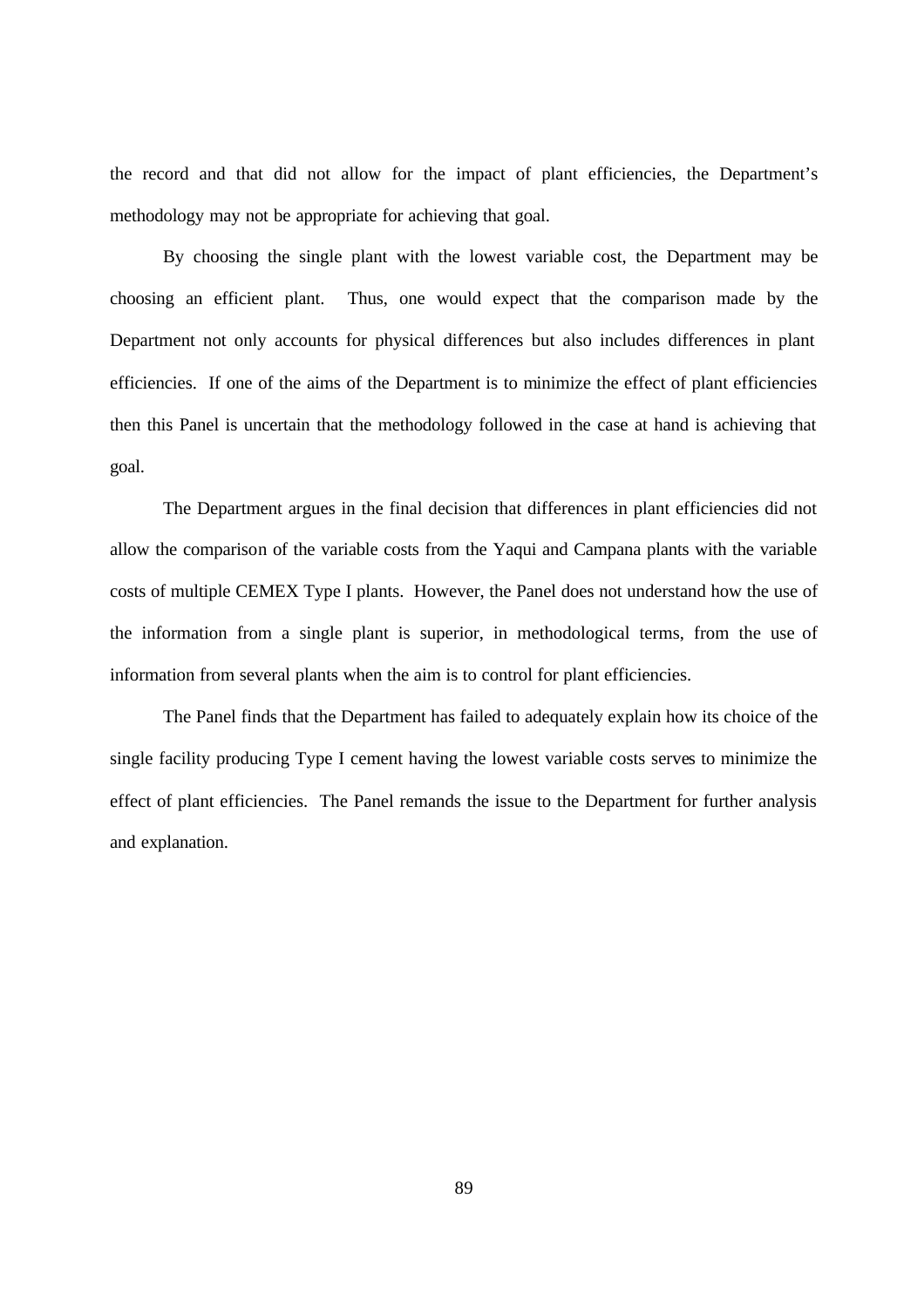the record and that did not allow for the impact of plant efficiencies, the Department's methodology may not be appropriate for achieving that goal.

By choosing the single plant with the lowest variable cost, the Department may be choosing an efficient plant. Thus, one would expect that the comparison made by the Department not only accounts for physical differences but also includes differences in plant efficiencies. If one of the aims of the Department is to minimize the effect of plant efficiencies then this Panel is uncertain that the methodology followed in the case at hand is achieving that goal.

The Department argues in the final decision that differences in plant efficiencies did not allow the comparison of the variable costs from the Yaqui and Campana plants with the variable costs of multiple CEMEX Type I plants. However, the Panel does not understand how the use of the information from a single plant is superior, in methodological terms, from the use of information from several plants when the aim is to control for plant efficiencies.

The Panel finds that the Department has failed to adequately explain how its choice of the single facility producing Type I cement having the lowest variable costs serves to minimize the effect of plant efficiencies. The Panel remands the issue to the Department for further analysis and explanation.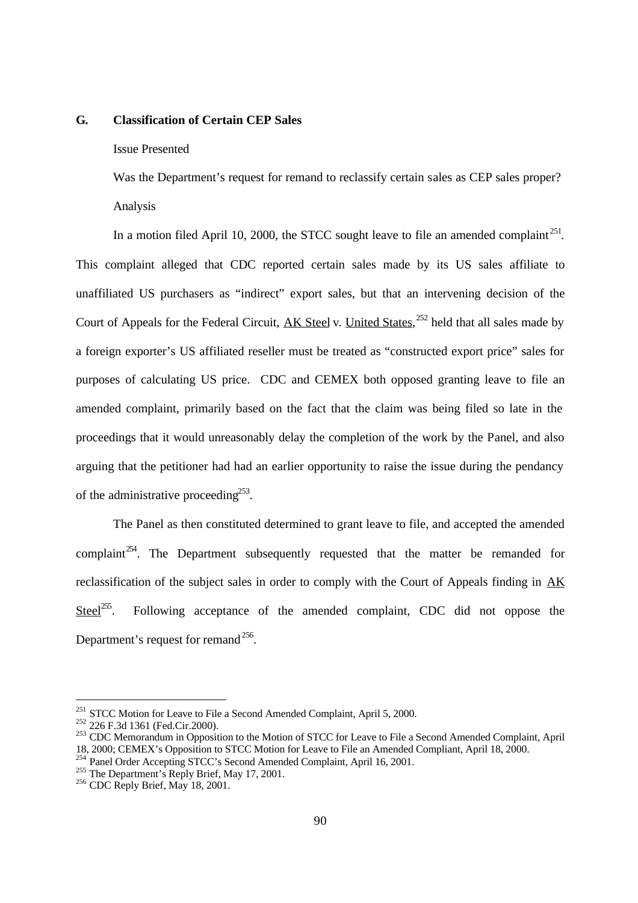### G. Classification of Certain CEP Sales

Issue Presented

Was the Department's request for remand to reclassify certain sales as CEP sales proper?

Analysis

In a motion filed April 10, 2000, the STCC sought leave to file an amended complaint[251]. This complaint alleged that CDC reported certain sales made by its US sales affiliate to unaffiliated US purchasers as "indirect" export sales, but that an intervening decision of the Court of Appeals for the Federal Circuit, <u>AK Steel</u> v. <u>United States</u>,[252] held that all sales made by a foreign exporter's US affiliated reseller must be treated as "constructed export price" sales for purposes of calculating US price. CDC and CEMEX both opposed granting leave to file an amended complaint, primarily based on the fact that the claim was being filed so late in the proceedings that it would unreasonably delay the completion of the work by the Panel, and also arguing that the petitioner had had an earlier opportunity to raise the issue during the pendancy of the administrative proceeding[253].

The Panel as then constituted determined to grant leave to file, and accepted the amended complaint[254]. The Department subsequently requested that the matter be remanded for reclassification of the subject sales in order to comply with the Court of Appeals finding in <u>AK Steel</u>[255]. Following acceptance of the amended complaint, CDC did not oppose the Department's request for remand[256].

---

[251] STCC Motion for Leave to File a Second Amended Complaint, April 5, 2000.

[252] 226 F.3d 1361 (Fed.Cir.2000).

[253] CDC Memorandum in Opposition to the Motion of STCC for Leave to File a Second Amended Complaint, April 18, 2000; CEMEX's Opposition to STCC Motion for Leave to File an Amended Compliant, April 18, 2000.

[254] Panel Order Accepting STCC's Second Amended Complaint, April 16, 2001.

[255] The Department's Reply Brief, May 17, 2001.

[256] CDC Reply Brief, May 18, 2001.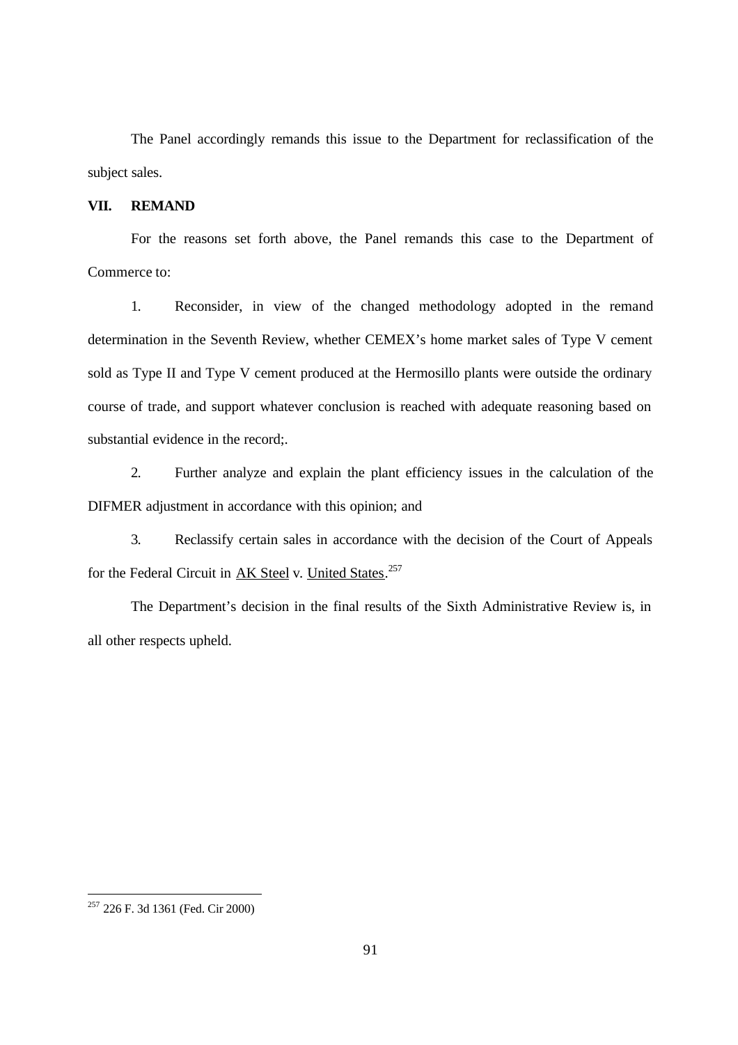The Panel accordingly remands this issue to the Department for reclassification of the subject sales.

## VII. REMAND

For the reasons set forth above, the Panel remands this case to the Department of Commerce to:

1. Reconsider, in view of the changed methodology adopted in the remand determination in the Seventh Review, whether CEMEX's home market sales of Type V cement sold as Type II and Type V cement produced at the Hermosillo plants were outside the ordinary course of trade, and support whatever conclusion is reached with adequate reasoning based on substantial evidence in the record;.

2. Further analyze and explain the plant efficiency issues in the calculation of the DIFMER adjustment in accordance with this opinion; and

3. Reclassify certain sales in accordance with the decision of the Court of Appeals for the Federal Circuit in AK Steel v. United States.[257]

The Department's decision in the final results of the Sixth Administrative Review is, in all other respects upheld.

---

[257] 226 F. 3d 1361 (Fed. Cir 2000)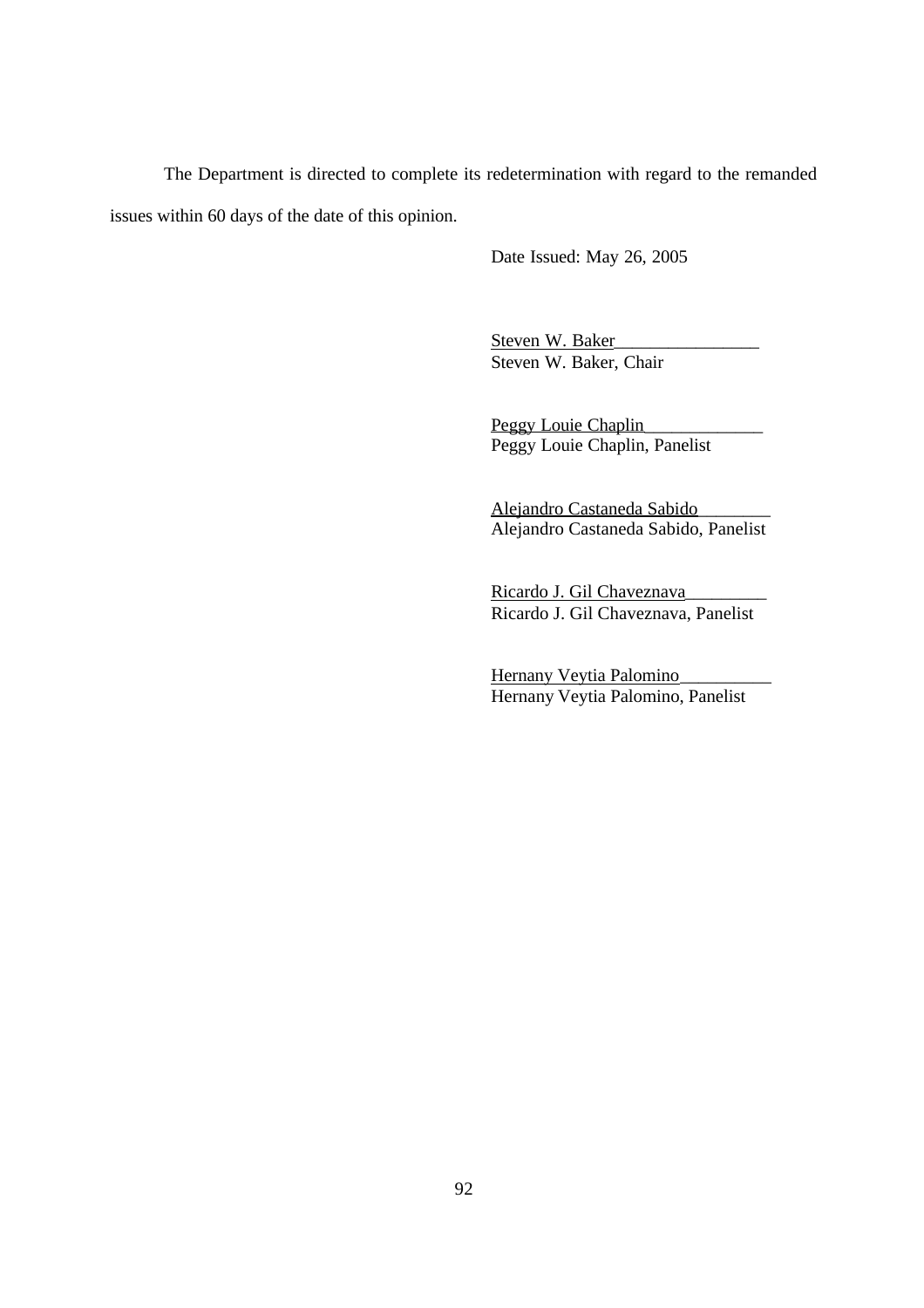The Department is directed to complete its redetermination with regard to the remanded issues within 60 days of the date of this opinion.

Date Issued: May 26, 2005

Steven W. Baker________________
Steven W. Baker, Chair

Peggy Louie Chaplin_____________
Peggy Louie Chaplin, Panelist

Alejandro Castaneda Sabido________
Alejandro Castaneda Sabido, Panelist

Ricardo J. Gil Chaveznava_________
Ricardo J. Gil Chaveznava, Panelist

Hernany Veytia Palomino__________
Hernany Veytia Palomino, Panelist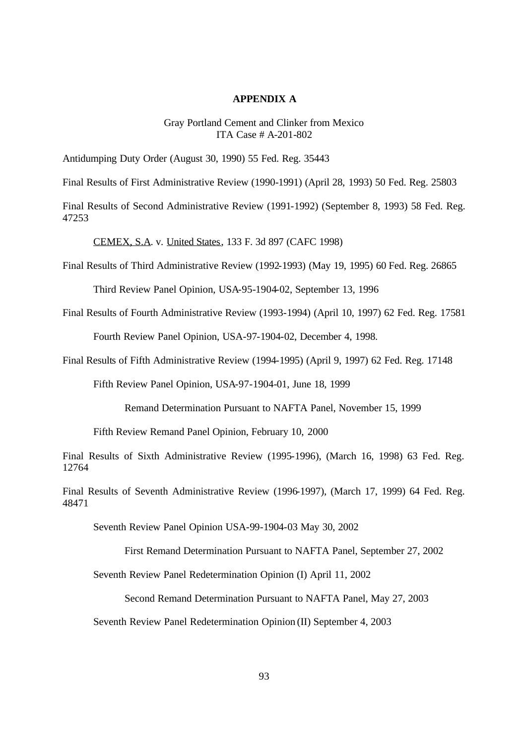## APPENDIX A

Gray Portland Cement and Clinker from Mexico
ITA Case # A-201-802

Antidumping Duty Order (August 30, 1990) 55 Fed. Reg. 35443

Final Results of First Administrative Review (1990-1991) (April 28, 1993) 50 Fed. Reg. 25803

Final Results of Second Administrative Review (1991-1992) (September 8, 1993) 58 Fed. Reg. 47253

> CEMEX, S.A. v. United States, 133 F. 3d 897 (CAFC 1998)

Final Results of Third Administrative Review (1992-1993) (May 19, 1995) 60 Fed. Reg. 26865

> Third Review Panel Opinion, USA-95-1904-02, September 13, 1996

Final Results of Fourth Administrative Review (1993-1994) (April 10, 1997) 62 Fed. Reg. 17581

> Fourth Review Panel Opinion, USA-97-1904-02, December 4, 1998.

Final Results of Fifth Administrative Review (1994-1995) (April 9, 1997) 62 Fed. Reg. 17148

> Fifth Review Panel Opinion, USA-97-1904-01, June 18, 1999
>
> > Remand Determination Pursuant to NAFTA Panel, November 15, 1999
>
> Fifth Review Remand Panel Opinion, February 10, 2000

Final Results of Sixth Administrative Review (1995-1996), (March 16, 1998) 63 Fed. Reg. 12764

Final Results of Seventh Administrative Review (1996-1997), (March 17, 1999) 64 Fed. Reg. 48471

> Seventh Review Panel Opinion USA-99-1904-03 May 30, 2002
>
> > First Remand Determination Pursuant to NAFTA Panel, September 27, 2002
>
> Seventh Review Panel Redetermination Opinion (I) April 11, 2002
>
> > Second Remand Determination Pursuant to NAFTA Panel, May 27, 2003
>
> Seventh Review Panel Redetermination Opinion (II) September 4, 2003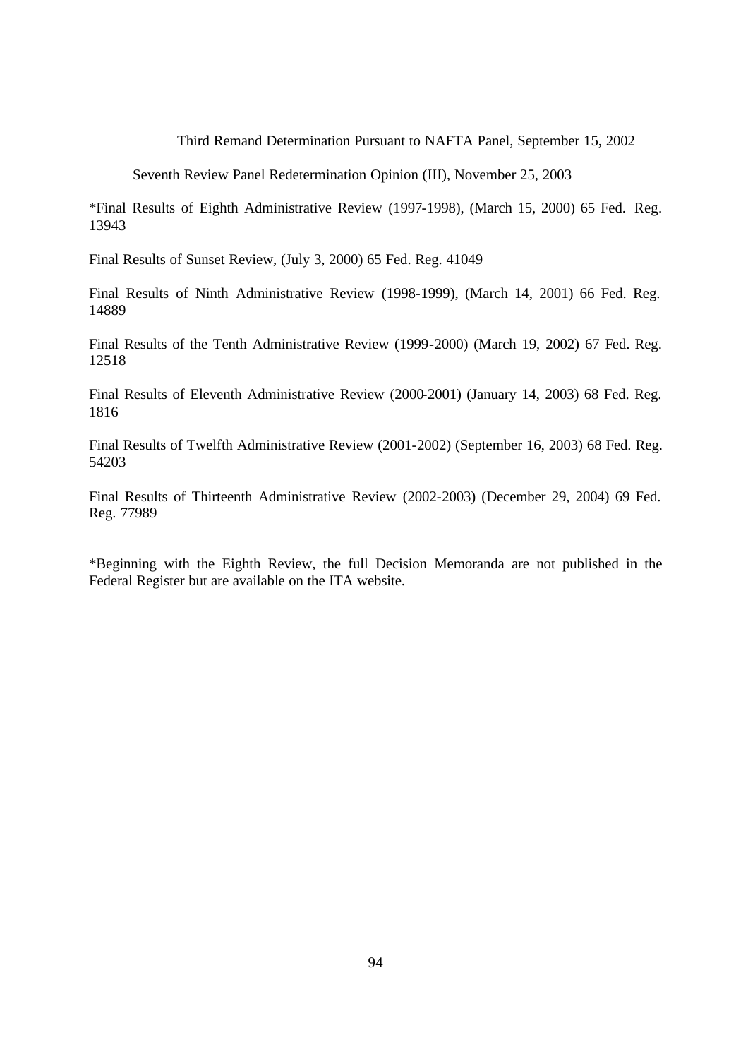Third Remand Determination Pursuant to NAFTA Panel, September 15, 2002

Seventh Review Panel Redetermination Opinion (III), November 25, 2003

*Final Results of Eighth Administrative Review (1997-1998), (March 15, 2000) 65 Fed. Reg. 13943

Final Results of Sunset Review, (July 3, 2000) 65 Fed. Reg. 41049

Final Results of Ninth Administrative Review (1998-1999), (March 14, 2001) 66 Fed. Reg. 14889

Final Results of the Tenth Administrative Review (1999-2000) (March 19, 2002) 67 Fed. Reg. 12518

Final Results of Eleventh Administrative Review (2000-2001) (January 14, 2003) 68 Fed. Reg. 1816

Final Results of Twelfth Administrative Review (2001-2002) (September 16, 2003) 68 Fed. Reg. 54203

Final Results of Thirteenth Administrative Review (2002-2003) (December 29, 2004) 69 Fed. Reg. 77989

*Beginning with the Eighth Review, the full Decision Memoranda are not published in the Federal Register but are available on the ITA website.